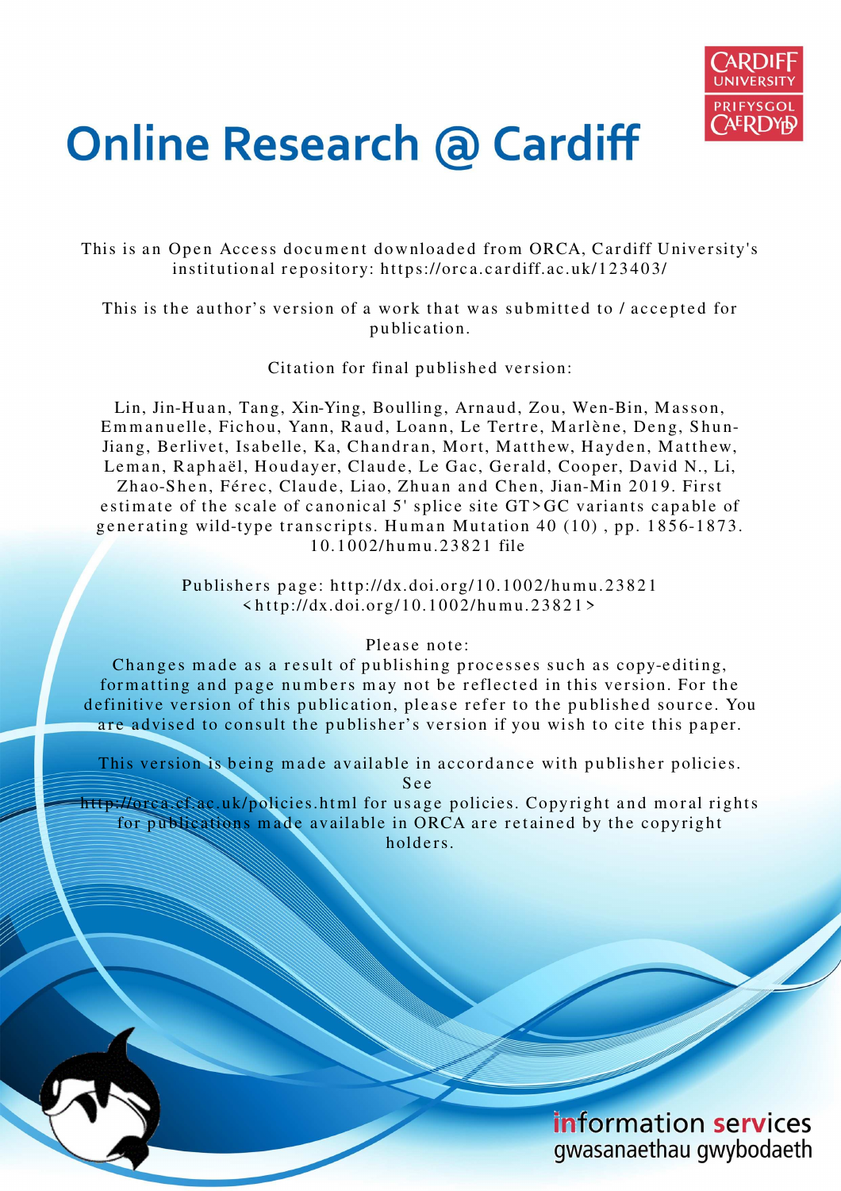# Online Research @ Cardiff

This is an Open Access document downloaded from ORCA, Cardiff University's institutional repository: https://orca.cardiff.ac.uk/123403/

This is the author's version of a work that was submitted to / accepted for publication.

Citation for final published version:

Lin, Jin-Huan, Tang, Xin-Ying, Boulling, Arnaud, Zou, Wen-Bin, Masson, Emmanuelle, Fichou, Yann, Raud, Loann, Le Tertre, Marlène, Deng, Shun-Jiang, Berlivet, Isabelle, Ka, Chandran, Mort, Matthew, Hayden, Matthew, Leman, Raphaël, Houdayer, Claude, Le Gac, Gerald, Cooper, David N., Li, Zhao-Shen, Férec, Claude, Liao, Zhuan and Chen, Jian-Min 2019. First estimate of the scale of canonical 5' splice site GT>GC variants capable of generating wild-type transcripts. Human Mutation 40 (10) , pp. 1856-1873. 10.1002/humu.23821 file

Publishers page: http://dx.doi.org/10.1002/humu.23821 <http://dx.doi.org/10.1002/humu.23821>

Please note:
Changes made as a result of publishing processes such as copy-editing, formatting and page numbers may not be reflected in this version. For the definitive version of this publication, please refer to the published source. You are advised to consult the publisher's version if you wish to cite this paper.

This version is being made available in accordance with publisher policies. See http://orca.cf.ac.uk/policies.html for usage policies. Copyright and moral rights for publications made available in ORCA are retained by the copyright holders.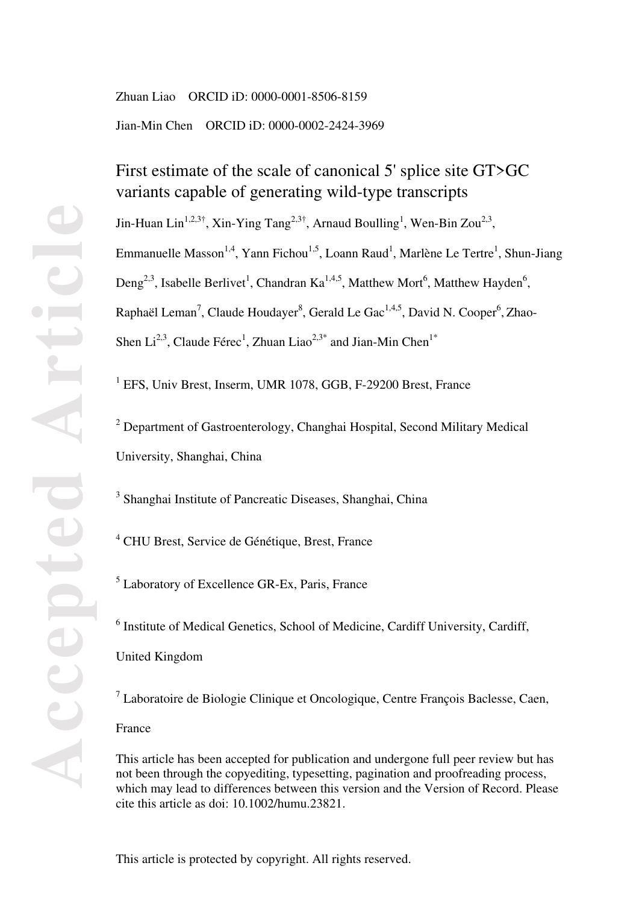Zhuan Liao ORCID iD: 0000-0001-8506-8159

Jian-Min Chen ORCID iD: 0000-0002-2424-3969

# First estimate of the scale of canonical 5' splice site GT>GC variants capable of generating wild-type transcripts

Jin-Huan Lin[1,2,3†], Xin-Ying Tang[2,3†], Arnaud Boulling[1], Wen-Bin Zou[2,3], Emmanuelle Masson[1,4], Yann Fichou[1,5], Loann Raud[1], Marlène Le Tertre[1], Shun-Jiang Deng[2,3], Isabelle Berlivet[1], Chandran Ka[1,4,5], Matthew Mort[6], Matthew Hayden[6], Raphaël Leman[7], Claude Houdayer[8], Gerald Le Gac[1,4,5], David N. Cooper[6], Zhao-Shen Li[2,3], Claude Férec[1], Zhuan Liao[2,3*] and Jian-Min Chen[1*]

[1] EFS, Univ Brest, Inserm, UMR 1078, GGB, F-29200 Brest, France

[2] Department of Gastroenterology, Changhai Hospital, Second Military Medical University, Shanghai, China

[3] Shanghai Institute of Pancreatic Diseases, Shanghai, China

[4] CHU Brest, Service de Génétique, Brest, France

[5] Laboratory of Excellence GR-Ex, Paris, France

[6] Institute of Medical Genetics, School of Medicine, Cardiff University, Cardiff, United Kingdom

[7] Laboratoire de Biologie Clinique et Oncologique, Centre François Baclesse, Caen, France

This article has been accepted for publication and undergone full peer review but has not been through the copyediting, typesetting, pagination and proofreading process, which may lead to differences between this version and the Version of Record. Please cite this article as doi: 10.1002/humu.23821.

This article is protected by copyright. All rights reserved.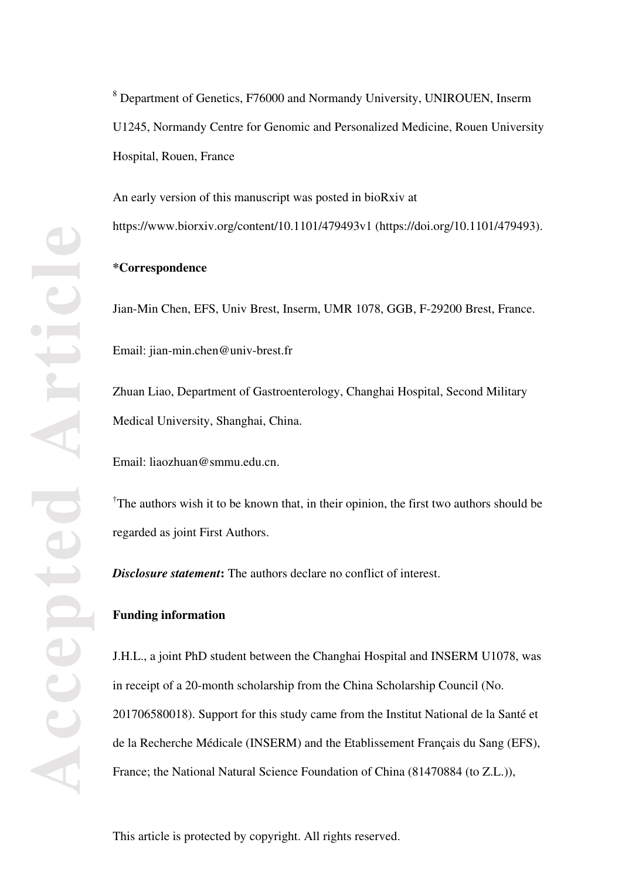[8] Department of Genetics, F76000 and Normandy University, UNIROUEN, Inserm U1245, Normandy Centre for Genomic and Personalized Medicine, Rouen University Hospital, Rouen, France

An early version of this manuscript was posted in bioRxiv at https://www.biorxiv.org/content/10.1101/479493v1 (https://doi.org/10.1101/479493).

**\*Correspondence**

Jian-Min Chen, EFS, Univ Brest, Inserm, UMR 1078, GGB, F-29200 Brest, France.

Email: jian-min.chen@univ-brest.fr

Zhuan Liao, Department of Gastroenterology, Changhai Hospital, Second Military Medical University, Shanghai, China.

Email: liaozhuan@smmu.edu.cn.

[†]The authors wish it to be known that, in their opinion, the first two authors should be regarded as joint First Authors.

***Disclosure statement*:** The authors declare no conflict of interest.

**Funding information**

J.H.L., a joint PhD student between the Changhai Hospital and INSERM U1078, was in receipt of a 20-month scholarship from the China Scholarship Council (No. 201706580018). Support for this study came from the Institut National de la Santé et de la Recherche Médicale (INSERM) and the Etablissement Français du Sang (EFS), France; the National Natural Science Foundation of China (81470884 (to Z.L.)),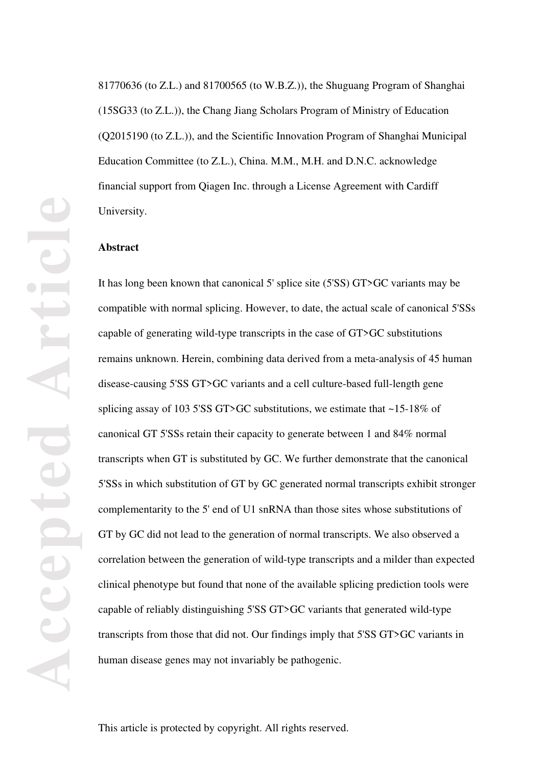81770636 (to Z.L.) and 81700565 (to W.B.Z.)), the Shuguang Program of Shanghai (15SG33 (to Z.L.)), the Chang Jiang Scholars Program of Ministry of Education (Q2015190 (to Z.L.)), and the Scientific Innovation Program of Shanghai Municipal Education Committee (to Z.L.), China. M.M., M.H. and D.N.C. acknowledge financial support from Qiagen Inc. through a License Agreement with Cardiff University.

**Abstract**

It has long been known that canonical 5' splice site (5'SS) GT>GC variants may be compatible with normal splicing. However, to date, the actual scale of canonical 5'SSs capable of generating wild-type transcripts in the case of GT>GC substitutions remains unknown. Herein, combining data derived from a meta-analysis of 45 human disease-causing 5'SS GT>GC variants and a cell culture-based full-length gene splicing assay of 103 5'SS GT>GC substitutions, we estimate that ~15-18% of canonical GT 5'SSs retain their capacity to generate between 1 and 84% normal transcripts when GT is substituted by GC. We further demonstrate that the canonical 5'SSs in which substitution of GT by GC generated normal transcripts exhibit stronger complementarity to the 5' end of U1 snRNA than those sites whose substitutions of GT by GC did not lead to the generation of normal transcripts. We also observed a correlation between the generation of wild-type transcripts and a milder than expected clinical phenotype but found that none of the available splicing prediction tools were capable of reliably distinguishing 5'SS GT>GC variants that generated wild-type transcripts from those that did not. Our findings imply that 5'SS GT>GC variants in human disease genes may not invariably be pathogenic.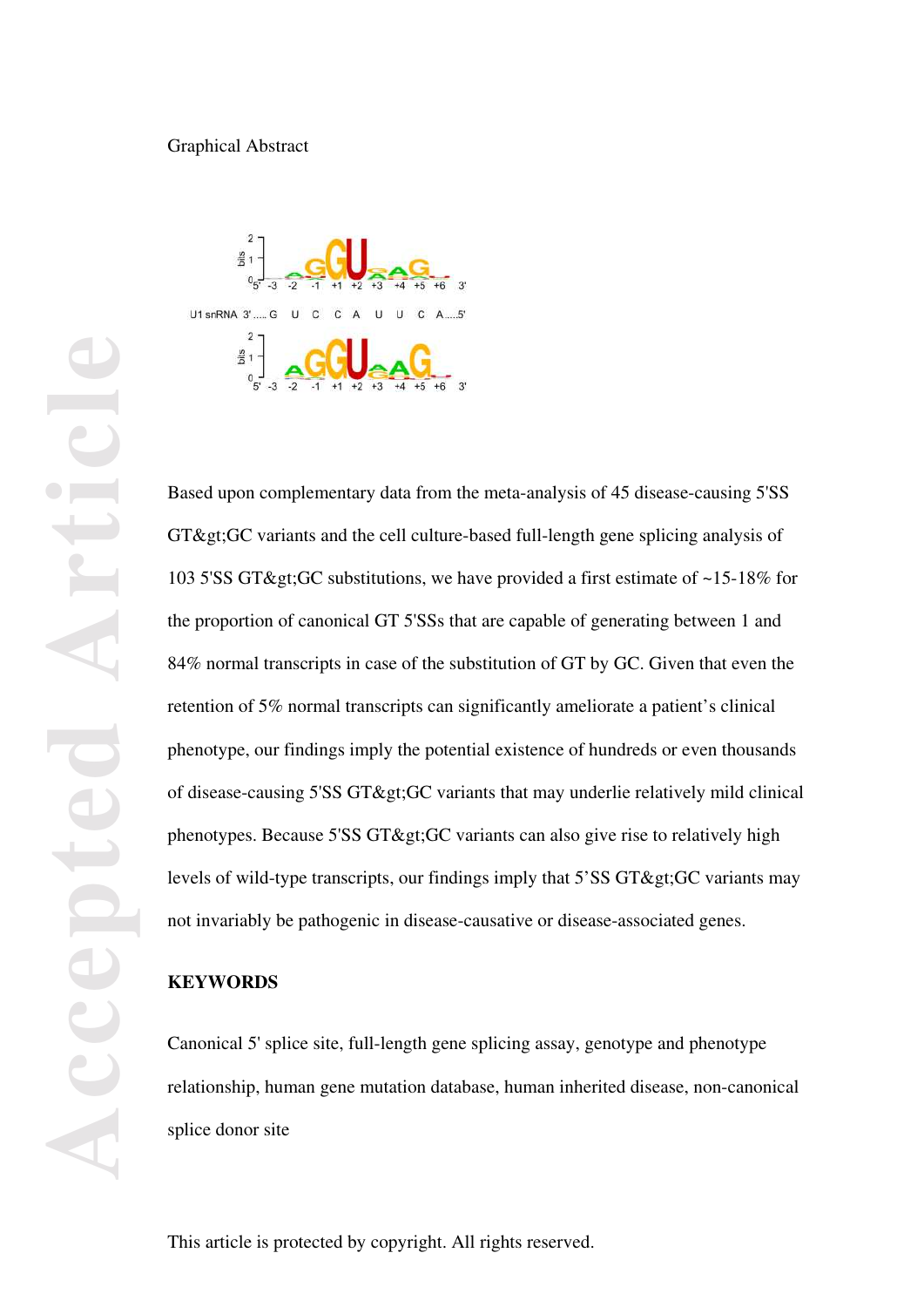Graphical Abstract

Based upon complementary data from the meta-analysis of 45 disease-causing 5'SS GT&gt;GC variants and the cell culture-based full-length gene splicing analysis of 103 5'SS GT&gt;GC substitutions, we have provided a first estimate of ~15-18% for the proportion of canonical GT 5'SSs that are capable of generating between 1 and 84% normal transcripts in case of the substitution of GT by GC. Given that even the retention of 5% normal transcripts can significantly ameliorate a patient's clinical phenotype, our findings imply the potential existence of hundreds or even thousands of disease-causing 5'SS GT&gt;GC variants that may underlie relatively mild clinical phenotypes. Because 5'SS GT&gt;GC variants can also give rise to relatively high levels of wild-type transcripts, our findings imply that 5'SS GT&gt;GC variants may not invariably be pathogenic in disease-causative or disease-associated genes.

**KEYWORDS**

Canonical 5' splice site, full-length gene splicing assay, genotype and phenotype relationship, human gene mutation database, human inherited disease, non-canonical splice donor site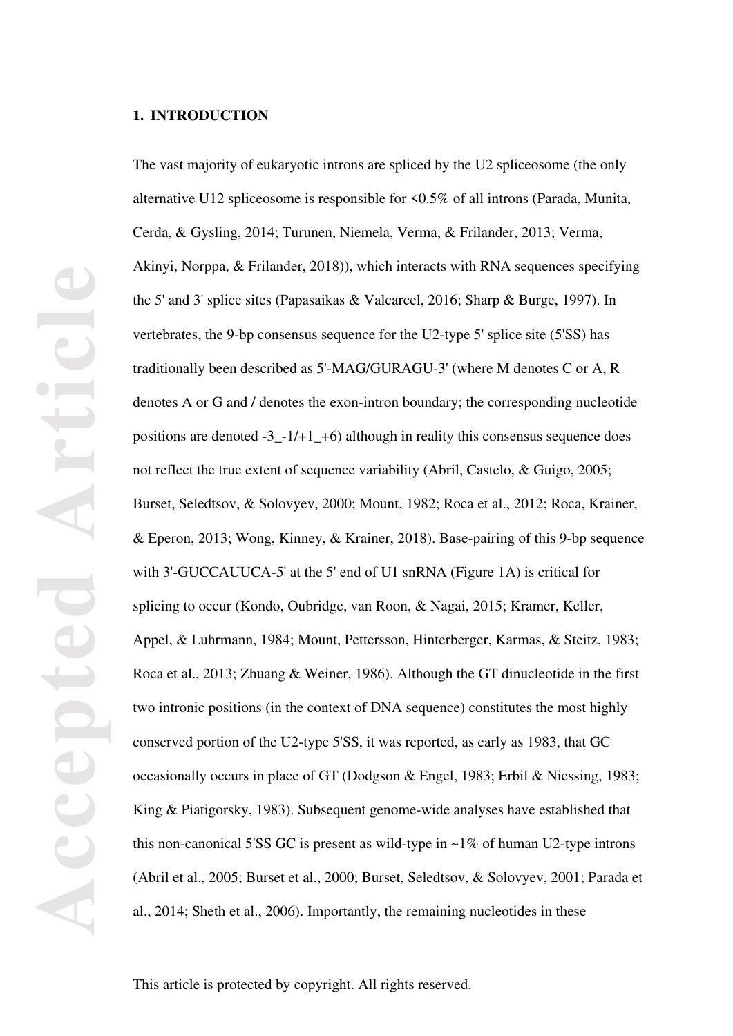## 1. INTRODUCTION

The vast majority of eukaryotic introns are spliced by the U2 spliceosome (the only alternative U12 spliceosome is responsible for <0.5% of all introns (Parada, Munita, Cerda, & Gysling, 2014; Turunen, Niemela, Verma, & Frilander, 2013; Verma, Akinyi, Norppa, & Frilander, 2018)), which interacts with RNA sequences specifying the 5' and 3' splice sites (Papasaikas & Valcarcel, 2016; Sharp & Burge, 1997). In vertebrates, the 9-bp consensus sequence for the U2-type 5' splice site (5'SS) has traditionally been described as 5'-MAG/GURAGU-3' (where M denotes C or A, R denotes A or G and / denotes the exon-intron boundary; the corresponding nucleotide positions are denoted -3_-1/+1_+6) although in reality this consensus sequence does not reflect the true extent of sequence variability (Abril, Castelo, & Guigo, 2005; Burset, Seledtsov, & Solovyev, 2000; Mount, 1982; Roca et al., 2012; Roca, Krainer, & Eperon, 2013; Wong, Kinney, & Krainer, 2018). Base-pairing of this 9-bp sequence with 3'-GUCCAUUCA-5' at the 5' end of U1 snRNA (Figure 1A) is critical for splicing to occur (Kondo, Oubridge, van Roon, & Nagai, 2015; Kramer, Keller, Appel, & Luhrmann, 1984; Mount, Pettersson, Hinterberger, Karmas, & Steitz, 1983; Roca et al., 2013; Zhuang & Weiner, 1986). Although the GT dinucleotide in the first two intronic positions (in the context of DNA sequence) constitutes the most highly conserved portion of the U2-type 5'SS, it was reported, as early as 1983, that GC occasionally occurs in place of GT (Dodgson & Engel, 1983; Erbil & Niessing, 1983; King & Piatigorsky, 1983). Subsequent genome-wide analyses have established that this non-canonical 5'SS GC is present as wild-type in ~1% of human U2-type introns (Abril et al., 2005; Burset et al., 2000; Burset, Seledtsov, & Solovyev, 2001; Parada et al., 2014; Sheth et al., 2006). Importantly, the remaining nucleotides in these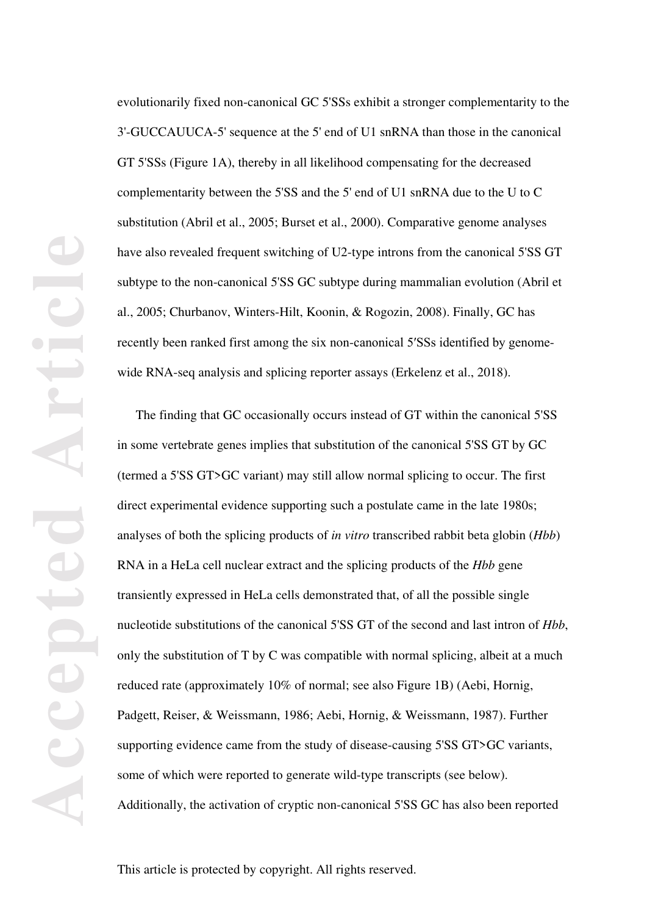evolutionarily fixed non-canonical GC 5'SSs exhibit a stronger complementarity to the 3'-GUCCAUUCA-5' sequence at the 5' end of U1 snRNA than those in the canonical GT 5'SSs (Figure 1A), thereby in all likelihood compensating for the decreased complementarity between the 5'SS and the 5' end of U1 snRNA due to the U to C substitution (Abril et al., 2005; Burset et al., 2000). Comparative genome analyses have also revealed frequent switching of U2-type introns from the canonical 5'SS GT subtype to the non-canonical 5'SS GC subtype during mammalian evolution (Abril et al., 2005; Churbanov, Winters-Hilt, Koonin, & Rogozin, 2008). Finally, GC has recently been ranked first among the six non-canonical 5′SSs identified by genome-wide RNA-seq analysis and splicing reporter assays (Erkelenz et al., 2018).

The finding that GC occasionally occurs instead of GT within the canonical 5'SS in some vertebrate genes implies that substitution of the canonical 5'SS GT by GC (termed a 5'SS GT>GC variant) may still allow normal splicing to occur. The first direct experimental evidence supporting such a postulate came in the late 1980s; analyses of both the splicing products of *in vitro* transcribed rabbit beta globin (*Hbb*) RNA in a HeLa cell nuclear extract and the splicing products of the *Hbb* gene transiently expressed in HeLa cells demonstrated that, of all the possible single nucleotide substitutions of the canonical 5'SS GT of the second and last intron of *Hbb*, only the substitution of T by C was compatible with normal splicing, albeit at a much reduced rate (approximately 10% of normal; see also Figure 1B) (Aebi, Hornig, Padgett, Reiser, & Weissmann, 1986; Aebi, Hornig, & Weissmann, 1987). Further supporting evidence came from the study of disease-causing 5'SS GT>GC variants, some of which were reported to generate wild-type transcripts (see below). Additionally, the activation of cryptic non-canonical 5'SS GC has also been reported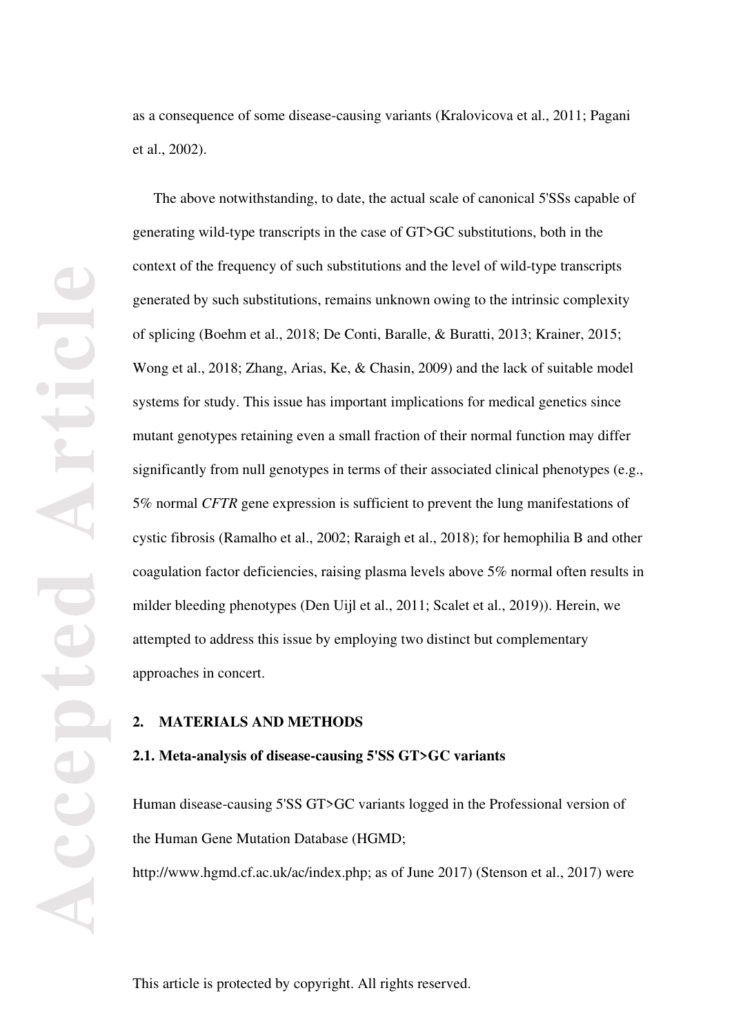as a consequence of some disease-causing variants (Kralovicova et al., 2011; Pagani et al., 2002).

The above notwithstanding, to date, the actual scale of canonical 5'SSs capable of generating wild-type transcripts in the case of GT>GC substitutions, both in the context of the frequency of such substitutions and the level of wild-type transcripts generated by such substitutions, remains unknown owing to the intrinsic complexity of splicing (Boehm et al., 2018; De Conti, Baralle, & Buratti, 2013; Krainer, 2015; Wong et al., 2018; Zhang, Arias, Ke, & Chasin, 2009) and the lack of suitable model systems for study. This issue has important implications for medical genetics since mutant genotypes retaining even a small fraction of their normal function may differ significantly from null genotypes in terms of their associated clinical phenotypes (e.g., 5% normal *CFTR* gene expression is sufficient to prevent the lung manifestations of cystic fibrosis (Ramalho et al., 2002; Raraigh et al., 2018); for hemophilia B and other coagulation factor deficiencies, raising plasma levels above 5% normal often results in milder bleeding phenotypes (Den Uijl et al., 2011; Scalet et al., 2019)). Herein, we attempted to address this issue by employing two distinct but complementary approaches in concert.

## 2. MATERIALS AND METHODS

### 2.1. Meta-analysis of disease-causing 5'SS GT>GC variants

Human disease-causing 5'SS GT>GC variants logged in the Professional version of the Human Gene Mutation Database (HGMD; http://www.hgmd.cf.ac.uk/ac/index.php; as of June 2017) (Stenson et al., 2017) were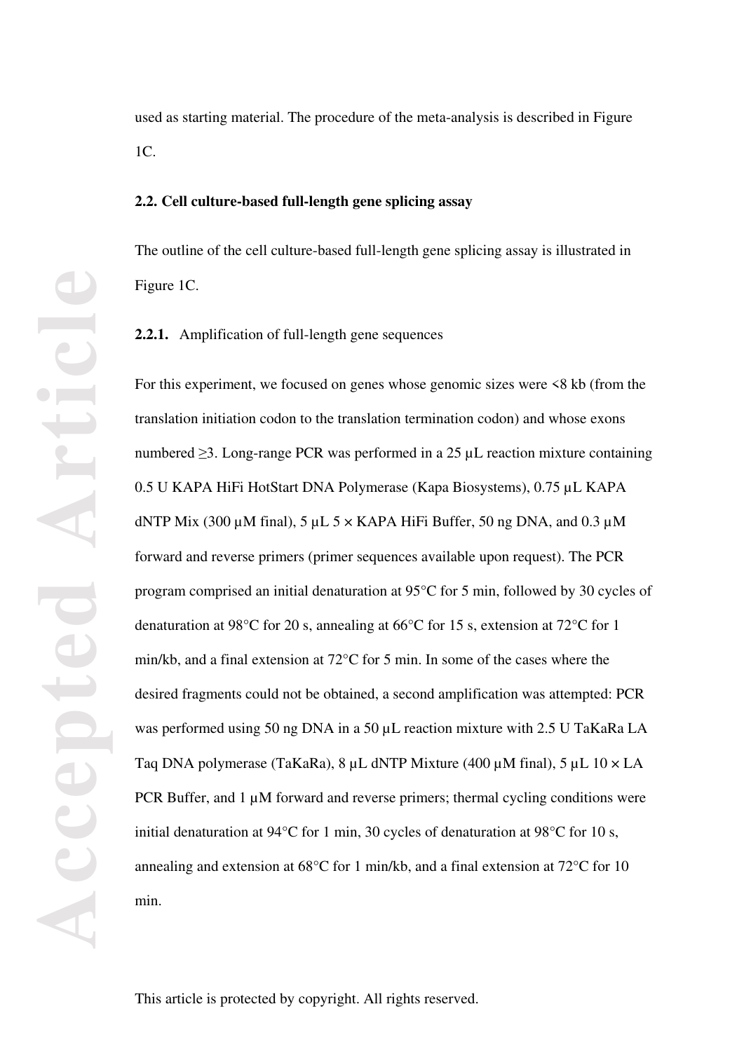used as starting material. The procedure of the meta-analysis is described in Figure 1C.

### 2.2. Cell culture-based full-length gene splicing assay

The outline of the cell culture-based full-length gene splicing assay is illustrated in Figure 1C.

#### **2.2.1.** Amplification of full-length gene sequences

For this experiment, we focused on genes whose genomic sizes were <8 kb (from the translation initiation codon to the translation termination codon) and whose exons numbered ≥3. Long-range PCR was performed in a 25 µL reaction mixture containing 0.5 U KAPA HiFi HotStart DNA Polymerase (Kapa Biosystems), 0.75 µL KAPA dNTP Mix (300 µM final), 5 µL 5 × KAPA HiFi Buffer, 50 ng DNA, and 0.3 µM forward and reverse primers (primer sequences available upon request). The PCR program comprised an initial denaturation at 95°C for 5 min, followed by 30 cycles of denaturation at 98°C for 20 s, annealing at 66°C for 15 s, extension at 72°C for 1 min/kb, and a final extension at 72°C for 5 min. In some of the cases where the desired fragments could not be obtained, a second amplification was attempted: PCR was performed using 50 ng DNA in a 50 µL reaction mixture with 2.5 U TaKaRa LA Taq DNA polymerase (TaKaRa), 8 µL dNTP Mixture (400 µM final), 5 µL 10 × LA PCR Buffer, and 1 µM forward and reverse primers; thermal cycling conditions were initial denaturation at 94°C for 1 min, 30 cycles of denaturation at 98°C for 10 s, annealing and extension at 68°C for 1 min/kb, and a final extension at 72°C for 10 min.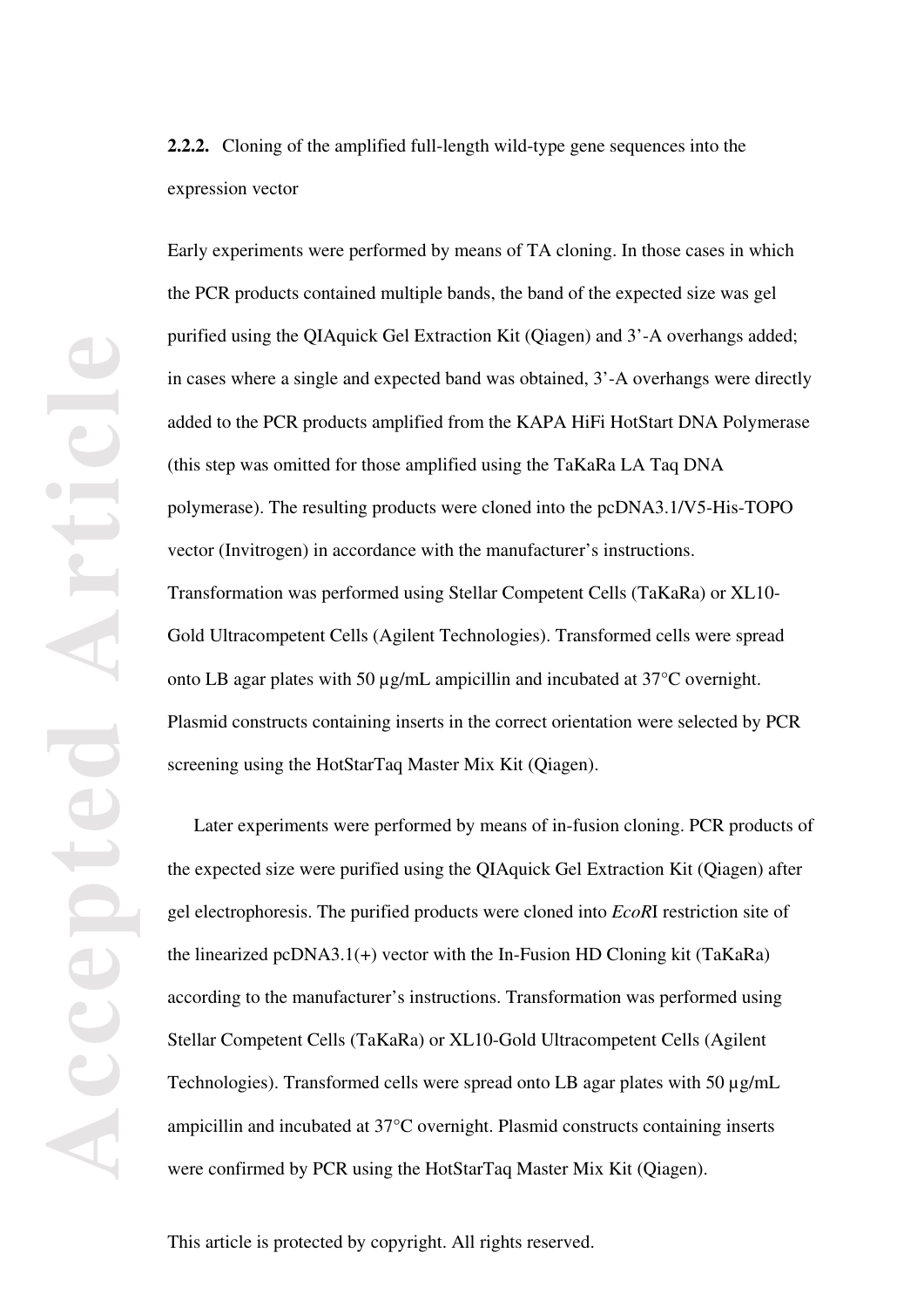**2.2.2.** Cloning of the amplified full-length wild-type gene sequences into the expression vector

Early experiments were performed by means of TA cloning. In those cases in which the PCR products contained multiple bands, the band of the expected size was gel purified using the QIAquick Gel Extraction Kit (Qiagen) and 3'-A overhangs added; in cases where a single and expected band was obtained, 3'-A overhangs were directly added to the PCR products amplified from the KAPA HiFi HotStart DNA Polymerase (this step was omitted for those amplified using the TaKaRa LA Taq DNA polymerase). The resulting products were cloned into the pcDNA3.1/V5-His-TOPO vector (Invitrogen) in accordance with the manufacturer's instructions. Transformation was performed using Stellar Competent Cells (TaKaRa) or XL10-Gold Ultracompetent Cells (Agilent Technologies). Transformed cells were spread onto LB agar plates with 50 µg/mL ampicillin and incubated at 37°C overnight. Plasmid constructs containing inserts in the correct orientation were selected by PCR screening using the HotStarTaq Master Mix Kit (Qiagen).

Later experiments were performed by means of in-fusion cloning. PCR products of the expected size were purified using the QIAquick Gel Extraction Kit (Qiagen) after gel electrophoresis. The purified products were cloned into *EcoR*I restriction site of the linearized pcDNA3.1(+) vector with the In-Fusion HD Cloning kit (TaKaRa) according to the manufacturer's instructions. Transformation was performed using Stellar Competent Cells (TaKaRa) or XL10-Gold Ultracompetent Cells (Agilent Technologies). Transformed cells were spread onto LB agar plates with 50 µg/mL ampicillin and incubated at 37°C overnight. Plasmid constructs containing inserts were confirmed by PCR using the HotStarTaq Master Mix Kit (Qiagen).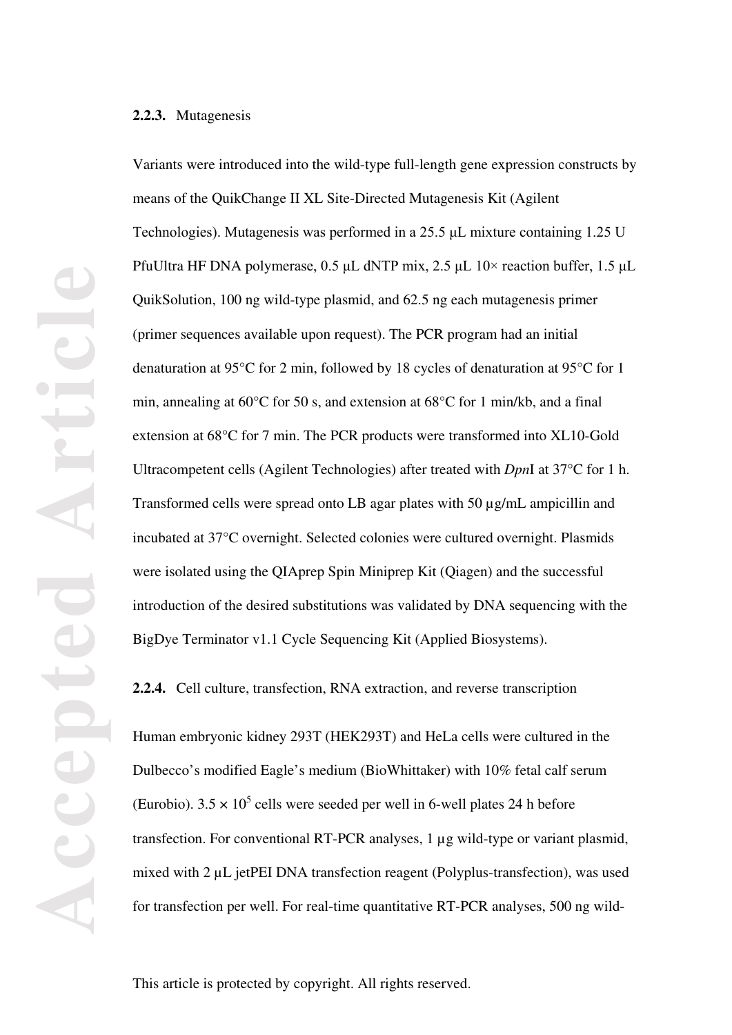### 2.2.3. Mutagenesis

Variants were introduced into the wild-type full-length gene expression constructs by means of the QuikChange II XL Site-Directed Mutagenesis Kit (Agilent Technologies). Mutagenesis was performed in a 25.5 μL mixture containing 1.25 U PfuUltra HF DNA polymerase, 0.5 μL dNTP mix, 2.5 μL 10× reaction buffer, 1.5 μL QuikSolution, 100 ng wild-type plasmid, and 62.5 ng each mutagenesis primer (primer sequences available upon request). The PCR program had an initial denaturation at 95°C for 2 min, followed by 18 cycles of denaturation at 95°C for 1 min, annealing at 60°C for 50 s, and extension at 68°C for 1 min/kb, and a final extension at 68°C for 7 min. The PCR products were transformed into XL10-Gold Ultracompetent cells (Agilent Technologies) after treated with *Dpn*I at 37°C for 1 h. Transformed cells were spread onto LB agar plates with 50 µg/mL ampicillin and incubated at 37°C overnight. Selected colonies were cultured overnight. Plasmids were isolated using the QIAprep Spin Miniprep Kit (Qiagen) and the successful introduction of the desired substitutions was validated by DNA sequencing with the BigDye Terminator v1.1 Cycle Sequencing Kit (Applied Biosystems).

### 2.2.4. Cell culture, transfection, RNA extraction, and reverse transcription

Human embryonic kidney 293T (HEK293T) and HeLa cells were cultured in the Dulbecco's modified Eagle's medium (BioWhittaker) with 10% fetal calf serum (Eurobio). $3.5 \times 10^5$ cells were seeded per well in 6-well plates 24 h before transfection. For conventional RT-PCR analyses, 1 µg wild-type or variant plasmid, mixed with 2 µL jetPEI DNA transfection reagent (Polyplus-transfection), was used for transfection per well. For real-time quantitative RT-PCR analyses, 500 ng wild-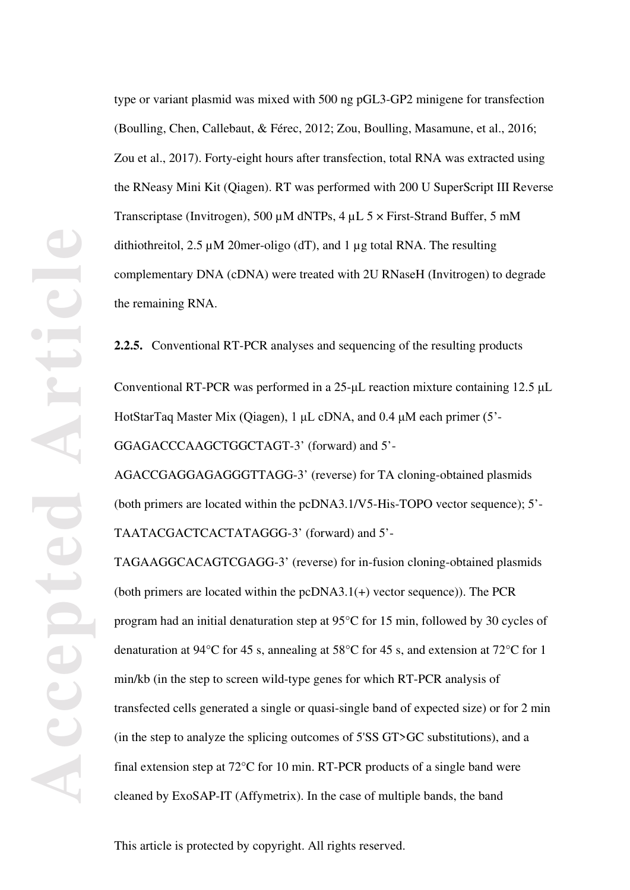type or variant plasmid was mixed with 500 ng pGL3-GP2 minigene for transfection (Boulling, Chen, Callebaut, & Férec, 2012; Zou, Boulling, Masamune, et al., 2016; Zou et al., 2017). Forty-eight hours after transfection, total RNA was extracted using the RNeasy Mini Kit (Qiagen). RT was performed with 200 U SuperScript III Reverse Transcriptase (Invitrogen), 500 μM dNTPs, 4 μL 5 × First-Strand Buffer, 5 mM dithiothreitol, 2.5 μM 20mer-oligo (dT), and 1 μg total RNA. The resulting complementary DNA (cDNA) were treated with 2U RNaseH (Invitrogen) to degrade the remaining RNA.

**2.2.5.** Conventional RT-PCR analyses and sequencing of the resulting products

Conventional RT-PCR was performed in a 25-μL reaction mixture containing 12.5 μL HotStarTaq Master Mix (Qiagen), 1 μL cDNA, and 0.4 μM each primer (5'-GGAGACCCAAGCTGGCTAGT-3' (forward) and 5'-AGACCGAGGAGAGGGTTAGG-3' (reverse) for TA cloning-obtained plasmids (both primers are located within the pcDNA3.1/V5-His-TOPO vector sequence); 5'-TAATACGACTCACTATAGGG-3' (forward) and 5'-TAGAAGGCACAGTCGAGG-3' (reverse) for in-fusion cloning-obtained plasmids (both primers are located within the pcDNA3.1(+) vector sequence)). The PCR program had an initial denaturation step at 95°C for 15 min, followed by 30 cycles of denaturation at 94°C for 45 s, annealing at 58°C for 45 s, and extension at 72°C for 1 min/kb (in the step to screen wild-type genes for which RT-PCR analysis of transfected cells generated a single or quasi-single band of expected size) or for 2 min (in the step to analyze the splicing outcomes of 5'SS GT>GC substitutions), and a final extension step at 72°C for 10 min. RT-PCR products of a single band were cleaned by ExoSAP-IT (Affymetrix). In the case of multiple bands, the band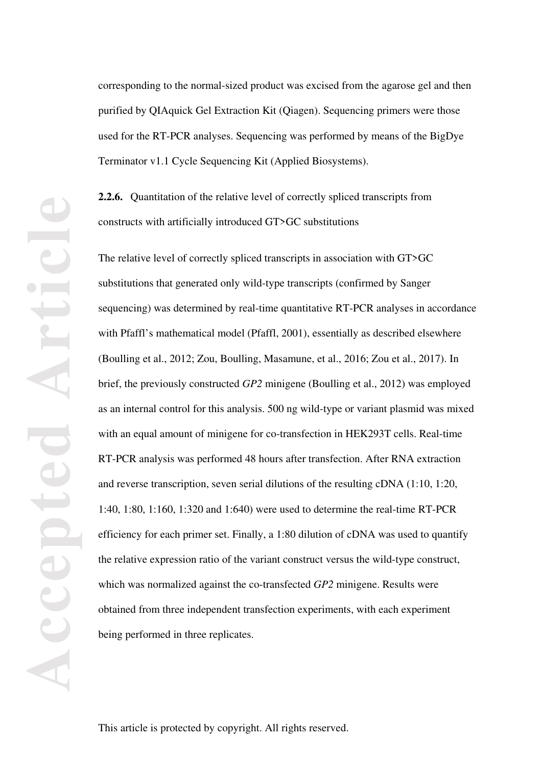corresponding to the normal-sized product was excised from the agarose gel and then purified by QIAquick Gel Extraction Kit (Qiagen). Sequencing primers were those used for the RT-PCR analyses. Sequencing was performed by means of the BigDye Terminator v1.1 Cycle Sequencing Kit (Applied Biosystems).

**2.2.6.** Quantitation of the relative level of correctly spliced transcripts from constructs with artificially introduced GT>GC substitutions

The relative level of correctly spliced transcripts in association with GT>GC substitutions that generated only wild-type transcripts (confirmed by Sanger sequencing) was determined by real-time quantitative RT-PCR analyses in accordance with Pfaffl's mathematical model (Pfaffl, 2001), essentially as described elsewhere (Boulling et al., 2012; Zou, Boulling, Masamune, et al., 2016; Zou et al., 2017). In brief, the previously constructed *GP2* minigene (Boulling et al., 2012) was employed as an internal control for this analysis. 500 ng wild-type or variant plasmid was mixed with an equal amount of minigene for co-transfection in HEK293T cells. Real-time RT-PCR analysis was performed 48 hours after transfection. After RNA extraction and reverse transcription, seven serial dilutions of the resulting cDNA (1:10, 1:20, 1:40, 1:80, 1:160, 1:320 and 1:640) were used to determine the real-time RT-PCR efficiency for each primer set. Finally, a 1:80 dilution of cDNA was used to quantify the relative expression ratio of the variant construct versus the wild-type construct, which was normalized against the co-transfected *GP2* minigene. Results were obtained from three independent transfection experiments, with each experiment being performed in three replicates.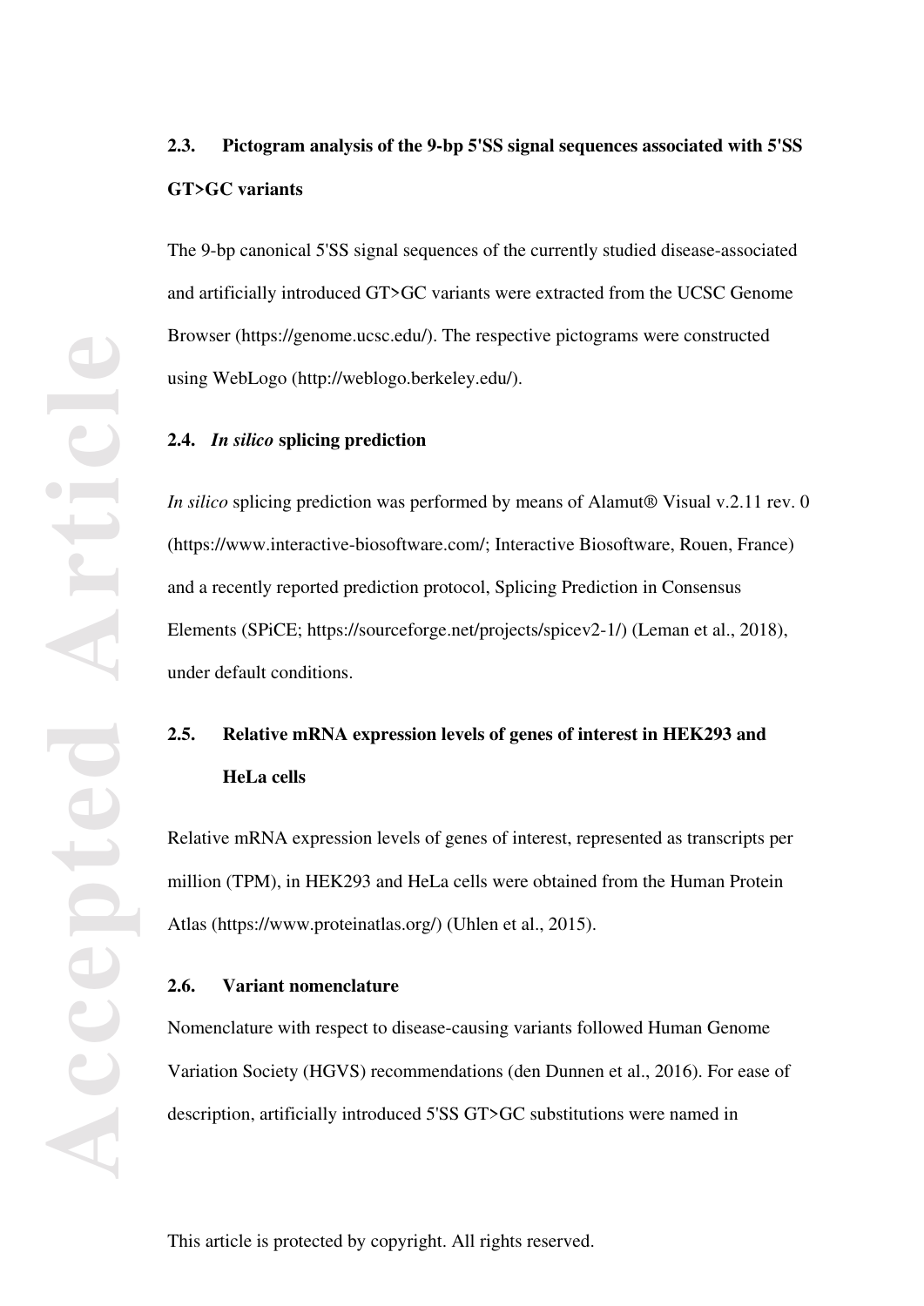### 2.3. Pictogram analysis of the 9-bp 5'SS signal sequences associated with 5'SS GT>GC variants

The 9-bp canonical 5'SS signal sequences of the currently studied disease-associated and artificially introduced GT>GC variants were extracted from the UCSC Genome Browser (https://genome.ucsc.edu/). The respective pictograms were constructed using WebLogo (http://weblogo.berkeley.edu/).

### 2.4. *In silico* splicing prediction

*In silico* splicing prediction was performed by means of Alamut® Visual v.2.11 rev. 0 (https://www.interactive-biosoftware.com/; Interactive Biosoftware, Rouen, France) and a recently reported prediction protocol, Splicing Prediction in Consensus Elements (SPiCE; https://sourceforge.net/projects/spicev2-1/) (Leman et al., 2018), under default conditions.

### 2.5. Relative mRNA expression levels of genes of interest in HEK293 and HeLa cells

Relative mRNA expression levels of genes of interest, represented as transcripts per million (TPM), in HEK293 and HeLa cells were obtained from the Human Protein Atlas (https://www.proteinatlas.org/) (Uhlen et al., 2015).

### 2.6. Variant nomenclature

Nomenclature with respect to disease-causing variants followed Human Genome Variation Society (HGVS) recommendations (den Dunnen et al., 2016). For ease of description, artificially introduced 5'SS GT>GC substitutions were named in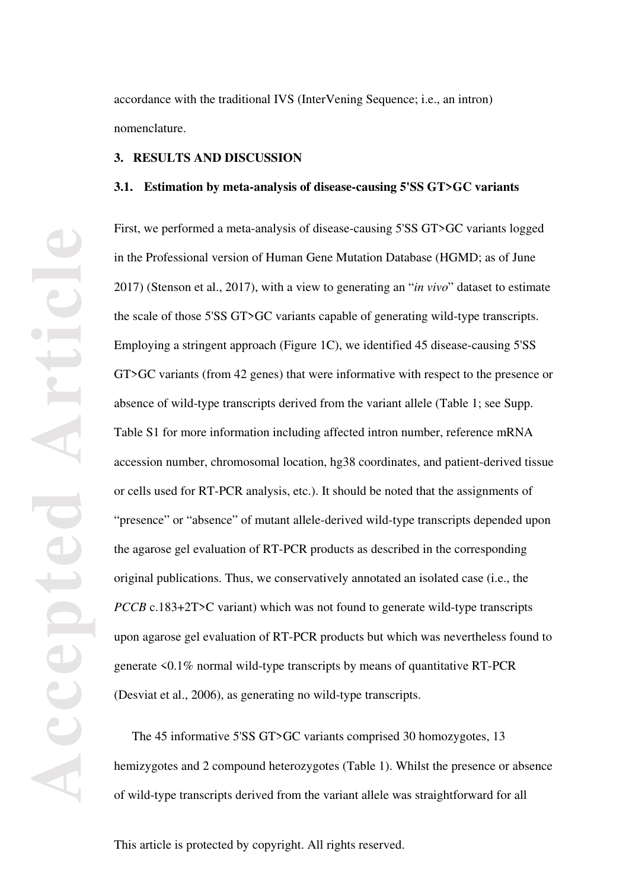accordance with the traditional IVS (InterVening Sequence; i.e., an intron) nomenclature.

## 3. RESULTS AND DISCUSSION

### 3.1. Estimation by meta-analysis of disease-causing 5'SS GT>GC variants

First, we performed a meta-analysis of disease-causing 5'SS GT>GC variants logged in the Professional version of Human Gene Mutation Database (HGMD; as of June 2017) (Stenson et al., 2017), with a view to generating an "*in vivo*" dataset to estimate the scale of those 5'SS GT>GC variants capable of generating wild-type transcripts. Employing a stringent approach (Figure 1C), we identified 45 disease-causing 5'SS GT>GC variants (from 42 genes) that were informative with respect to the presence or absence of wild-type transcripts derived from the variant allele (Table 1; see Supp. Table S1 for more information including affected intron number, reference mRNA accession number, chromosomal location, hg38 coordinates, and patient-derived tissue or cells used for RT-PCR analysis, etc.). It should be noted that the assignments of "presence" or "absence" of mutant allele-derived wild-type transcripts depended upon the agarose gel evaluation of RT-PCR products as described in the corresponding original publications. Thus, we conservatively annotated an isolated case (i.e., the *PCCB* c.183+2T>C variant) which was not found to generate wild-type transcripts upon agarose gel evaluation of RT-PCR products but which was nevertheless found to generate <0.1% normal wild-type transcripts by means of quantitative RT-PCR (Desviat et al., 2006), as generating no wild-type transcripts.

The 45 informative 5'SS GT>GC variants comprised 30 homozygotes, 13 hemizygotes and 2 compound heterozygotes (Table 1). Whilst the presence or absence of wild-type transcripts derived from the variant allele was straightforward for all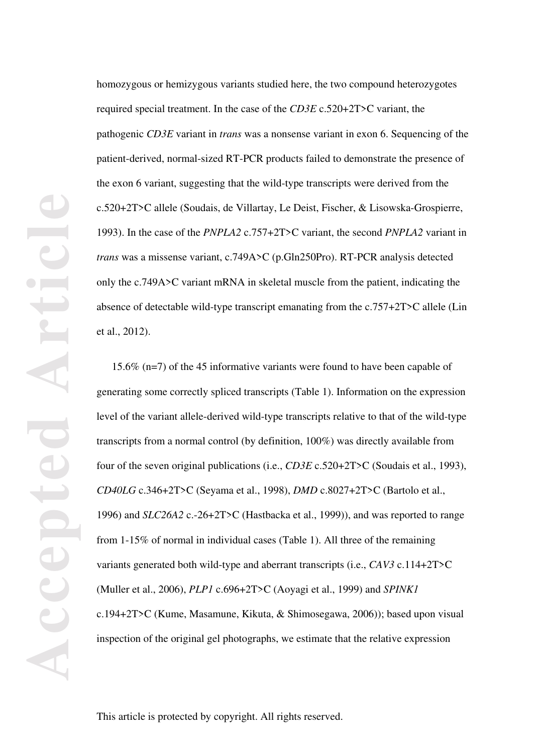homozygous or hemizygous variants studied here, the two compound heterozygotes required special treatment. In the case of the *CD3E* c.520+2T>C variant, the pathogenic *CD3E* variant in *trans* was a nonsense variant in exon 6. Sequencing of the patient-derived, normal-sized RT-PCR products failed to demonstrate the presence of the exon 6 variant, suggesting that the wild-type transcripts were derived from the c.520+2T>C allele (Soudais, de Villartay, Le Deist, Fischer, & Lisowska-Grospierre, 1993). In the case of the *PNPLA2* c.757+2T>C variant, the second *PNPLA2* variant in *trans* was a missense variant, c.749A>C (p.Gln250Pro). RT-PCR analysis detected only the c.749A>C variant mRNA in skeletal muscle from the patient, indicating the absence of detectable wild-type transcript emanating from the c.757+2T>C allele (Lin et al., 2012).

15.6% (n=7) of the 45 informative variants were found to have been capable of generating some correctly spliced transcripts (Table 1). Information on the expression level of the variant allele-derived wild-type transcripts relative to that of the wild-type transcripts from a normal control (by definition, 100%) was directly available from four of the seven original publications (i.e., *CD3E* c.520+2T>C (Soudais et al., 1993), *CD40LG* c.346+2T>C (Seyama et al., 1998), *DMD* c.8027+2T>C (Bartolo et al., 1996) and *SLC26A2* c.-26+2T>C (Hastbacka et al., 1999)), and was reported to range from 1-15% of normal in individual cases (Table 1). All three of the remaining variants generated both wild-type and aberrant transcripts (i.e., *CAV3* c.114+2T>C (Muller et al., 2006), *PLP1* c.696+2T>C (Aoyagi et al., 1999) and *SPINK1* c.194+2T>C (Kume, Masamune, Kikuta, & Shimosegawa, 2006)); based upon visual inspection of the original gel photographs, we estimate that the relative expression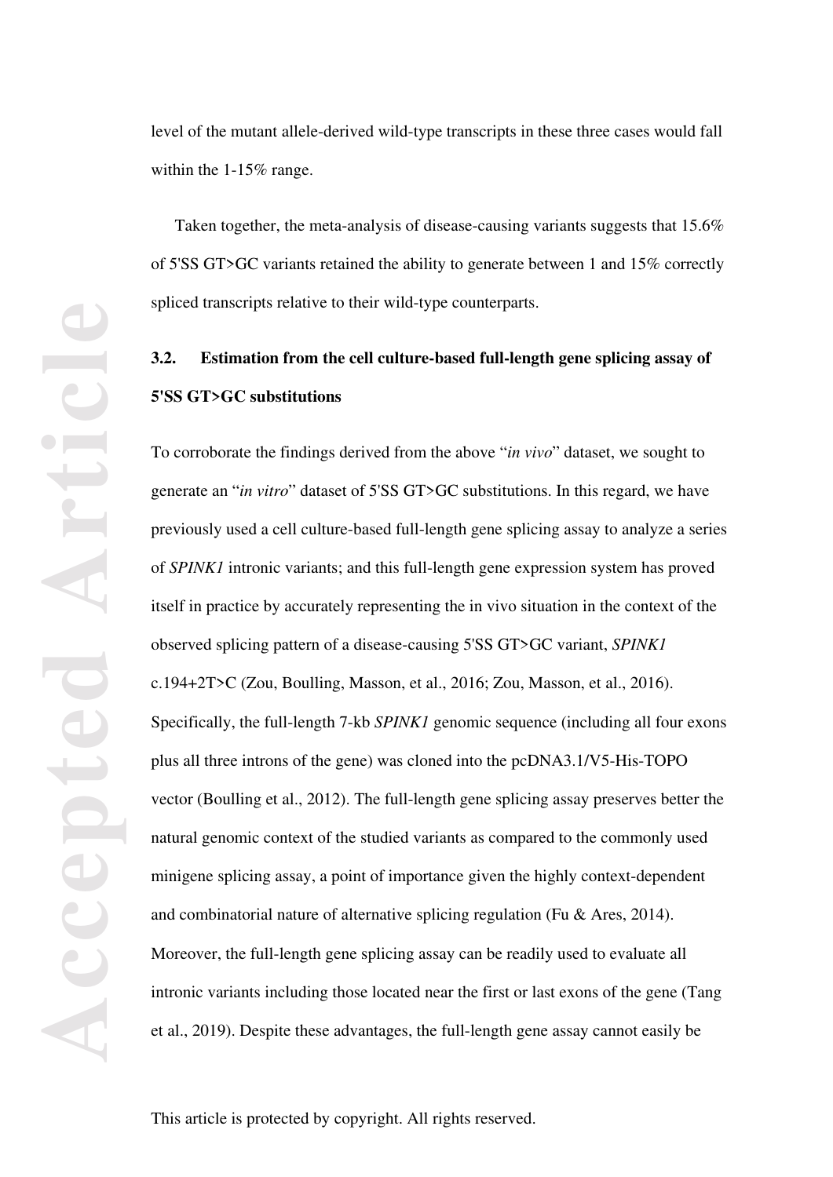level of the mutant allele-derived wild-type transcripts in these three cases would fall within the 1-15% range.

Taken together, the meta-analysis of disease-causing variants suggests that 15.6% of 5'SS GT>GC variants retained the ability to generate between 1 and 15% correctly spliced transcripts relative to their wild-type counterparts.

## 3.2. Estimation from the cell culture-based full-length gene splicing assay of 5'SS GT>GC substitutions

To corroborate the findings derived from the above "*in vivo*" dataset, we sought to generate an "*in vitro*" dataset of 5'SS GT>GC substitutions. In this regard, we have previously used a cell culture-based full-length gene splicing assay to analyze a series of *SPINK1* intronic variants; and this full-length gene expression system has proved itself in practice by accurately representing the in vivo situation in the context of the observed splicing pattern of a disease-causing 5'SS GT>GC variant, *SPINK1* c.194+2T>C (Zou, Boulling, Masson, et al., 2016; Zou, Masson, et al., 2016). Specifically, the full-length 7-kb *SPINK1* genomic sequence (including all four exons plus all three introns of the gene) was cloned into the pcDNA3.1/V5-His-TOPO vector (Boulling et al., 2012). The full-length gene splicing assay preserves better the natural genomic context of the studied variants as compared to the commonly used minigene splicing assay, a point of importance given the highly context-dependent and combinatorial nature of alternative splicing regulation (Fu & Ares, 2014). Moreover, the full-length gene splicing assay can be readily used to evaluate all intronic variants including those located near the first or last exons of the gene (Tang et al., 2019). Despite these advantages, the full-length gene assay cannot easily be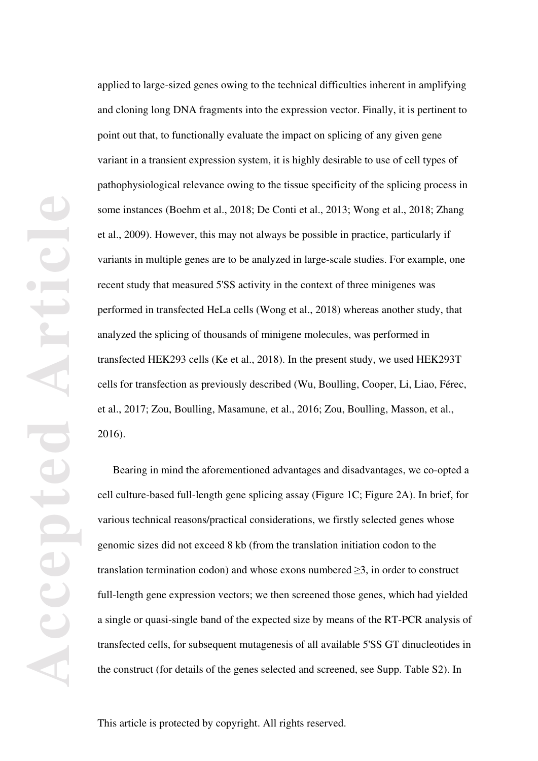applied to large-sized genes owing to the technical difficulties inherent in amplifying and cloning long DNA fragments into the expression vector. Finally, it is pertinent to point out that, to functionally evaluate the impact on splicing of any given gene variant in a transient expression system, it is highly desirable to use of cell types of pathophysiological relevance owing to the tissue specificity of the splicing process in some instances (Boehm et al., 2018; De Conti et al., 2013; Wong et al., 2018; Zhang et al., 2009). However, this may not always be possible in practice, particularly if variants in multiple genes are to be analyzed in large-scale studies. For example, one recent study that measured 5'SS activity in the context of three minigenes was performed in transfected HeLa cells (Wong et al., 2018) whereas another study, that analyzed the splicing of thousands of minigene molecules, was performed in transfected HEK293 cells (Ke et al., 2018). In the present study, we used HEK293T cells for transfection as previously described (Wu, Boulling, Cooper, Li, Liao, Férec, et al., 2017; Zou, Boulling, Masamune, et al., 2016; Zou, Boulling, Masson, et al., 2016).

Bearing in mind the aforementioned advantages and disadvantages, we co-opted a cell culture-based full-length gene splicing assay (Figure 1C; Figure 2A). In brief, for various technical reasons/practical considerations, we firstly selected genes whose genomic sizes did not exceed 8 kb (from the translation initiation codon to the translation termination codon) and whose exons numbered ≥3, in order to construct full-length gene expression vectors; we then screened those genes, which had yielded a single or quasi-single band of the expected size by means of the RT-PCR analysis of transfected cells, for subsequent mutagenesis of all available 5'SS GT dinucleotides in the construct (for details of the genes selected and screened, see Supp. Table S2). In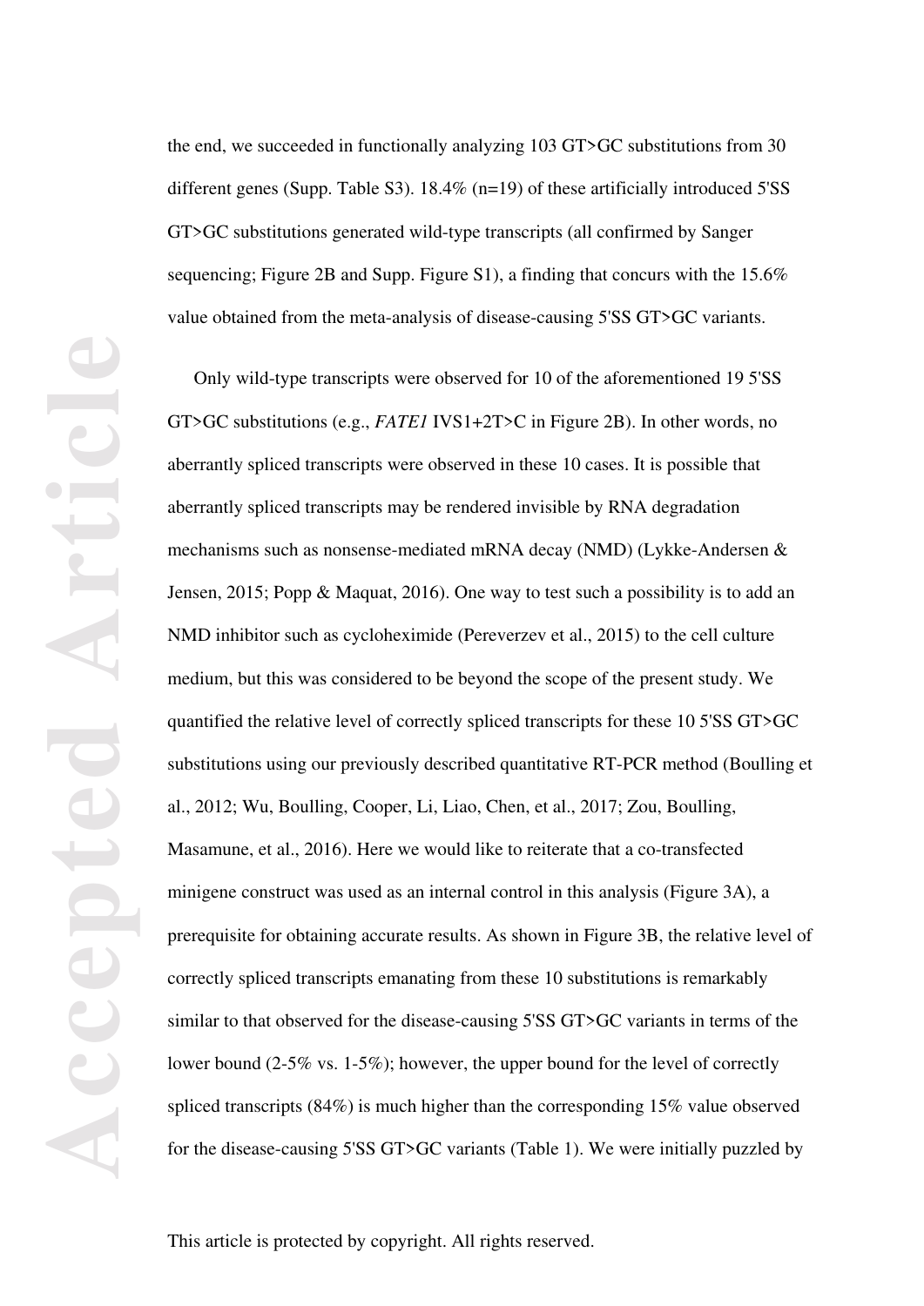the end, we succeeded in functionally analyzing 103 GT>GC substitutions from 30 different genes (Supp. Table S3). 18.4% (n=19) of these artificially introduced 5'SS GT>GC substitutions generated wild-type transcripts (all confirmed by Sanger sequencing; Figure 2B and Supp. Figure S1), a finding that concurs with the 15.6% value obtained from the meta-analysis of disease-causing 5'SS GT>GC variants.

Only wild-type transcripts were observed for 10 of the aforementioned 19 5'SS GT>GC substitutions (e.g., *FATE1* IVS1+2T>C in Figure 2B). In other words, no aberrantly spliced transcripts were observed in these 10 cases. It is possible that aberrantly spliced transcripts may be rendered invisible by RNA degradation mechanisms such as nonsense-mediated mRNA decay (NMD) (Lykke-Andersen & Jensen, 2015; Popp & Maquat, 2016). One way to test such a possibility is to add an NMD inhibitor such as cycloheximide (Pereverzev et al., 2015) to the cell culture medium, but this was considered to be beyond the scope of the present study. We quantified the relative level of correctly spliced transcripts for these 10 5'SS GT>GC substitutions using our previously described quantitative RT-PCR method (Boulling et al., 2012; Wu, Boulling, Cooper, Li, Liao, Chen, et al., 2017; Zou, Boulling, Masamune, et al., 2016). Here we would like to reiterate that a co-transfected minigene construct was used as an internal control in this analysis (Figure 3A), a prerequisite for obtaining accurate results. As shown in Figure 3B, the relative level of correctly spliced transcripts emanating from these 10 substitutions is remarkably similar to that observed for the disease-causing 5'SS GT>GC variants in terms of the lower bound (2-5% vs. 1-5%); however, the upper bound for the level of correctly spliced transcripts (84%) is much higher than the corresponding 15% value observed for the disease-causing 5'SS GT>GC variants (Table 1). We were initially puzzled by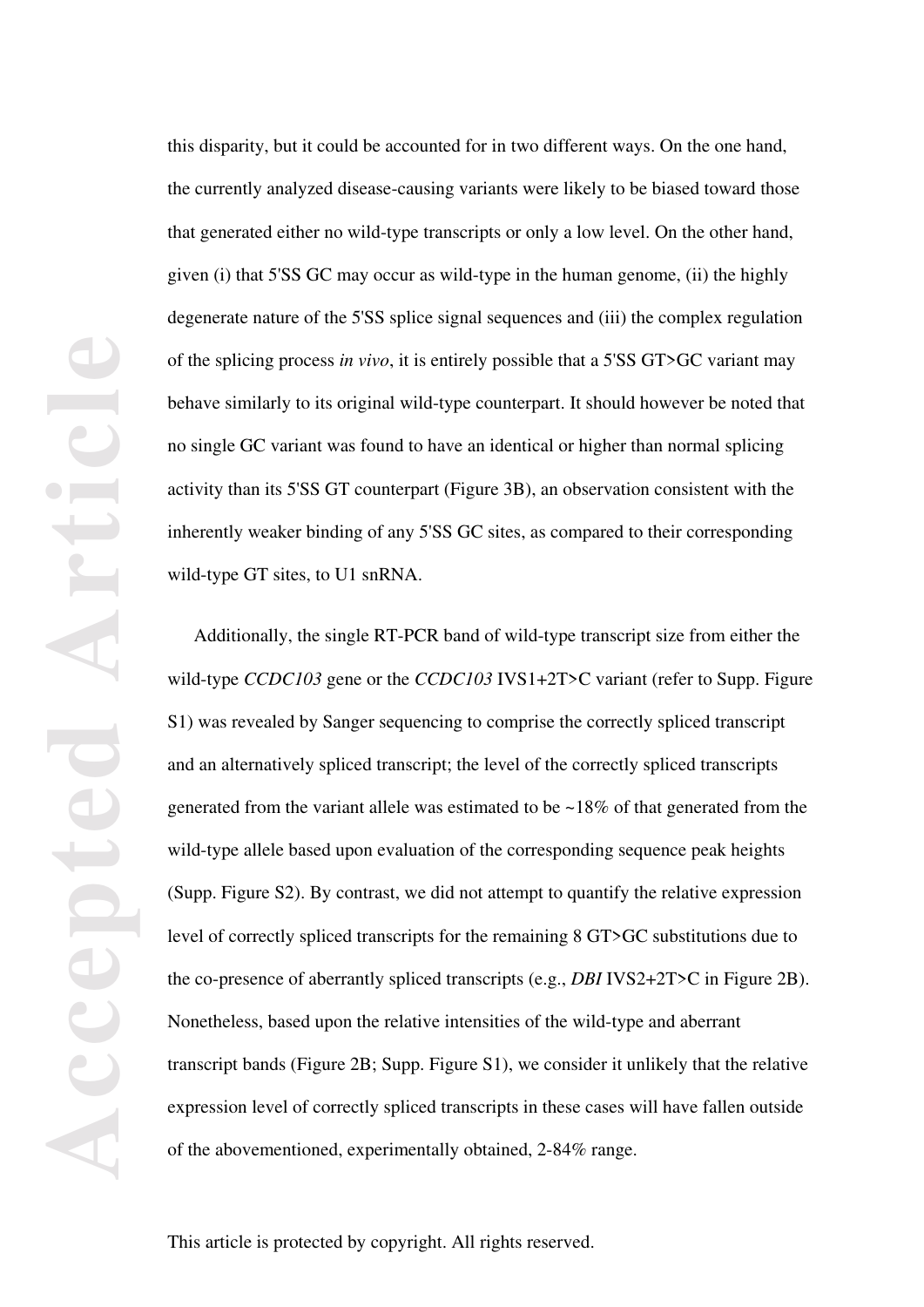this disparity, but it could be accounted for in two different ways. On the one hand, the currently analyzed disease-causing variants were likely to be biased toward those that generated either no wild-type transcripts or only a low level. On the other hand, given (i) that 5'SS GC may occur as wild-type in the human genome, (ii) the highly degenerate nature of the 5'SS splice signal sequences and (iii) the complex regulation of the splicing process *in vivo*, it is entirely possible that a 5'SS GT>GC variant may behave similarly to its original wild-type counterpart. It should however be noted that no single GC variant was found to have an identical or higher than normal splicing activity than its 5'SS GT counterpart (Figure 3B), an observation consistent with the inherently weaker binding of any 5'SS GC sites, as compared to their corresponding wild-type GT sites, to U1 snRNA.

Additionally, the single RT-PCR band of wild-type transcript size from either the wild-type *CCDC103* gene or the *CCDC103* IVS1+2T>C variant (refer to Supp. Figure S1) was revealed by Sanger sequencing to comprise the correctly spliced transcript and an alternatively spliced transcript; the level of the correctly spliced transcripts generated from the variant allele was estimated to be ~18% of that generated from the wild-type allele based upon evaluation of the corresponding sequence peak heights (Supp. Figure S2). By contrast, we did not attempt to quantify the relative expression level of correctly spliced transcripts for the remaining 8 GT>GC substitutions due to the co-presence of aberrantly spliced transcripts (e.g., *DBI* IVS2+2T>C in Figure 2B). Nonetheless, based upon the relative intensities of the wild-type and aberrant transcript bands (Figure 2B; Supp. Figure S1), we consider it unlikely that the relative expression level of correctly spliced transcripts in these cases will have fallen outside of the abovementioned, experimentally obtained, 2-84% range.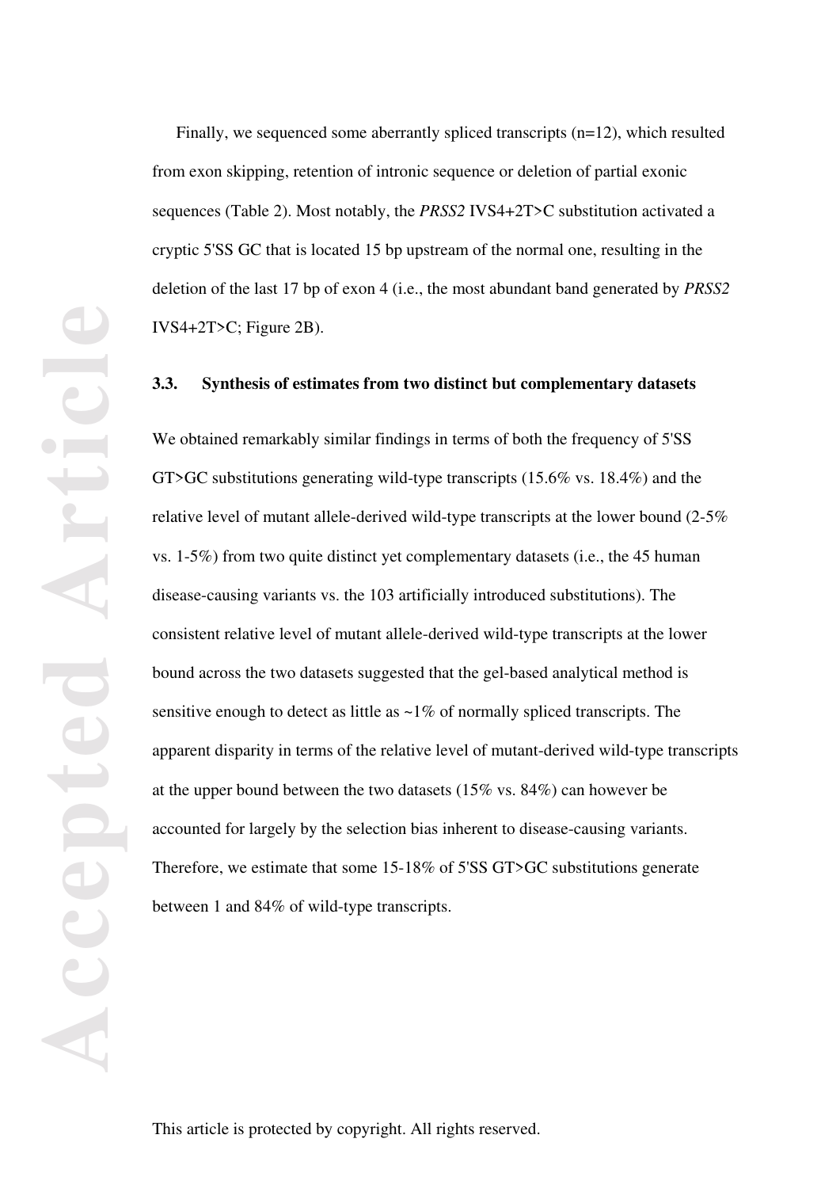Finally, we sequenced some aberrantly spliced transcripts (n=12), which resulted from exon skipping, retention of intronic sequence or deletion of partial exonic sequences (Table 2). Most notably, the *PRSS2* IVS4+2T>C substitution activated a cryptic 5'SS GC that is located 15 bp upstream of the normal one, resulting in the deletion of the last 17 bp of exon 4 (i.e., the most abundant band generated by *PRSS2* IVS4+2T>C; Figure 2B).

### 3.3. Synthesis of estimates from two distinct but complementary datasets

We obtained remarkably similar findings in terms of both the frequency of 5'SS GT>GC substitutions generating wild-type transcripts (15.6% vs. 18.4%) and the relative level of mutant allele-derived wild-type transcripts at the lower bound (2-5% vs. 1-5%) from two quite distinct yet complementary datasets (i.e., the 45 human disease-causing variants vs. the 103 artificially introduced substitutions). The consistent relative level of mutant allele-derived wild-type transcripts at the lower bound across the two datasets suggested that the gel-based analytical method is sensitive enough to detect as little as ~1% of normally spliced transcripts. The apparent disparity in terms of the relative level of mutant-derived wild-type transcripts at the upper bound between the two datasets (15% vs. 84%) can however be accounted for largely by the selection bias inherent to disease-causing variants. Therefore, we estimate that some 15-18% of 5'SS GT>GC substitutions generate between 1 and 84% of wild-type transcripts.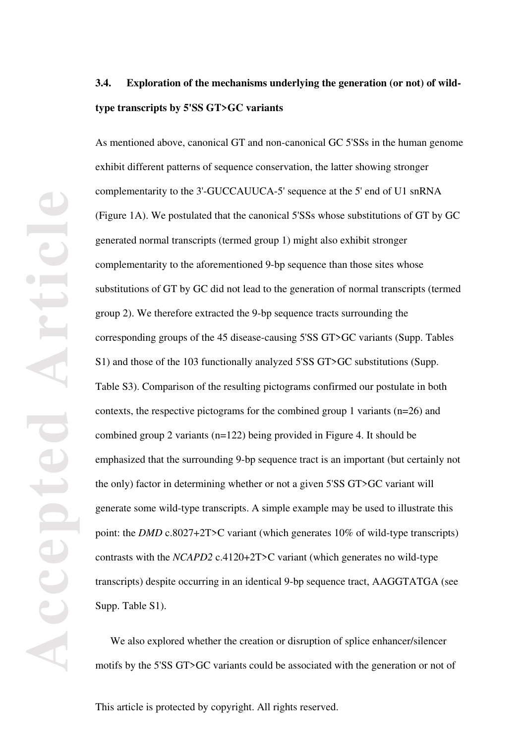### 3.4. Exploration of the mechanisms underlying the generation (or not) of wild-type transcripts by 5'SS GT>GC variants

As mentioned above, canonical GT and non-canonical GC 5'SSs in the human genome exhibit different patterns of sequence conservation, the latter showing stronger complementarity to the 3'-GUCCAUUCA-5' sequence at the 5' end of U1 snRNA (Figure 1A). We postulated that the canonical 5'SSs whose substitutions of GT by GC generated normal transcripts (termed group 1) might also exhibit stronger complementarity to the aforementioned 9-bp sequence than those sites whose substitutions of GT by GC did not lead to the generation of normal transcripts (termed group 2). We therefore extracted the 9-bp sequence tracts surrounding the corresponding groups of the 45 disease-causing 5'SS GT>GC variants (Supp. Tables S1) and those of the 103 functionally analyzed 5'SS GT>GC substitutions (Supp. Table S3). Comparison of the resulting pictograms confirmed our postulate in both contexts, the respective pictograms for the combined group 1 variants (n=26) and combined group 2 variants (n=122) being provided in Figure 4. It should be emphasized that the surrounding 9-bp sequence tract is an important (but certainly not the only) factor in determining whether or not a given 5'SS GT>GC variant will generate some wild-type transcripts. A simple example may be used to illustrate this point: the *DMD* c.8027+2T>C variant (which generates 10% of wild-type transcripts) contrasts with the *NCAPD2* c.4120+2T>C variant (which generates no wild-type transcripts) despite occurring in an identical 9-bp sequence tract, AAGGTATGA (see Supp. Table S1).

We also explored whether the creation or disruption of splice enhancer/silencer motifs by the 5'SS GT>GC variants could be associated with the generation or not of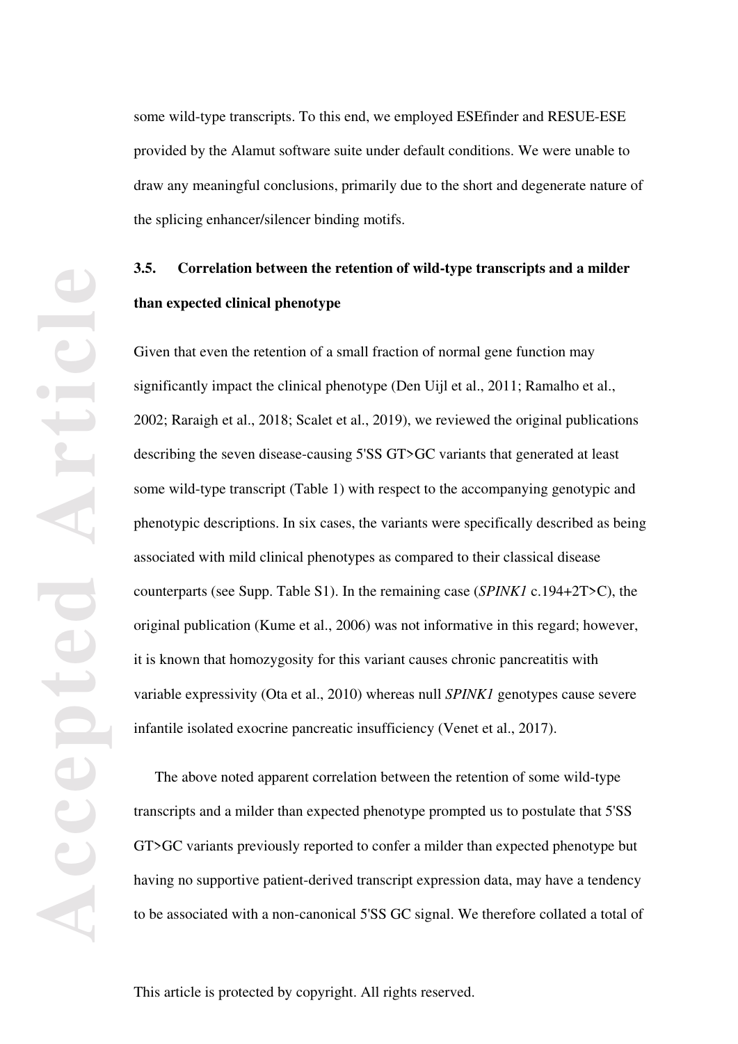some wild-type transcripts. To this end, we employed ESEfinder and RESUE-ESE provided by the Alamut software suite under default conditions. We were unable to draw any meaningful conclusions, primarily due to the short and degenerate nature of the splicing enhancer/silencer binding motifs.

### 3.5. Correlation between the retention of wild-type transcripts and a milder than expected clinical phenotype

Given that even the retention of a small fraction of normal gene function may significantly impact the clinical phenotype (Den Uijl et al., 2011; Ramalho et al., 2002; Raraigh et al., 2018; Scalet et al., 2019), we reviewed the original publications describing the seven disease-causing 5'SS GT>GC variants that generated at least some wild-type transcript (Table 1) with respect to the accompanying genotypic and phenotypic descriptions. In six cases, the variants were specifically described as being associated with mild clinical phenotypes as compared to their classical disease counterparts (see Supp. Table S1). In the remaining case (*SPINK1* c.194+2T>C), the original publication (Kume et al., 2006) was not informative in this regard; however, it is known that homozygosity for this variant causes chronic pancreatitis with variable expressivity (Ota et al., 2010) whereas null *SPINK1* genotypes cause severe infantile isolated exocrine pancreatic insufficiency (Venet et al., 2017).

The above noted apparent correlation between the retention of some wild-type transcripts and a milder than expected phenotype prompted us to postulate that 5'SS GT>GC variants previously reported to confer a milder than expected phenotype but having no supportive patient-derived transcript expression data, may have a tendency to be associated with a non-canonical 5'SS GC signal. We therefore collated a total of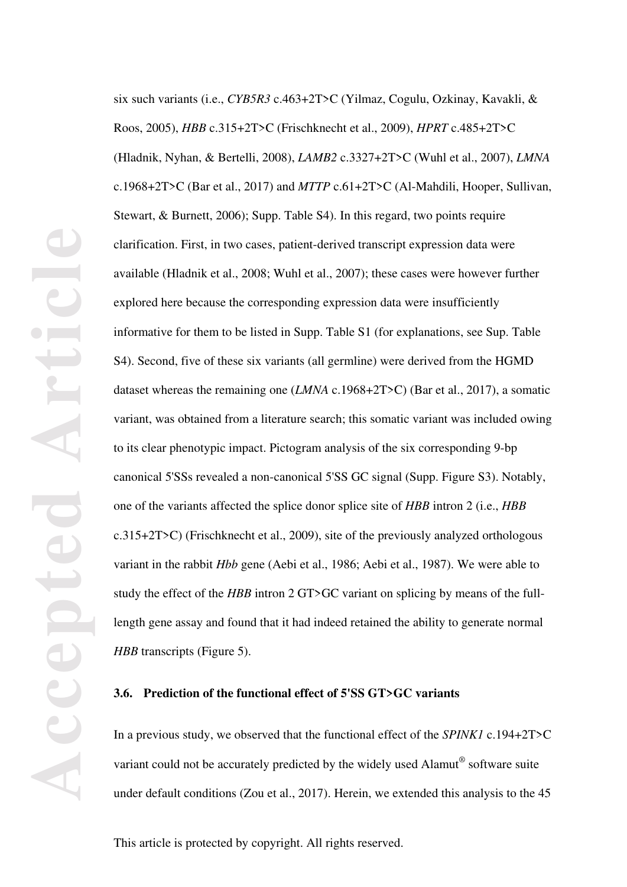six such variants (i.e., *CYB5R3* c.463+2T>C (Yilmaz, Cogulu, Ozkinay, Kavakli, & Roos, 2005), *HBB* c.315+2T>C (Frischknecht et al., 2009), *HPRT* c.485+2T>C (Hladnik, Nyhan, & Bertelli, 2008), *LAMB2* c.3327+2T>C (Wuhl et al., 2007), *LMNA* c.1968+2T>C (Bar et al., 2017) and *MTTP* c.61+2T>C (Al-Mahdili, Hooper, Sullivan, Stewart, & Burnett, 2006); Supp. Table S4). In this regard, two points require clarification. First, in two cases, patient-derived transcript expression data were available (Hladnik et al., 2008; Wuhl et al., 2007); these cases were however further explored here because the corresponding expression data were insufficiently informative for them to be listed in Supp. Table S1 (for explanations, see Sup. Table S4). Second, five of these six variants (all germline) were derived from the HGMD dataset whereas the remaining one (*LMNA* c.1968+2T>C) (Bar et al., 2017), a somatic variant, was obtained from a literature search; this somatic variant was included owing to its clear phenotypic impact. Pictogram analysis of the six corresponding 9-bp canonical 5'SSs revealed a non-canonical 5'SS GC signal (Supp. Figure S3). Notably, one of the variants affected the splice donor splice site of *HBB* intron 2 (i.e., *HBB* c.315+2T>C) (Frischknecht et al., 2009), site of the previously analyzed orthologous variant in the rabbit *Hbb* gene (Aebi et al., 1986; Aebi et al., 1987). We were able to study the effect of the *HBB* intron 2 GT>GC variant on splicing by means of the full-length gene assay and found that it had indeed retained the ability to generate normal *HBB* transcripts (Figure 5).

### 3.6. Prediction of the functional effect of 5'SS GT>GC variants

In a previous study, we observed that the functional effect of the *SPINK1* c.194+2T>C variant could not be accurately predicted by the widely used Alamut® software suite under default conditions (Zou et al., 2017). Herein, we extended this analysis to the 45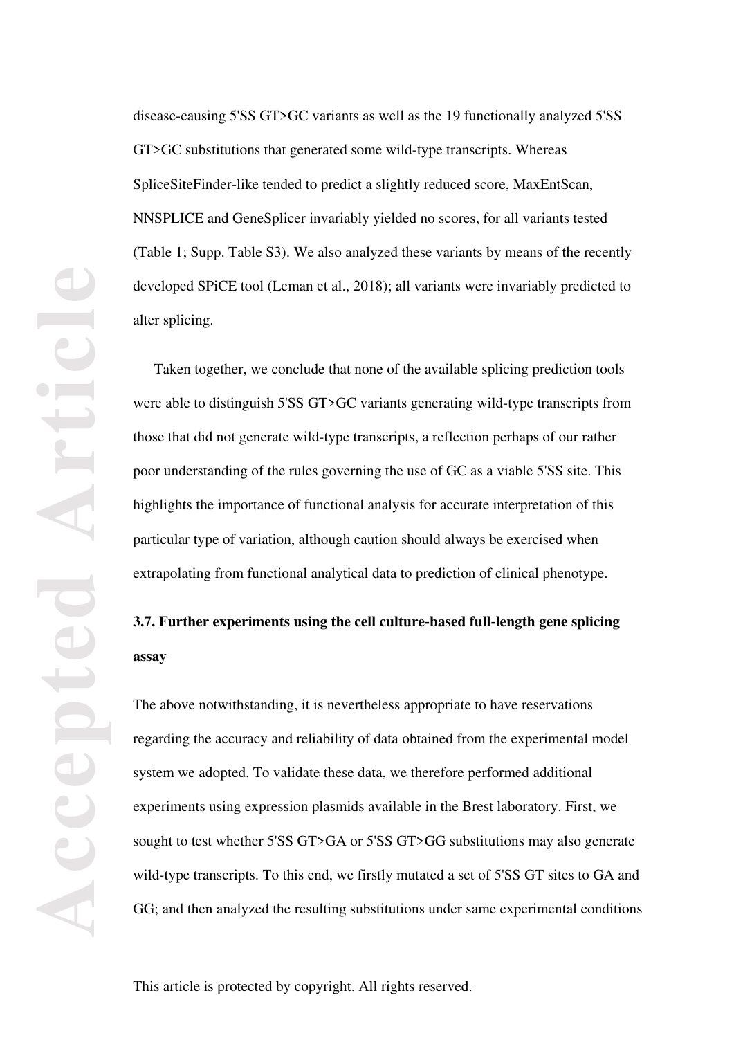disease-causing 5'SS GT>GC variants as well as the 19 functionally analyzed 5'SS GT>GC substitutions that generated some wild-type transcripts. Whereas SpliceSiteFinder-like tended to predict a slightly reduced score, MaxEntScan, NNSPLICE and GeneSplicer invariably yielded no scores, for all variants tested (Table 1; Supp. Table S3). We also analyzed these variants by means of the recently developed SPiCE tool (Leman et al., 2018); all variants were invariably predicted to alter splicing.

Taken together, we conclude that none of the available splicing prediction tools were able to distinguish 5'SS GT>GC variants generating wild-type transcripts from those that did not generate wild-type transcripts, a reflection perhaps of our rather poor understanding of the rules governing the use of GC as a viable 5'SS site. This highlights the importance of functional analysis for accurate interpretation of this particular type of variation, although caution should always be exercised when extrapolating from functional analytical data to prediction of clinical phenotype.

### 3.7. Further experiments using the cell culture-based full-length gene splicing assay

The above notwithstanding, it is nevertheless appropriate to have reservations regarding the accuracy and reliability of data obtained from the experimental model system we adopted. To validate these data, we therefore performed additional experiments using expression plasmids available in the Brest laboratory. First, we sought to test whether 5'SS GT>GA or 5'SS GT>GG substitutions may also generate wild-type transcripts. To this end, we firstly mutated a set of 5'SS GT sites to GA and GG; and then analyzed the resulting substitutions under same experimental conditions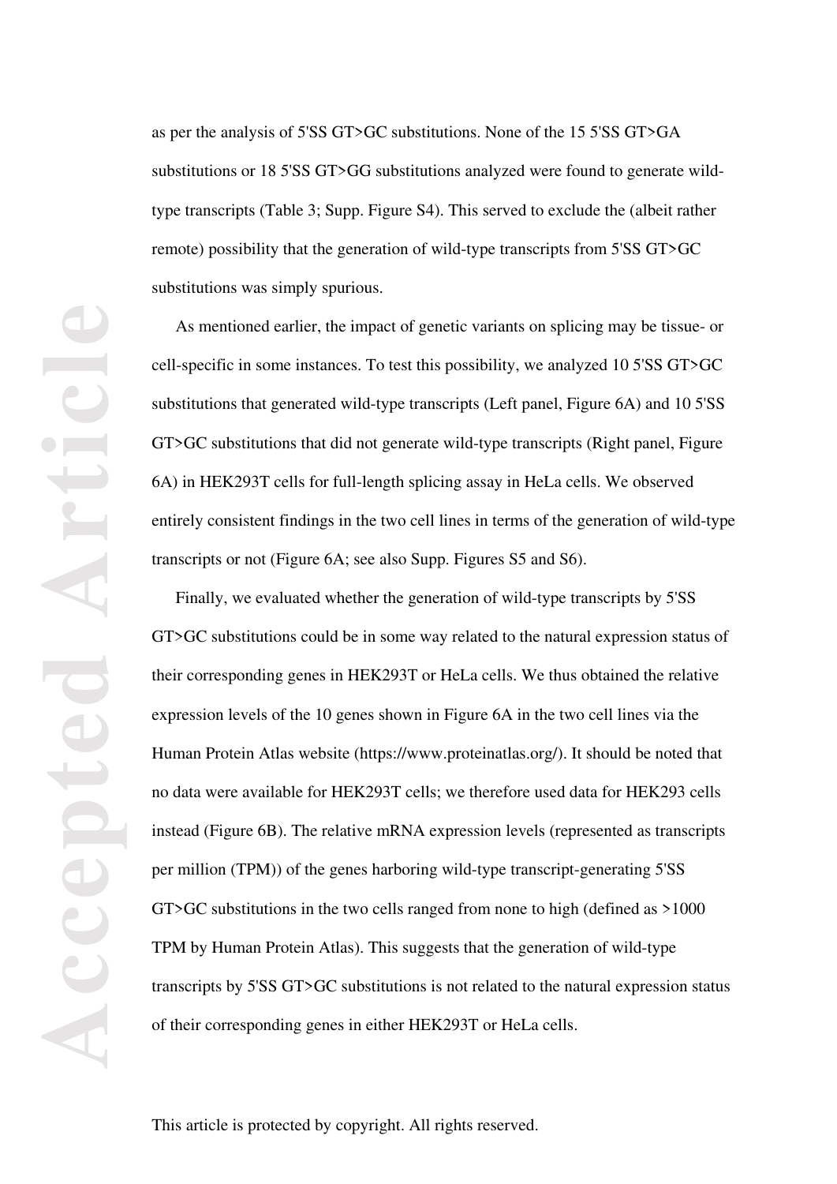as per the analysis of 5'SS GT>GC substitutions. None of the 15 5'SS GT>GA substitutions or 18 5'SS GT>GG substitutions analyzed were found to generate wild-type transcripts (Table 3; Supp. Figure S4). This served to exclude the (albeit rather remote) possibility that the generation of wild-type transcripts from 5'SS GT>GC substitutions was simply spurious.

As mentioned earlier, the impact of genetic variants on splicing may be tissue- or cell-specific in some instances. To test this possibility, we analyzed 10 5'SS GT>GC substitutions that generated wild-type transcripts (Left panel, Figure 6A) and 10 5'SS GT>GC substitutions that did not generate wild-type transcripts (Right panel, Figure 6A) in HEK293T cells for full-length splicing assay in HeLa cells. We observed entirely consistent findings in the two cell lines in terms of the generation of wild-type transcripts or not (Figure 6A; see also Supp. Figures S5 and S6).

Finally, we evaluated whether the generation of wild-type transcripts by 5'SS GT>GC substitutions could be in some way related to the natural expression status of their corresponding genes in HEK293T or HeLa cells. We thus obtained the relative expression levels of the 10 genes shown in Figure 6A in the two cell lines via the Human Protein Atlas website (https://www.proteinatlas.org/). It should be noted that no data were available for HEK293T cells; we therefore used data for HEK293 cells instead (Figure 6B). The relative mRNA expression levels (represented as transcripts per million (TPM)) of the genes harboring wild-type transcript-generating 5'SS GT>GC substitutions in the two cells ranged from none to high (defined as >1000 TPM by Human Protein Atlas). This suggests that the generation of wild-type transcripts by 5'SS GT>GC substitutions is not related to the natural expression status of their corresponding genes in either HEK293T or HeLa cells.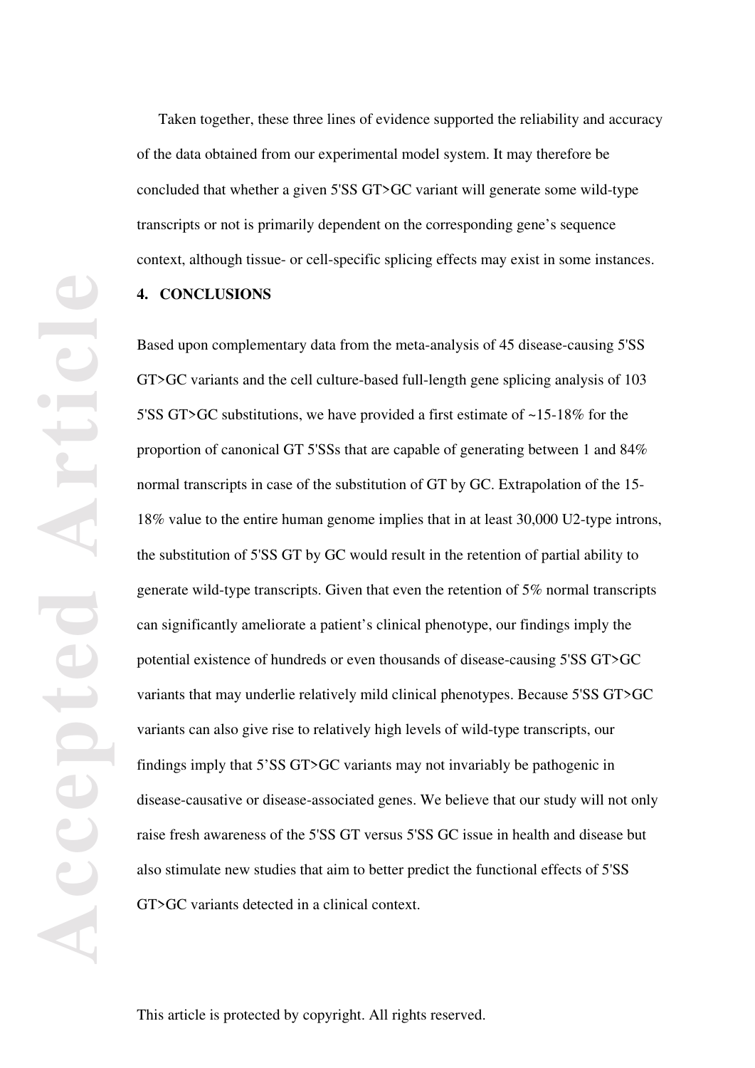Taken together, these three lines of evidence supported the reliability and accuracy of the data obtained from our experimental model system. It may therefore be concluded that whether a given 5'SS GT>GC variant will generate some wild-type transcripts or not is primarily dependent on the corresponding gene's sequence context, although tissue- or cell-specific splicing effects may exist in some instances.

## 4. CONCLUSIONS

Based upon complementary data from the meta-analysis of 45 disease-causing 5'SS GT>GC variants and the cell culture-based full-length gene splicing analysis of 103 5'SS GT>GC substitutions, we have provided a first estimate of ~15-18% for the proportion of canonical GT 5'SSs that are capable of generating between 1 and 84% normal transcripts in case of the substitution of GT by GC. Extrapolation of the 15-18% value to the entire human genome implies that in at least 30,000 U2-type introns, the substitution of 5'SS GT by GC would result in the retention of partial ability to generate wild-type transcripts. Given that even the retention of 5% normal transcripts can significantly ameliorate a patient's clinical phenotype, our findings imply the potential existence of hundreds or even thousands of disease-causing 5'SS GT>GC variants that may underlie relatively mild clinical phenotypes. Because 5'SS GT>GC variants can also give rise to relatively high levels of wild-type transcripts, our findings imply that 5'SS GT>GC variants may not invariably be pathogenic in disease-causative or disease-associated genes. We believe that our study will not only raise fresh awareness of the 5'SS GT versus 5'SS GC issue in health and disease but also stimulate new studies that aim to better predict the functional effects of 5'SS GT>GC variants detected in a clinical context.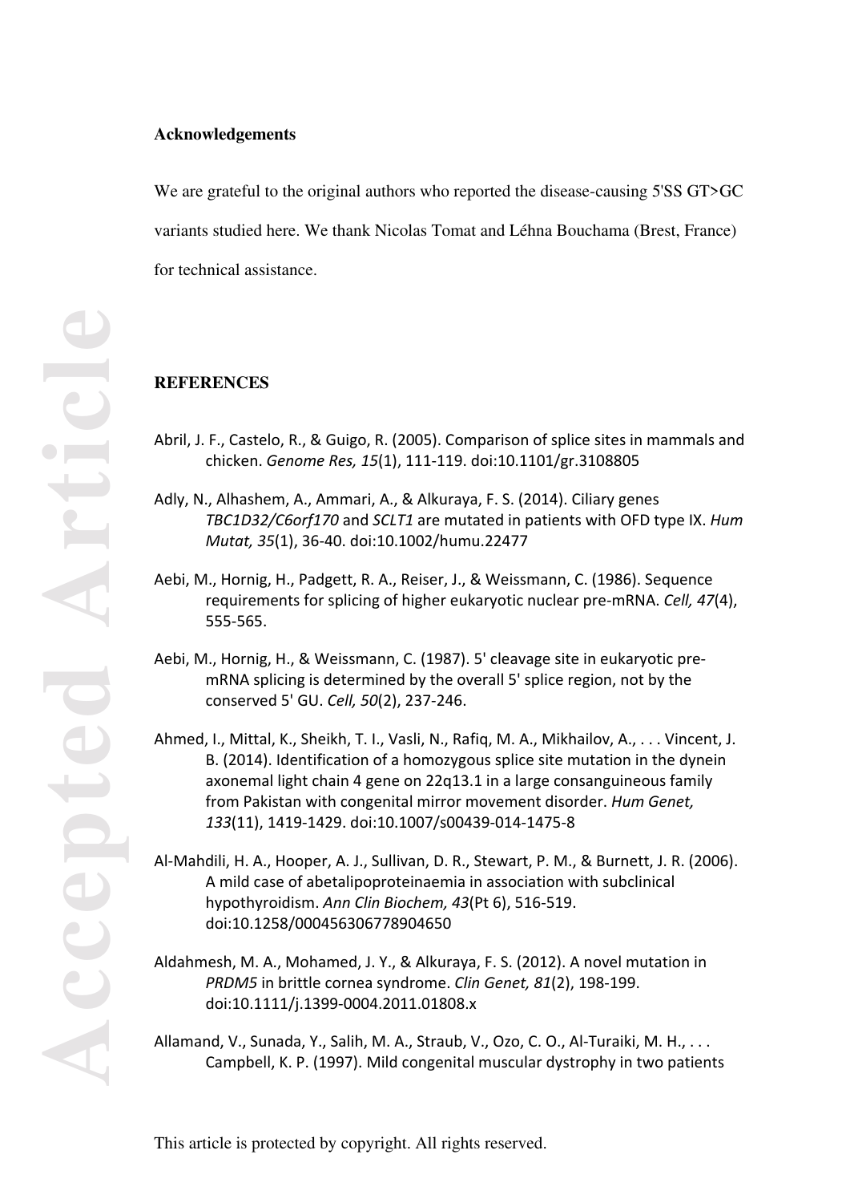**Acknowledgements**

We are grateful to the original authors who reported the disease-causing 5'SS GT>GC variants studied here. We thank Nicolas Tomat and Léhna Bouchama (Brest, France) for technical assistance.

**REFERENCES**

Abril, J. F., Castelo, R., & Guigo, R. (2005). Comparison of splice sites in mammals and chicken. *Genome Res, 15*(1), 111-119. doi:10.1101/gr.3108805

Adly, N., Alhashem, A., Ammari, A., & Alkuraya, F. S. (2014). Ciliary genes *TBC1D32/C6orf170* and *SCLT1* are mutated in patients with OFD type IX. *Hum Mutat, 35*(1), 36-40. doi:10.1002/humu.22477

Aebi, M., Hornig, H., Padgett, R. A., Reiser, J., & Weissmann, C. (1986). Sequence requirements for splicing of higher eukaryotic nuclear pre-mRNA. *Cell, 47*(4), 555-565.

Aebi, M., Hornig, H., & Weissmann, C. (1987). 5' cleavage site in eukaryotic pre-mRNA splicing is determined by the overall 5' splice region, not by the conserved 5' GU. *Cell, 50*(2), 237-246.

Ahmed, I., Mittal, K., Sheikh, T. I., Vasli, N., Rafiq, M. A., Mikhailov, A., . . . Vincent, J. B. (2014). Identification of a homozygous splice site mutation in the dynein axonemal light chain 4 gene on 22q13.1 in a large consanguineous family from Pakistan with congenital mirror movement disorder. *Hum Genet, 133*(11), 1419-1429. doi:10.1007/s00439-014-1475-8

Al-Mahdili, H. A., Hooper, A. J., Sullivan, D. R., Stewart, P. M., & Burnett, J. R. (2006). A mild case of abetalipoproteinaemia in association with subclinical hypothyroidism. *Ann Clin Biochem, 43*(Pt 6), 516-519. doi:10.1258/000456306778904650

Aldahmesh, M. A., Mohamed, J. Y., & Alkuraya, F. S. (2012). A novel mutation in *PRDM5* in brittle cornea syndrome. *Clin Genet, 81*(2), 198-199. doi:10.1111/j.1399-0004.2011.01808.x

Allamand, V., Sunada, Y., Salih, M. A., Straub, V., Ozo, C. O., Al-Turaiki, M. H., . . . Campbell, K. P. (1997). Mild congenital muscular dystrophy in two patients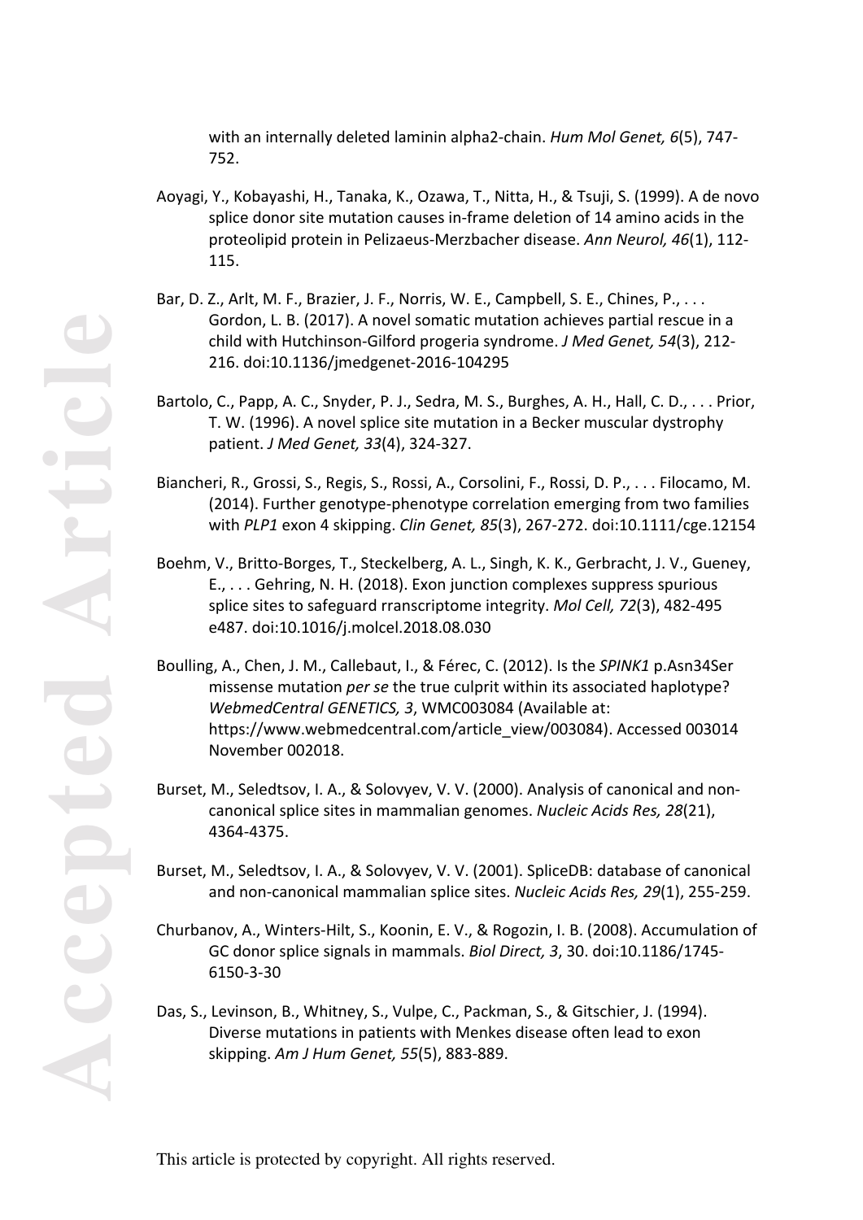with an internally deleted laminin alpha2-chain. *Hum Mol Genet, 6*(5), 747-752.

Aoyagi, Y., Kobayashi, H., Tanaka, K., Ozawa, T., Nitta, H., & Tsuji, S. (1999). A de novo splice donor site mutation causes in-frame deletion of 14 amino acids in the proteolipid protein in Pelizaeus-Merzbacher disease. *Ann Neurol, 46*(1), 112-115.

Bar, D. Z., Arlt, M. F., Brazier, J. F., Norris, W. E., Campbell, S. E., Chines, P., . . . Gordon, L. B. (2017). A novel somatic mutation achieves partial rescue in a child with Hutchinson-Gilford progeria syndrome. *J Med Genet, 54*(3), 212-216. doi:10.1136/jmedgenet-2016-104295

Bartolo, C., Papp, A. C., Snyder, P. J., Sedra, M. S., Burghes, A. H., Hall, C. D., . . . Prior, T. W. (1996). A novel splice site mutation in a Becker muscular dystrophy patient. *J Med Genet, 33*(4), 324-327.

Biancheri, R., Grossi, S., Regis, S., Rossi, A., Corsolini, F., Rossi, D. P., . . . Filocamo, M. (2014). Further genotype-phenotype correlation emerging from two families with *PLP1* exon 4 skipping. *Clin Genet, 85*(3), 267-272. doi:10.1111/cge.12154

Boehm, V., Britto-Borges, T., Steckelberg, A. L., Singh, K. K., Gerbracht, J. V., Gueney, E., . . . Gehring, N. H. (2018). Exon junction complexes suppress spurious splice sites to safeguard rranscriptome integrity. *Mol Cell, 72*(3), 482-495 e487. doi:10.1016/j.molcel.2018.08.030

Boulling, A., Chen, J. M., Callebaut, I., & Férec, C. (2012). Is the *SPINK1* p.Asn34Ser missense mutation *per se* the true culprit within its associated haplotype? *WebmedCentral GENETICS, 3*, WMC003084 (Available at: https://www.webmedcentral.com/article_view/003084). Accessed 003014 November 002018.

Burset, M., Seledtsov, I. A., & Solovyev, V. V. (2000). Analysis of canonical and non-canonical splice sites in mammalian genomes. *Nucleic Acids Res, 28*(21), 4364-4375.

Burset, M., Seledtsov, I. A., & Solovyev, V. V. (2001). SpliceDB: database of canonical and non-canonical mammalian splice sites. *Nucleic Acids Res, 29*(1), 255-259.

Churbanov, A., Winters-Hilt, S., Koonin, E. V., & Rogozin, I. B. (2008). Accumulation of GC donor splice signals in mammals. *Biol Direct, 3*, 30. doi:10.1186/1745-6150-3-30

Das, S., Levinson, B., Whitney, S., Vulpe, C., Packman, S., & Gitschier, J. (1994). Diverse mutations in patients with Menkes disease often lead to exon skipping. *Am J Hum Genet, 55*(5), 883-889.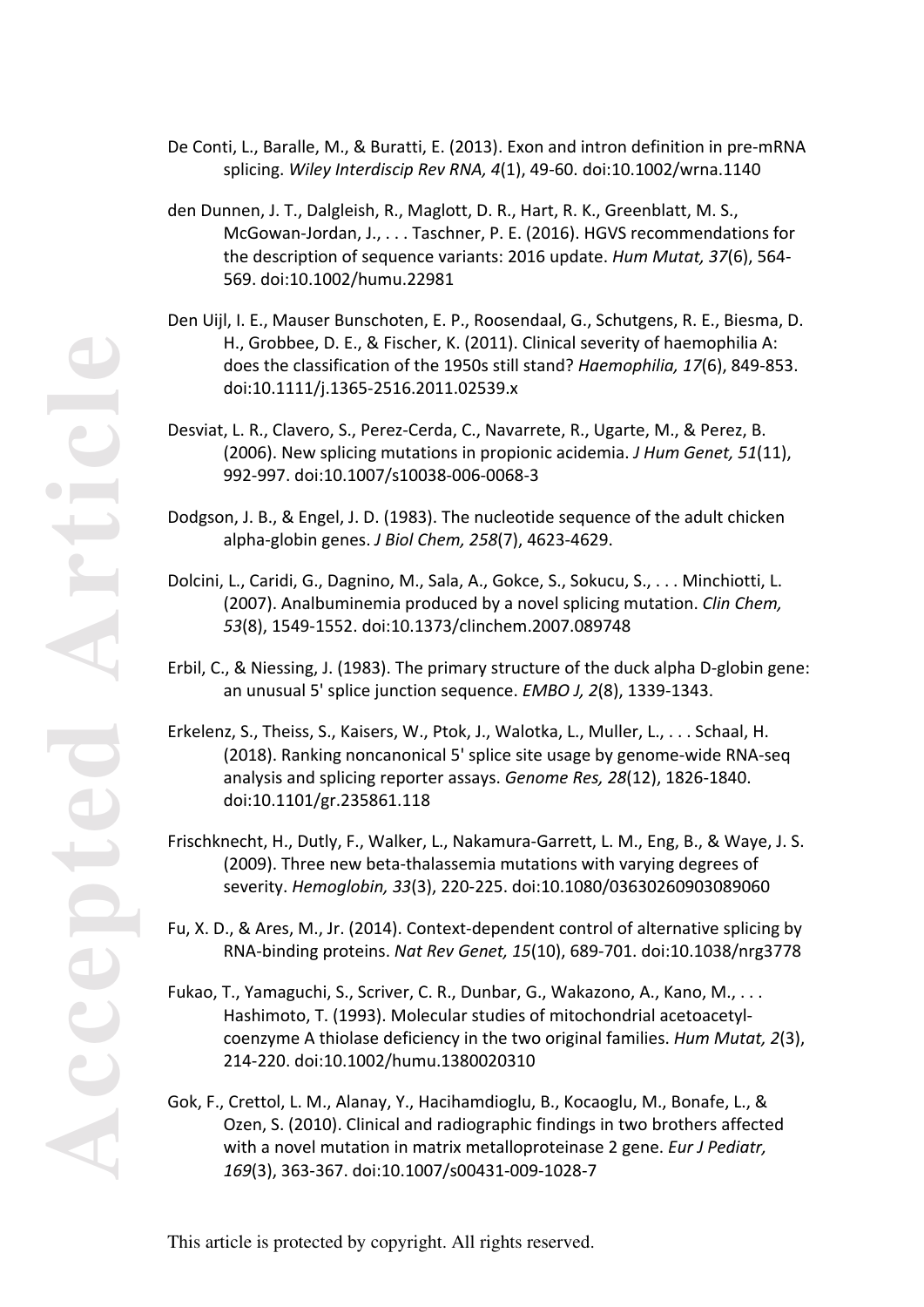De Conti, L., Baralle, M., & Buratti, E. (2013). Exon and intron definition in pre-mRNA splicing. *Wiley Interdiscip Rev RNA, 4*(1), 49-60. doi:10.1002/wrna.1140

den Dunnen, J. T., Dalgleish, R., Maglott, D. R., Hart, R. K., Greenblatt, M. S., McGowan-Jordan, J., . . . Taschner, P. E. (2016). HGVS recommendations for the description of sequence variants: 2016 update. *Hum Mutat, 37*(6), 564-569. doi:10.1002/humu.22981

Den Uijl, I. E., Mauser Bunschoten, E. P., Roosendaal, G., Schutgens, R. E., Biesma, D. H., Grobbee, D. E., & Fischer, K. (2011). Clinical severity of haemophilia A: does the classification of the 1950s still stand? *Haemophilia, 17*(6), 849-853. doi:10.1111/j.1365-2516.2011.02539.x

Desviat, L. R., Clavero, S., Perez-Cerda, C., Navarrete, R., Ugarte, M., & Perez, B. (2006). New splicing mutations in propionic acidemia. *J Hum Genet, 51*(11), 992-997. doi:10.1007/s10038-006-0068-3

Dodgson, J. B., & Engel, J. D. (1983). The nucleotide sequence of the adult chicken alpha-globin genes. *J Biol Chem, 258*(7), 4623-4629.

Dolcini, L., Caridi, G., Dagnino, M., Sala, A., Gokce, S., Sokucu, S., . . . Minchiotti, L. (2007). Analbuminemia produced by a novel splicing mutation. *Clin Chem, 53*(8), 1549-1552. doi:10.1373/clinchem.2007.089748

Erbil, C., & Niessing, J. (1983). The primary structure of the duck alpha D-globin gene: an unusual 5' splice junction sequence. *EMBO J, 2*(8), 1339-1343.

Erkelenz, S., Theiss, S., Kaisers, W., Ptok, J., Walotka, L., Muller, L., . . . Schaal, H. (2018). Ranking noncanonical 5' splice site usage by genome-wide RNA-seq analysis and splicing reporter assays. *Genome Res, 28*(12), 1826-1840. doi:10.1101/gr.235861.118

Frischknecht, H., Dutly, F., Walker, L., Nakamura-Garrett, L. M., Eng, B., & Waye, J. S. (2009). Three new beta-thalassemia mutations with varying degrees of severity. *Hemoglobin, 33*(3), 220-225. doi:10.1080/03630260903089060

Fu, X. D., & Ares, M., Jr. (2014). Context-dependent control of alternative splicing by RNA-binding proteins. *Nat Rev Genet, 15*(10), 689-701. doi:10.1038/nrg3778

Fukao, T., Yamaguchi, S., Scriver, C. R., Dunbar, G., Wakazono, A., Kano, M., . . . Hashimoto, T. (1993). Molecular studies of mitochondrial acetoacetyl-coenzyme A thiolase deficiency in the two original families. *Hum Mutat, 2*(3), 214-220. doi:10.1002/humu.1380020310

Gok, F., Crettol, L. M., Alanay, Y., Hacihamdioglu, B., Kocaoglu, M., Bonafe, L., & Ozen, S. (2010). Clinical and radiographic findings in two brothers affected with a novel mutation in matrix metalloproteinase 2 gene. *Eur J Pediatr, 169*(3), 363-367. doi:10.1007/s00431-009-1028-7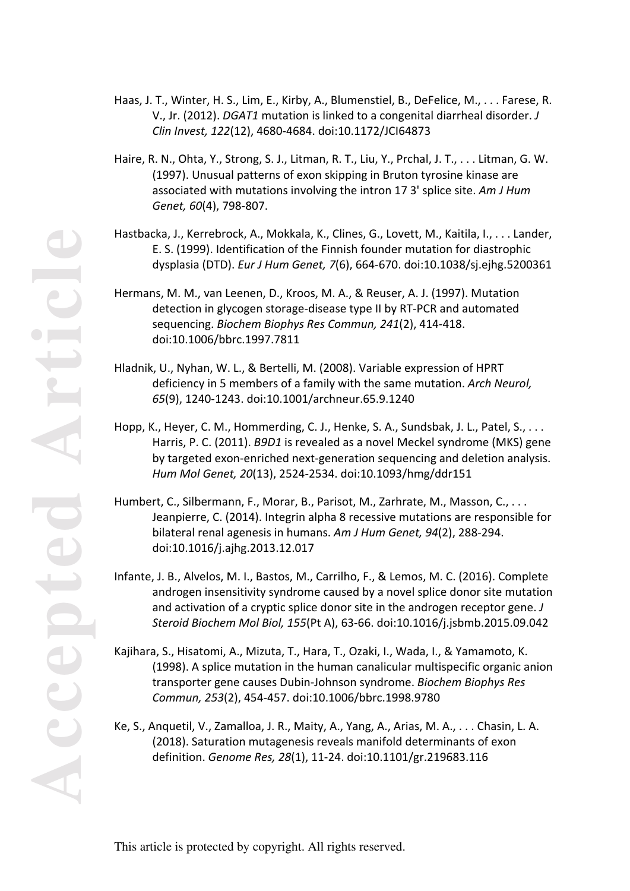Haas, J. T., Winter, H. S., Lim, E., Kirby, A., Blumenstiel, B., DeFelice, M., . . . Farese, R. V., Jr. (2012). *DGAT1* mutation is linked to a congenital diarrheal disorder. *J Clin Invest, 122*(12), 4680-4684. doi:10.1172/JCI64873

Haire, R. N., Ohta, Y., Strong, S. J., Litman, R. T., Liu, Y., Prchal, J. T., . . . Litman, G. W. (1997). Unusual patterns of exon skipping in Bruton tyrosine kinase are associated with mutations involving the intron 17 3' splice site. *Am J Hum Genet, 60*(4), 798-807.

Hastbacka, J., Kerrebrock, A., Mokkala, K., Clines, G., Lovett, M., Kaitila, I., . . . Lander, E. S. (1999). Identification of the Finnish founder mutation for diastrophic dysplasia (DTD). *Eur J Hum Genet, 7*(6), 664-670. doi:10.1038/sj.ejhg.5200361

Hermans, M. M., van Leenen, D., Kroos, M. A., & Reuser, A. J. (1997). Mutation detection in glycogen storage-disease type II by RT-PCR and automated sequencing. *Biochem Biophys Res Commun, 241*(2), 414-418. doi:10.1006/bbrc.1997.7811

Hladnik, U., Nyhan, W. L., & Bertelli, M. (2008). Variable expression of HPRT deficiency in 5 members of a family with the same mutation. *Arch Neurol, 65*(9), 1240-1243. doi:10.1001/archneur.65.9.1240

Hopp, K., Heyer, C. M., Hommerding, C. J., Henke, S. A., Sundsbak, J. L., Patel, S., . . . Harris, P. C. (2011). *B9D1* is revealed as a novel Meckel syndrome (MKS) gene by targeted exon-enriched next-generation sequencing and deletion analysis. *Hum Mol Genet, 20*(13), 2524-2534. doi:10.1093/hmg/ddr151

Humbert, C., Silbermann, F., Morar, B., Parisot, M., Zarhrate, M., Masson, C., . . . Jeanpierre, C. (2014). Integrin alpha 8 recessive mutations are responsible for bilateral renal agenesis in humans. *Am J Hum Genet, 94*(2), 288-294. doi:10.1016/j.ajhg.2013.12.017

Infante, J. B., Alvelos, M. I., Bastos, M., Carrilho, F., & Lemos, M. C. (2016). Complete androgen insensitivity syndrome caused by a novel splice donor site mutation and activation of a cryptic splice donor site in the androgen receptor gene. *J Steroid Biochem Mol Biol, 155*(Pt A), 63-66. doi:10.1016/j.jsbmb.2015.09.042

Kajihara, S., Hisatomi, A., Mizuta, T., Hara, T., Ozaki, I., Wada, I., & Yamamoto, K. (1998). A splice mutation in the human canalicular multispecific organic anion transporter gene causes Dubin-Johnson syndrome. *Biochem Biophys Res Commun, 253*(2), 454-457. doi:10.1006/bbrc.1998.9780

Ke, S., Anquetil, V., Zamalloa, J. R., Maity, A., Yang, A., Arias, M. A., . . . Chasin, L. A. (2018). Saturation mutagenesis reveals manifold determinants of exon definition. *Genome Res, 28*(1), 11-24. doi:10.1101/gr.219683.116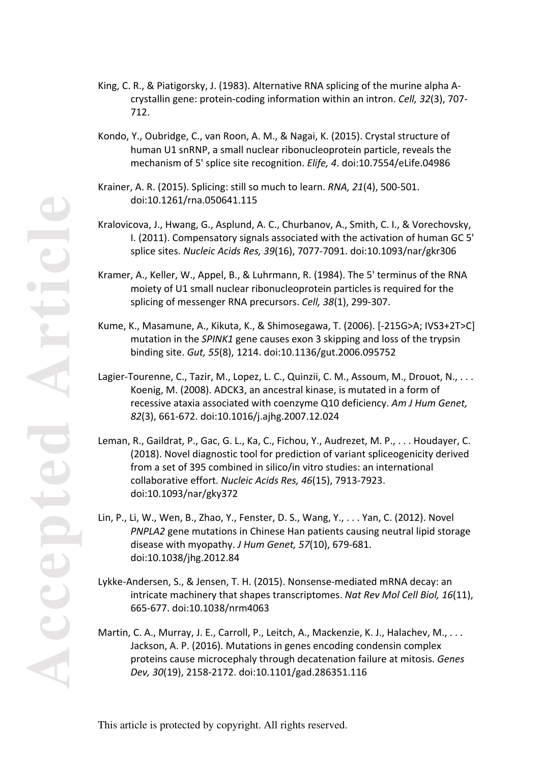King, C. R., & Piatigorsky, J. (1983). Alternative RNA splicing of the murine alpha A-crystallin gene: protein-coding information within an intron. *Cell, 32*(3), 707-712.

Kondo, Y., Oubridge, C., van Roon, A. M., & Nagai, K. (2015). Crystal structure of human U1 snRNP, a small nuclear ribonucleoprotein particle, reveals the mechanism of 5' splice site recognition. *Elife, 4*. doi:10.7554/eLife.04986

Krainer, A. R. (2015). Splicing: still so much to learn. *RNA, 21*(4), 500-501. doi:10.1261/rna.050641.115

Kralovicova, J., Hwang, G., Asplund, A. C., Churbanov, A., Smith, C. I., & Vorechovsky, I. (2011). Compensatory signals associated with the activation of human GC 5' splice sites. *Nucleic Acids Res, 39*(16), 7077-7091. doi:10.1093/nar/gkr306

Kramer, A., Keller, W., Appel, B., & Luhrmann, R. (1984). The 5' terminus of the RNA moiety of U1 small nuclear ribonucleoprotein particles is required for the splicing of messenger RNA precursors. *Cell, 38*(1), 299-307.

Kume, K., Masamune, A., Kikuta, K., & Shimosegawa, T. (2006). [-215G>A; IVS3+2T>C] mutation in the *SPINK1* gene causes exon 3 skipping and loss of the trypsin binding site. *Gut, 55*(8), 1214. doi:10.1136/gut.2006.095752

Lagier-Tourenne, C., Tazir, M., Lopez, L. C., Quinzii, C. M., Assoum, M., Drouot, N., . . . Koenig, M. (2008). ADCK3, an ancestral kinase, is mutated in a form of recessive ataxia associated with coenzyme Q10 deficiency. *Am J Hum Genet, 82*(3), 661-672. doi:10.1016/j.ajhg.2007.12.024

Leman, R., Gaildrat, P., Gac, G. L., Ka, C., Fichou, Y., Audrezet, M. P., . . . Houdayer, C. (2018). Novel diagnostic tool for prediction of variant spliceogenicity derived from a set of 395 combined in silico/in vitro studies: an international collaborative effort. *Nucleic Acids Res, 46*(15), 7913-7923. doi:10.1093/nar/gky372

Lin, P., Li, W., Wen, B., Zhao, Y., Fenster, D. S., Wang, Y., . . . Yan, C. (2012). Novel *PNPLA2* gene mutations in Chinese Han patients causing neutral lipid storage disease with myopathy. *J Hum Genet, 57*(10), 679-681. doi:10.1038/jhg.2012.84

Lykke-Andersen, S., & Jensen, T. H. (2015). Nonsense-mediated mRNA decay: an intricate machinery that shapes transcriptomes. *Nat Rev Mol Cell Biol, 16*(11), 665-677. doi:10.1038/nrm4063

Martin, C. A., Murray, J. E., Carroll, P., Leitch, A., Mackenzie, K. J., Halachev, M., . . . Jackson, A. P. (2016). Mutations in genes encoding condensin complex proteins cause microcephaly through decatenation failure at mitosis. *Genes Dev, 30*(19), 2158-2172. doi:10.1101/gad.286351.116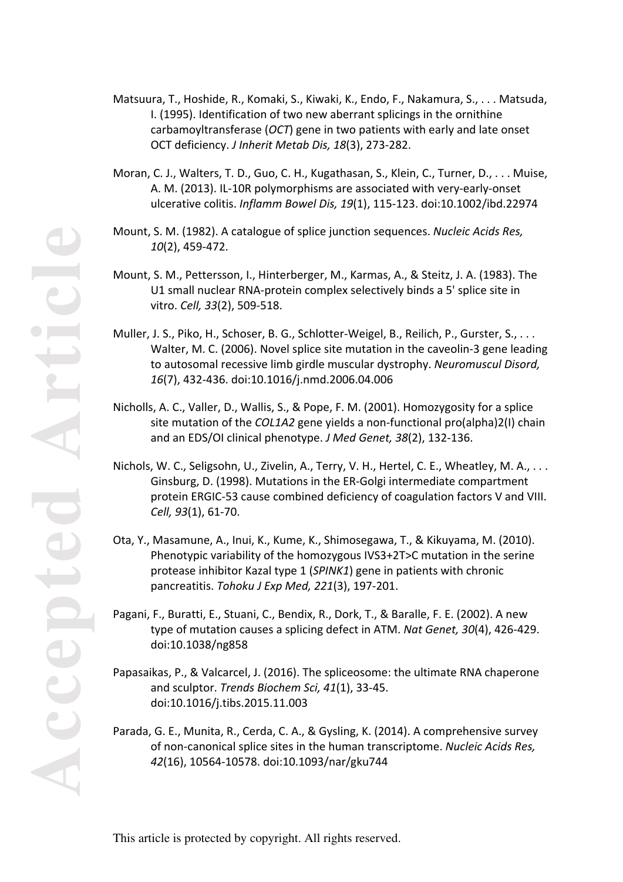Matsuura, T., Hoshide, R., Komaki, S., Kiwaki, K., Endo, F., Nakamura, S., . . . Matsuda, I. (1995). Identification of two new aberrant splicings in the ornithine carbamoyltransferase (*OCT*) gene in two patients with early and late onset OCT deficiency. *J Inherit Metab Dis, 18*(3), 273-282.

Moran, C. J., Walters, T. D., Guo, C. H., Kugathasan, S., Klein, C., Turner, D., . . . Muise, A. M. (2013). IL-10R polymorphisms are associated with very-early-onset ulcerative colitis. *Inflamm Bowel Dis, 19*(1), 115-123. doi:10.1002/ibd.22974

Mount, S. M. (1982). A catalogue of splice junction sequences. *Nucleic Acids Res, 10*(2), 459-472.

Mount, S. M., Pettersson, I., Hinterberger, M., Karmas, A., & Steitz, J. A. (1983). The U1 small nuclear RNA-protein complex selectively binds a 5' splice site in vitro. *Cell, 33*(2), 509-518.

Muller, J. S., Piko, H., Schoser, B. G., Schlotter-Weigel, B., Reilich, P., Gurster, S., . . . Walter, M. C. (2006). Novel splice site mutation in the caveolin-3 gene leading to autosomal recessive limb girdle muscular dystrophy. *Neuromuscul Disord, 16*(7), 432-436. doi:10.1016/j.nmd.2006.04.006

Nicholls, A. C., Valler, D., Wallis, S., & Pope, F. M. (2001). Homozygosity for a splice site mutation of the *COL1A2* gene yields a non-functional pro(alpha)2(I) chain and an EDS/OI clinical phenotype. *J Med Genet, 38*(2), 132-136.

Nichols, W. C., Seligsohn, U., Zivelin, A., Terry, V. H., Hertel, C. E., Wheatley, M. A., . . . Ginsburg, D. (1998). Mutations in the ER-Golgi intermediate compartment protein ERGIC-53 cause combined deficiency of coagulation factors V and VIII. *Cell, 93*(1), 61-70.

Ota, Y., Masamune, A., Inui, K., Kume, K., Shimosegawa, T., & Kikuyama, M. (2010). Phenotypic variability of the homozygous IVS3+2T>C mutation in the serine protease inhibitor Kazal type 1 (*SPINK1*) gene in patients with chronic pancreatitis. *Tohoku J Exp Med, 221*(3), 197-201.

Pagani, F., Buratti, E., Stuani, C., Bendix, R., Dork, T., & Baralle, F. E. (2002). A new type of mutation causes a splicing defect in ATM. *Nat Genet, 30*(4), 426-429. doi:10.1038/ng858

Papasaikas, P., & Valcarcel, J. (2016). The spliceosome: the ultimate RNA chaperone and sculptor. *Trends Biochem Sci, 41*(1), 33-45. doi:10.1016/j.tibs.2015.11.003

Parada, G. E., Munita, R., Cerda, C. A., & Gysling, K. (2014). A comprehensive survey of non-canonical splice sites in the human transcriptome. *Nucleic Acids Res, 42*(16), 10564-10578. doi:10.1093/nar/gku744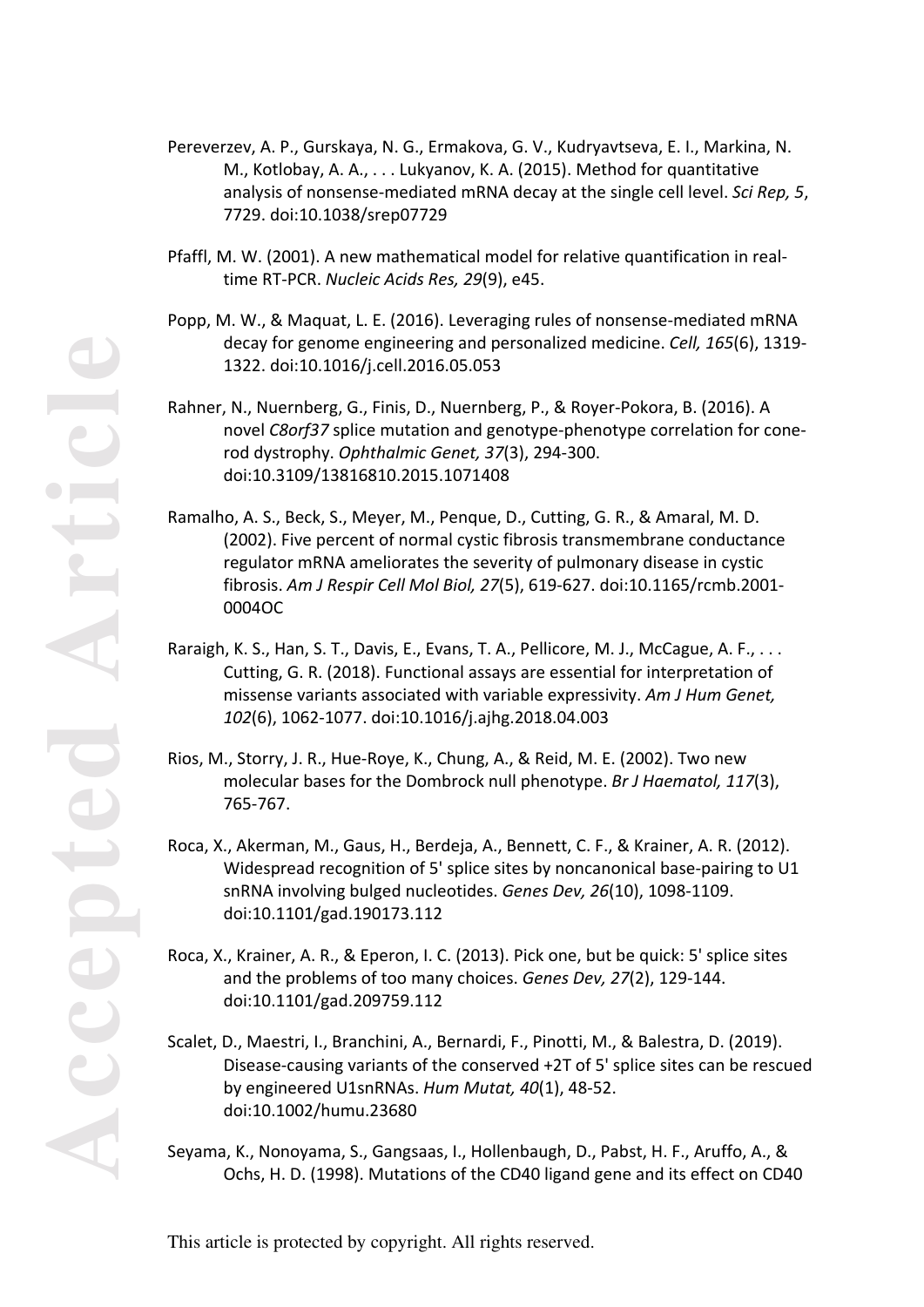Pereverzev, A. P., Gurskaya, N. G., Ermakova, G. V., Kudryavtseva, E. I., Markina, N. M., Kotlobay, A. A., . . . Lukyanov, K. A. (2015). Method for quantitative analysis of nonsense-mediated mRNA decay at the single cell level. *Sci Rep, 5*, 7729. doi:10.1038/srep07729

Pfaffl, M. W. (2001). A new mathematical model for relative quantification in real-time RT-PCR. *Nucleic Acids Res, 29*(9), e45.

Popp, M. W., & Maquat, L. E. (2016). Leveraging rules of nonsense-mediated mRNA decay for genome engineering and personalized medicine. *Cell, 165*(6), 1319-1322. doi:10.1016/j.cell.2016.05.053

Rahner, N., Nuernberg, G., Finis, D., Nuernberg, P., & Royer-Pokora, B. (2016). A novel *C8orf37* splice mutation and genotype-phenotype correlation for cone-rod dystrophy. *Ophthalmic Genet, 37*(3), 294-300. doi:10.3109/13816810.2015.1071408

Ramalho, A. S., Beck, S., Meyer, M., Penque, D., Cutting, G. R., & Amaral, M. D. (2002). Five percent of normal cystic fibrosis transmembrane conductance regulator mRNA ameliorates the severity of pulmonary disease in cystic fibrosis. *Am J Respir Cell Mol Biol, 27*(5), 619-627. doi:10.1165/rcmb.2001-0004OC

Raraigh, K. S., Han, S. T., Davis, E., Evans, T. A., Pellicore, M. J., McCague, A. F., . . . Cutting, G. R. (2018). Functional assays are essential for interpretation of missense variants associated with variable expressivity. *Am J Hum Genet, 102*(6), 1062-1077. doi:10.1016/j.ajhg.2018.04.003

Rios, M., Storry, J. R., Hue-Roye, K., Chung, A., & Reid, M. E. (2002). Two new molecular bases for the Dombrock null phenotype. *Br J Haematol, 117*(3), 765-767.

Roca, X., Akerman, M., Gaus, H., Berdeja, A., Bennett, C. F., & Krainer, A. R. (2012). Widespread recognition of 5' splice sites by noncanonical base-pairing to U1 snRNA involving bulged nucleotides. *Genes Dev, 26*(10), 1098-1109. doi:10.1101/gad.190173.112

Roca, X., Krainer, A. R., & Eperon, I. C. (2013). Pick one, but be quick: 5' splice sites and the problems of too many choices. *Genes Dev, 27*(2), 129-144. doi:10.1101/gad.209759.112

Scalet, D., Maestri, I., Branchini, A., Bernardi, F., Pinotti, M., & Balestra, D. (2019). Disease-causing variants of the conserved +2T of 5' splice sites can be rescued by engineered U1snRNAs. *Hum Mutat, 40*(1), 48-52. doi:10.1002/humu.23680

Seyama, K., Nonoyama, S., Gangsaas, I., Hollenbaugh, D., Pabst, H. F., Aruffo, A., & Ochs, H. D. (1998). Mutations of the CD40 ligand gene and its effect on CD40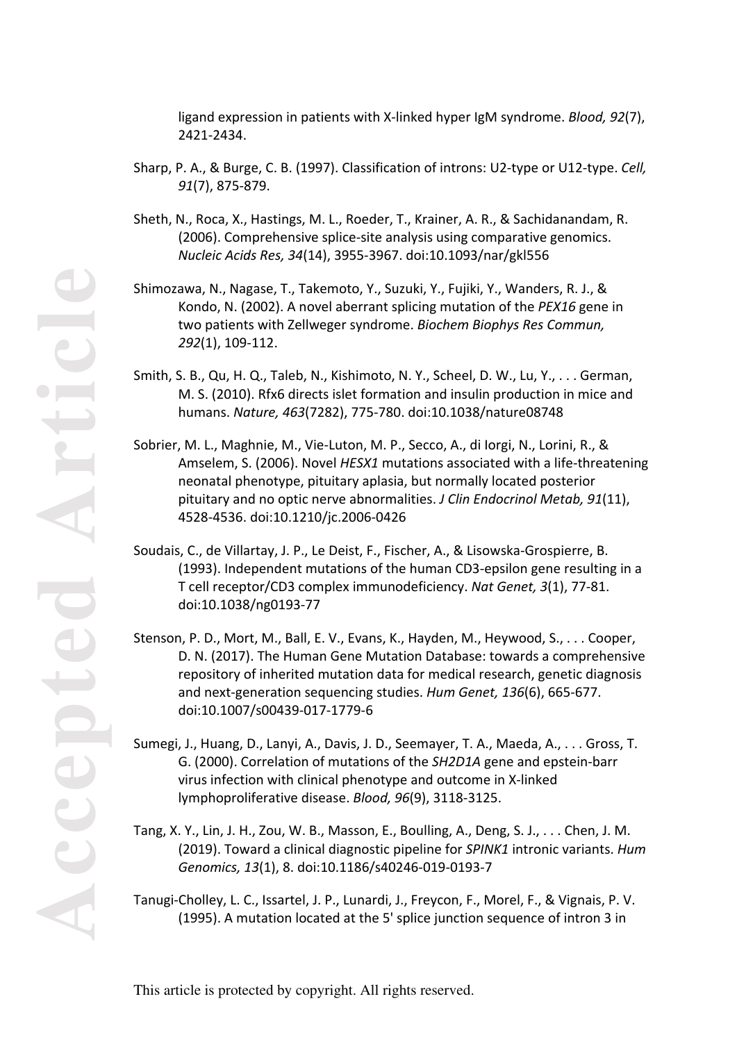ligand expression in patients with X-linked hyper IgM syndrome. *Blood, 92*(7), 2421-2434.

Sharp, P. A., & Burge, C. B. (1997). Classification of introns: U2-type or U12-type. *Cell, 91*(7), 875-879.

Sheth, N., Roca, X., Hastings, M. L., Roeder, T., Krainer, A. R., & Sachidanandam, R. (2006). Comprehensive splice-site analysis using comparative genomics. *Nucleic Acids Res, 34*(14), 3955-3967. doi:10.1093/nar/gkl556

Shimozawa, N., Nagase, T., Takemoto, Y., Suzuki, Y., Fujiki, Y., Wanders, R. J., & Kondo, N. (2002). A novel aberrant splicing mutation of the *PEX16* gene in two patients with Zellweger syndrome. *Biochem Biophys Res Commun, 292*(1), 109-112.

Smith, S. B., Qu, H. Q., Taleb, N., Kishimoto, N. Y., Scheel, D. W., Lu, Y., . . . German, M. S. (2010). Rfx6 directs islet formation and insulin production in mice and humans. *Nature, 463*(7282), 775-780. doi:10.1038/nature08748

Sobrier, M. L., Maghnie, M., Vie-Luton, M. P., Secco, A., di Iorgi, N., Lorini, R., & Amselem, S. (2006). Novel *HESX1* mutations associated with a life-threatening neonatal phenotype, pituitary aplasia, but normally located posterior pituitary and no optic nerve abnormalities. *J Clin Endocrinol Metab, 91*(11), 4528-4536. doi:10.1210/jc.2006-0426

Soudais, C., de Villartay, J. P., Le Deist, F., Fischer, A., & Lisowska-Grospierre, B. (1993). Independent mutations of the human CD3-epsilon gene resulting in a T cell receptor/CD3 complex immunodeficiency. *Nat Genet, 3*(1), 77-81. doi:10.1038/ng0193-77

Stenson, P. D., Mort, M., Ball, E. V., Evans, K., Hayden, M., Heywood, S., . . . Cooper, D. N. (2017). The Human Gene Mutation Database: towards a comprehensive repository of inherited mutation data for medical research, genetic diagnosis and next-generation sequencing studies. *Hum Genet, 136*(6), 665-677. doi:10.1007/s00439-017-1779-6

Sumegi, J., Huang, D., Lanyi, A., Davis, J. D., Seemayer, T. A., Maeda, A., . . . Gross, T. G. (2000). Correlation of mutations of the *SH2D1A* gene and epstein-barr virus infection with clinical phenotype and outcome in X-linked lymphoproliferative disease. *Blood, 96*(9), 3118-3125.

Tang, X. Y., Lin, J. H., Zou, W. B., Masson, E., Boulling, A., Deng, S. J., . . . Chen, J. M. (2019). Toward a clinical diagnostic pipeline for *SPINK1* intronic variants. *Hum Genomics, 13*(1), 8. doi:10.1186/s40246-019-0193-7

Tanugi-Cholley, L. C., Issartel, J. P., Lunardi, J., Freycon, F., Morel, F., & Vignais, P. V. (1995). A mutation located at the 5' splice junction sequence of intron 3 in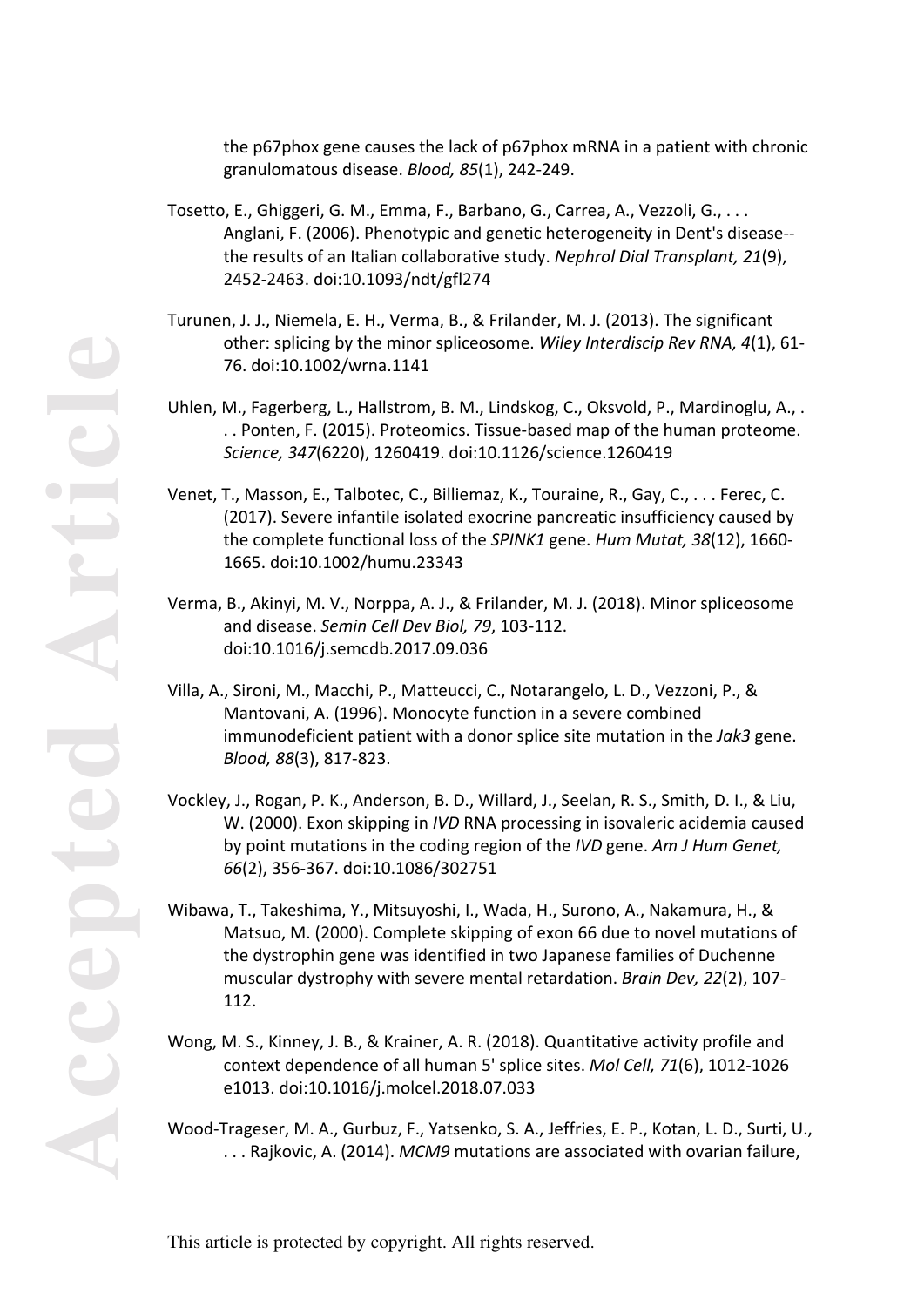the p67phox gene causes the lack of p67phox mRNA in a patient with chronic granulomatous disease. *Blood, 85*(1), 242-249.

Tosetto, E., Ghiggeri, G. M., Emma, F., Barbano, G., Carrea, A., Vezzoli, G., . . . Anglani, F. (2006). Phenotypic and genetic heterogeneity in Dent's disease--the results of an Italian collaborative study. *Nephrol Dial Transplant, 21*(9), 2452-2463. doi:10.1093/ndt/gfl274

Turunen, J. J., Niemela, E. H., Verma, B., & Frilander, M. J. (2013). The significant other: splicing by the minor spliceosome. *Wiley Interdiscip Rev RNA, 4*(1), 61-76. doi:10.1002/wrna.1141

Uhlen, M., Fagerberg, L., Hallstrom, B. M., Lindskog, C., Oksvold, P., Mardinoglu, A., . . . Ponten, F. (2015). Proteomics. Tissue-based map of the human proteome. *Science, 347*(6220), 1260419. doi:10.1126/science.1260419

Venet, T., Masson, E., Talbotec, C., Billiemaz, K., Touraine, R., Gay, C., . . . Ferec, C. (2017). Severe infantile isolated exocrine pancreatic insufficiency caused by the complete functional loss of the *SPINK1* gene. *Hum Mutat, 38*(12), 1660-1665. doi:10.1002/humu.23343

Verma, B., Akinyi, M. V., Norppa, A. J., & Frilander, M. J. (2018). Minor spliceosome and disease. *Semin Cell Dev Biol, 79*, 103-112. doi:10.1016/j.semcdb.2017.09.036

Villa, A., Sironi, M., Macchi, P., Matteucci, C., Notarangelo, L. D., Vezzoni, P., & Mantovani, A. (1996). Monocyte function in a severe combined immunodeficient patient with a donor splice site mutation in the *Jak3* gene. *Blood, 88*(3), 817-823.

Vockley, J., Rogan, P. K., Anderson, B. D., Willard, J., Seelan, R. S., Smith, D. I., & Liu, W. (2000). Exon skipping in *IVD* RNA processing in isovaleric acidemia caused by point mutations in the coding region of the *IVD* gene. *Am J Hum Genet, 66*(2), 356-367. doi:10.1086/302751

Wibawa, T., Takeshima, Y., Mitsuyoshi, I., Wada, H., Surono, A., Nakamura, H., & Matsuo, M. (2000). Complete skipping of exon 66 due to novel mutations of the dystrophin gene was identified in two Japanese families of Duchenne muscular dystrophy with severe mental retardation. *Brain Dev, 22*(2), 107-112.

Wong, M. S., Kinney, J. B., & Krainer, A. R. (2018). Quantitative activity profile and context dependence of all human 5' splice sites. *Mol Cell, 71*(6), 1012-1026 e1013. doi:10.1016/j.molcel.2018.07.033

Wood-Trageser, M. A., Gurbuz, F., Yatsenko, S. A., Jeffries, E. P., Kotan, L. D., Surti, U., . . . Rajkovic, A. (2014). *MCM9* mutations are associated with ovarian failure,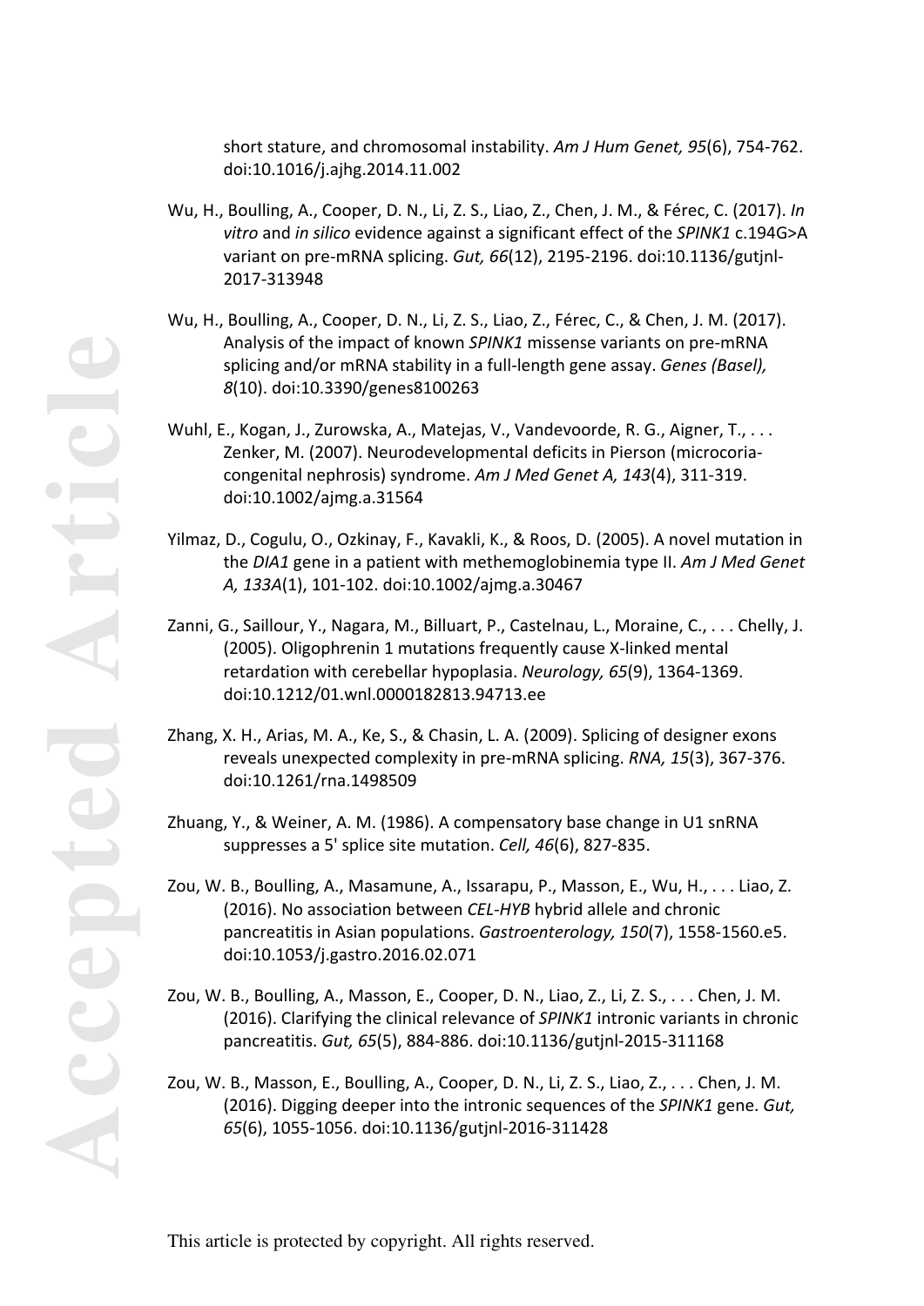short stature, and chromosomal instability. *Am J Hum Genet, 95*(6), 754-762. doi:10.1016/j.ajhg.2014.11.002

Wu, H., Boulling, A., Cooper, D. N., Li, Z. S., Liao, Z., Chen, J. M., & Férec, C. (2017). *In vitro* and *in silico* evidence against a significant effect of the *SPINK1* c.194G>A variant on pre-mRNA splicing. *Gut, 66*(12), 2195-2196. doi:10.1136/gutjnl-2017-313948

Wu, H., Boulling, A., Cooper, D. N., Li, Z. S., Liao, Z., Férec, C., & Chen, J. M. (2017). Analysis of the impact of known *SPINK1* missense variants on pre-mRNA splicing and/or mRNA stability in a full-length gene assay. *Genes (Basel), 8*(10). doi:10.3390/genes8100263

Wuhl, E., Kogan, J., Zurowska, A., Matejas, V., Vandevoorde, R. G., Aigner, T., . . . Zenker, M. (2007). Neurodevelopmental deficits in Pierson (microcoria-congenital nephrosis) syndrome. *Am J Med Genet A, 143*(4), 311-319. doi:10.1002/ajmg.a.31564

Yilmaz, D., Cogulu, O., Ozkinay, F., Kavakli, K., & Roos, D. (2005). A novel mutation in the *DIA1* gene in a patient with methemoglobinemia type II. *Am J Med Genet A, 133A*(1), 101-102. doi:10.1002/ajmg.a.30467

Zanni, G., Saillour, Y., Nagara, M., Billuart, P., Castelnau, L., Moraine, C., . . . Chelly, J. (2005). Oligophrenin 1 mutations frequently cause X-linked mental retardation with cerebellar hypoplasia. *Neurology, 65*(9), 1364-1369. doi:10.1212/01.wnl.0000182813.94713.ee

Zhang, X. H., Arias, M. A., Ke, S., & Chasin, L. A. (2009). Splicing of designer exons reveals unexpected complexity in pre-mRNA splicing. *RNA, 15*(3), 367-376. doi:10.1261/rna.1498509

Zhuang, Y., & Weiner, A. M. (1986). A compensatory base change in U1 snRNA suppresses a 5' splice site mutation. *Cell, 46*(6), 827-835.

Zou, W. B., Boulling, A., Masamune, A., Issarapu, P., Masson, E., Wu, H., . . . Liao, Z. (2016). No association between *CEL-HYB* hybrid allele and chronic pancreatitis in Asian populations. *Gastroenterology, 150*(7), 1558-1560.e5. doi:10.1053/j.gastro.2016.02.071

Zou, W. B., Boulling, A., Masson, E., Cooper, D. N., Liao, Z., Li, Z. S., . . . Chen, J. M. (2016). Clarifying the clinical relevance of *SPINK1* intronic variants in chronic pancreatitis. *Gut, 65*(5), 884-886. doi:10.1136/gutjnl-2015-311168

Zou, W. B., Masson, E., Boulling, A., Cooper, D. N., Li, Z. S., Liao, Z., . . . Chen, J. M. (2016). Digging deeper into the intronic sequences of the *SPINK1* gene. *Gut, 65*(6), 1055-1056. doi:10.1136/gutjnl-2016-311428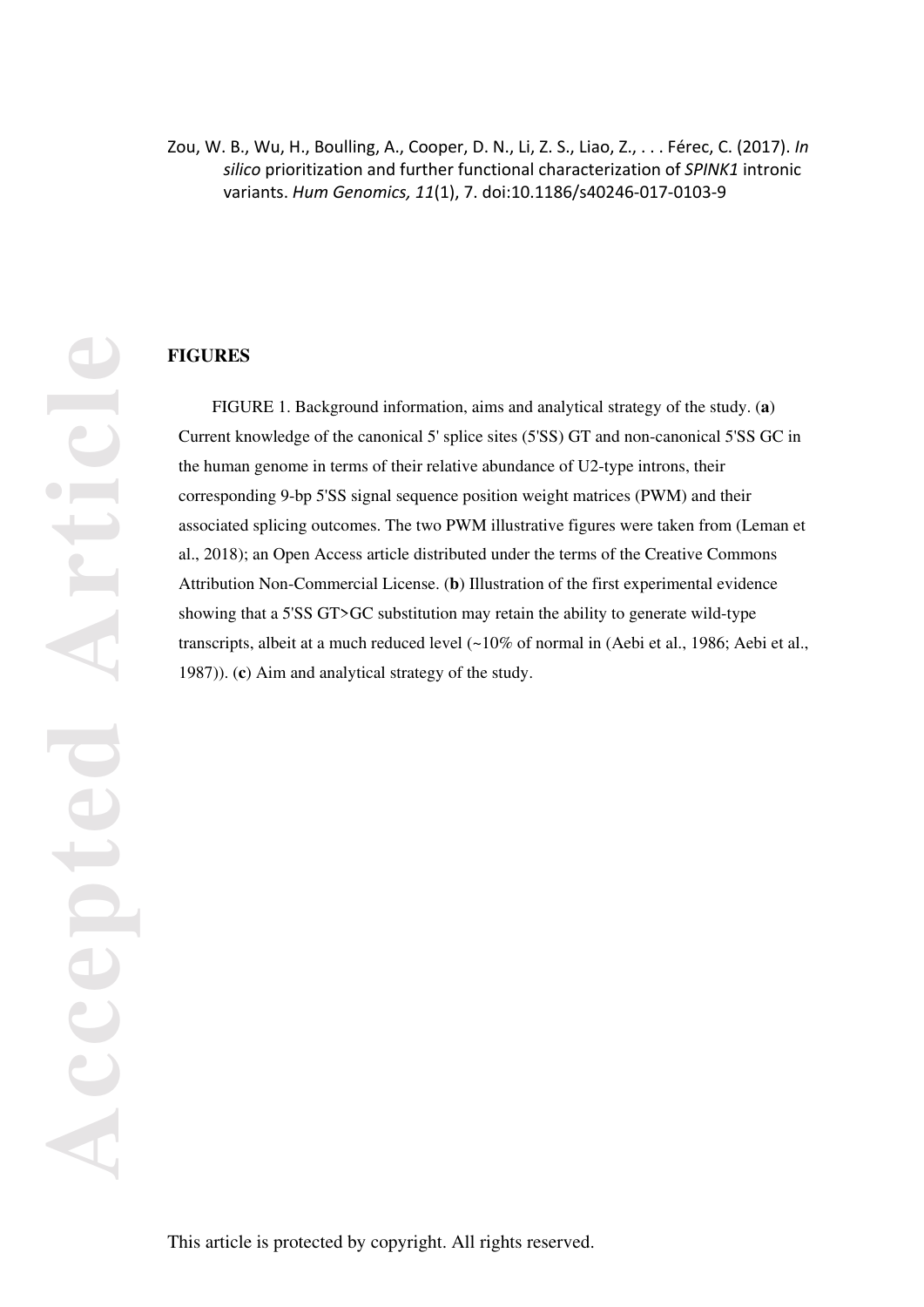Zou, W. B., Wu, H., Boulling, A., Cooper, D. N., Li, Z. S., Liao, Z., . . . Férec, C. (2017). *In silico* prioritization and further functional characterization of *SPINK1* intronic variants. *Hum Genomics, 11*(1), 7. doi:10.1186/s40246-017-0103-9

## FIGURES

FIGURE 1. Background information, aims and analytical strategy of the study. (**a**) Current knowledge of the canonical 5' splice sites (5'SS) GT and non-canonical 5'SS GC in the human genome in terms of their relative abundance of U2-type introns, their corresponding 9-bp 5'SS signal sequence position weight matrices (PWM) and their associated splicing outcomes. The two PWM illustrative figures were taken from (Leman et al., 2018); an Open Access article distributed under the terms of the Creative Commons Attribution Non-Commercial License. (**b**) Illustration of the first experimental evidence showing that a 5'SS GT>GC substitution may retain the ability to generate wild-type transcripts, albeit at a much reduced level (~10% of normal in (Aebi et al., 1986; Aebi et al., 1987)). (**c**) Aim and analytical strategy of the study.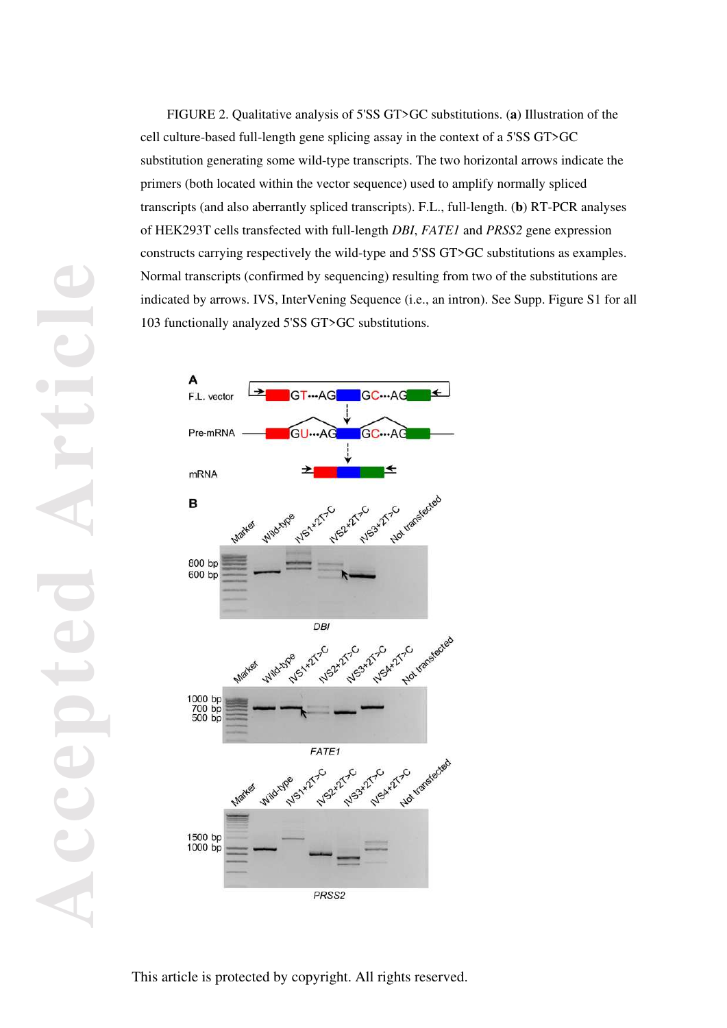FIGURE 2. Qualitative analysis of 5'SS GT>GC substitutions. (**a**) Illustration of the cell culture-based full-length gene splicing assay in the context of a 5'SS GT>GC substitution generating some wild-type transcripts. The two horizontal arrows indicate the primers (both located within the vector sequence) used to amplify normally spliced transcripts (and also aberrantly spliced transcripts). F.L., full-length. (**b**) RT-PCR analyses of HEK293T cells transfected with full-length *DBI*, *FATE1* and *PRSS2* gene expression constructs carrying respectively the wild-type and 5'SS GT>GC substitutions as examples. Normal transcripts (confirmed by sequencing) resulting from two of the substitutions are indicated by arrows. IVS, InterVening Sequence (i.e., an intron). See Supp. Figure S1 for all 103 functionally analyzed 5'SS GT>GC substitutions.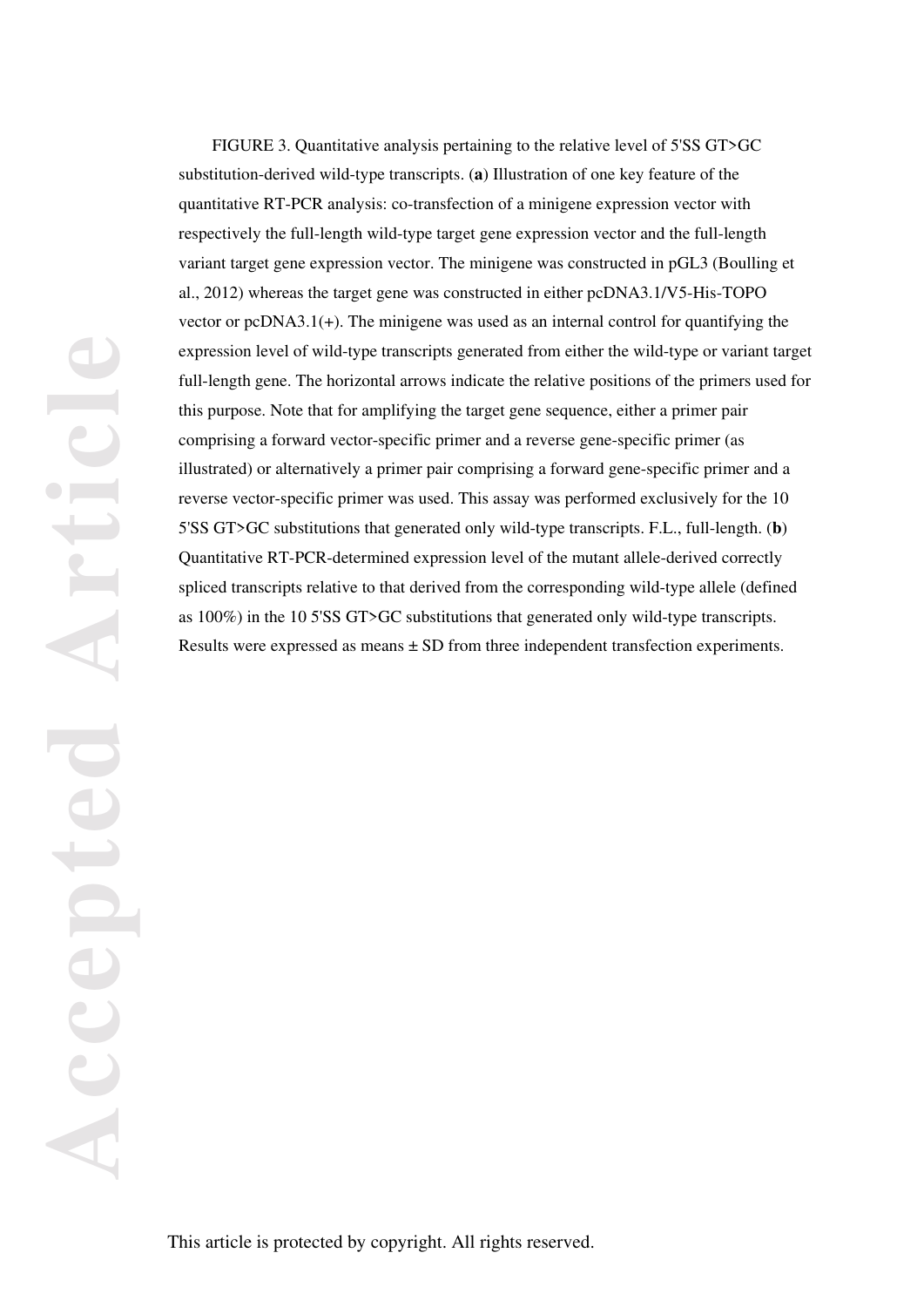FIGURE 3. Quantitative analysis pertaining to the relative level of 5'SS GT>GC substitution-derived wild-type transcripts. (**a**) Illustration of one key feature of the quantitative RT-PCR analysis: co-transfection of a minigene expression vector with respectively the full-length wild-type target gene expression vector and the full-length variant target gene expression vector. The minigene was constructed in pGL3 (Boulling et al., 2012) whereas the target gene was constructed in either pcDNA3.1/V5-His-TOPO vector or pcDNA3.1(+). The minigene was used as an internal control for quantifying the expression level of wild-type transcripts generated from either the wild-type or variant target full-length gene. The horizontal arrows indicate the relative positions of the primers used for this purpose. Note that for amplifying the target gene sequence, either a primer pair comprising a forward vector-specific primer and a reverse gene-specific primer (as illustrated) or alternatively a primer pair comprising a forward gene-specific primer and a reverse vector-specific primer was used. This assay was performed exclusively for the 10 5'SS GT>GC substitutions that generated only wild-type transcripts. F.L., full-length. (**b**) Quantitative RT-PCR-determined expression level of the mutant allele-derived correctly spliced transcripts relative to that derived from the corresponding wild-type allele (defined as 100%) in the 10 5'SS GT>GC substitutions that generated only wild-type transcripts. Results were expressed as means ± SD from three independent transfection experiments.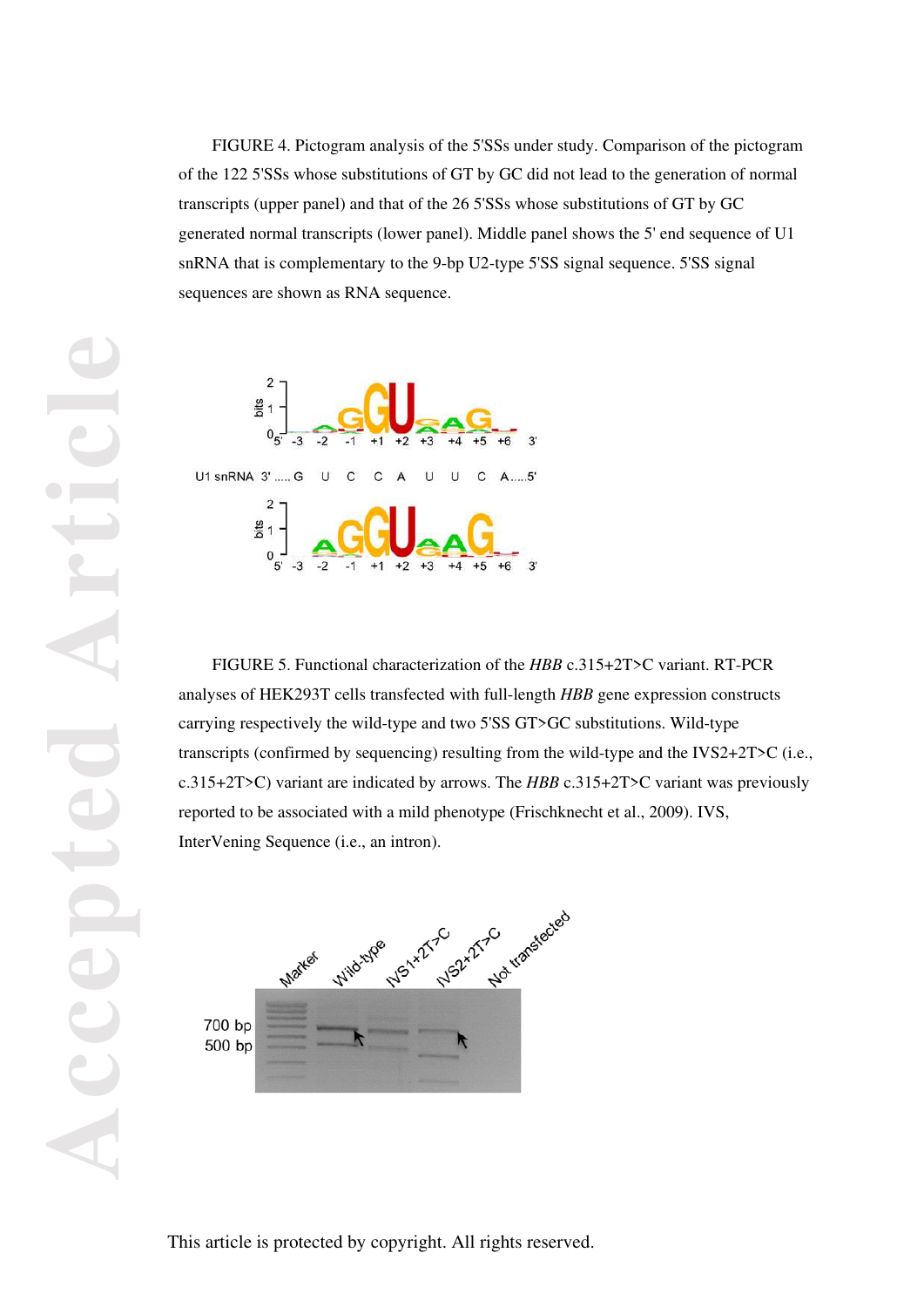FIGURE 4. Pictogram analysis of the 5'SSs under study. Comparison of the pictogram of the 122 5'SSs whose substitutions of GT by GC did not lead to the generation of normal transcripts (upper panel) and that of the 26 5'SSs whose substitutions of GT by GC generated normal transcripts (lower panel). Middle panel shows the 5' end sequence of U1 snRNA that is complementary to the 9-bp U2-type 5'SS signal sequence. 5'SS signal sequences are shown as RNA sequence.

FIGURE 5. Functional characterization of the *HBB* c.315+2T>C variant. RT-PCR analyses of HEK293T cells transfected with full-length *HBB* gene expression constructs carrying respectively the wild-type and two 5'SS GT>GC substitutions. Wild-type transcripts (confirmed by sequencing) resulting from the wild-type and the IVS2+2T>C (i.e., c.315+2T>C) variant are indicated by arrows. The *HBB* c.315+2T>C variant was previously reported to be associated with a mild phenotype (Frischknecht et al., 2009). IVS, InterVening Sequence (i.e., an intron).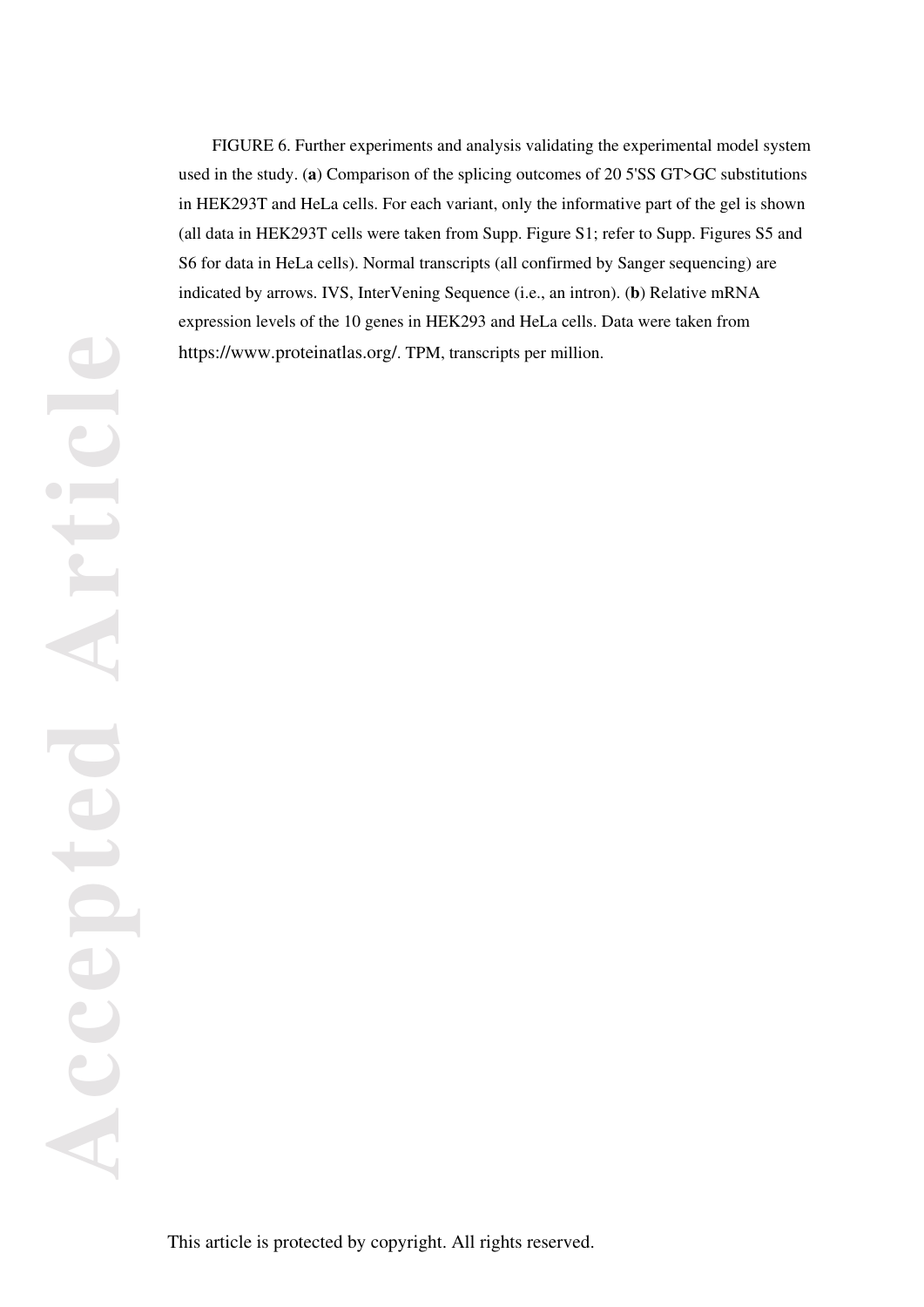FIGURE 6. Further experiments and analysis validating the experimental model system used in the study. (**a**) Comparison of the splicing outcomes of 20 5'SS GT>GC substitutions in HEK293T and HeLa cells. For each variant, only the informative part of the gel is shown (all data in HEK293T cells were taken from Supp. Figure S1; refer to Supp. Figures S5 and S6 for data in HeLa cells). Normal transcripts (all confirmed by Sanger sequencing) are indicated by arrows. IVS, InterVening Sequence (i.e., an intron). (**b**) Relative mRNA expression levels of the 10 genes in HEK293 and HeLa cells. Data were taken from https://www.proteinatlas.org/. TPM, transcripts per million.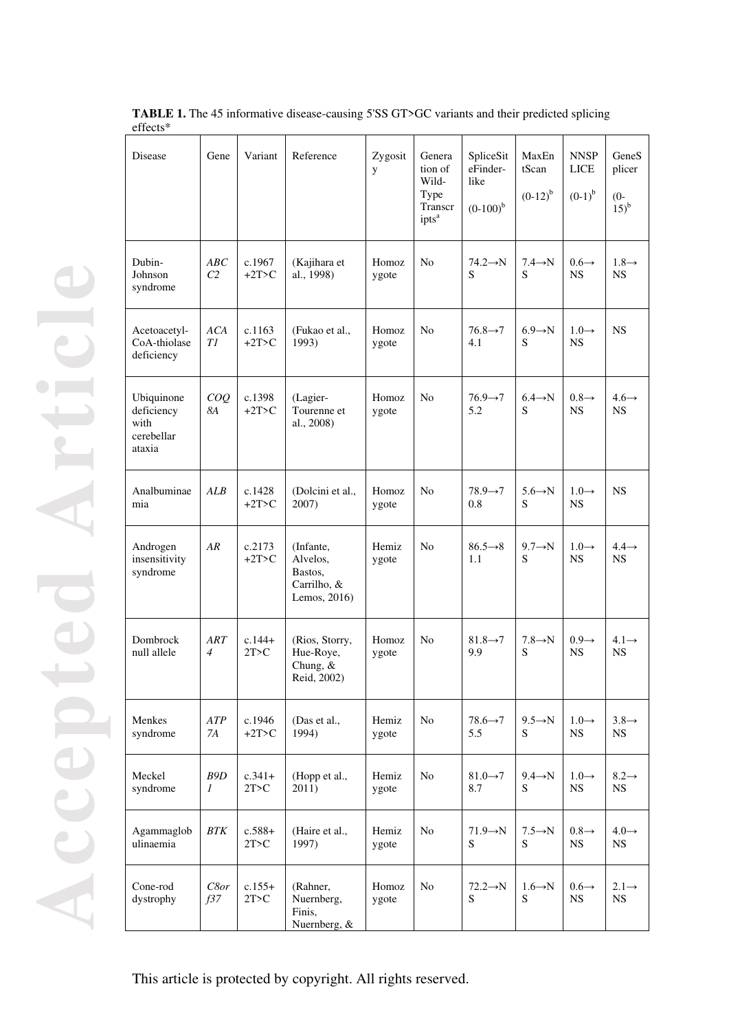**TABLE 1.** The 45 informative disease-causing 5'SS GT>GC variants and their predicted splicing effects*

| Disease | Gene | Variant | Reference | Zygosity | Generation of Wild-Type Transcripts[a] | SpliceSiteFinder-like (0-100)[b] | MaxEntScan (0-12)[b] | NNSPLICE (0-1)[b] | GeneSplicer (0-15)[b] |
|---|---|---|---|---|---|---|---|---|---|
| Dubin-Johnson syndrome | *ABCC2* | c.1967+2T>C | (Kajihara et al., 1998) | Homozygote | No | 74.2→NS | 7.4→NS | 0.6→NS | 1.8→NS |
| Acetoacetyl-CoA-thiolase deficiency | *ACAT1* | c.1163+2T>C | (Fukao et al., 1993) | Homozygote | No | 76.8→74.1 | 6.9→NS | 1.0→NS | NS |
| Ubiquinone deficiency with cerebellar ataxia | *COQ8A* | c.1398+2T>C | (Lagier-Tourenne et al., 2008) | Homozygote | No | 76.9→75.2 | 6.4→NS | 0.8→NS | 4.6→NS |
| Analbuminaemia | *ALB* | c.1428+2T>C | (Dolcini et al., 2007) | Homozygote | No | 78.9→70.8 | 5.6→NS | 1.0→NS | NS |
| Androgen insensitivity syndrome | *AR* | c.2173+2T>C | (Infante, Alvelos, Bastos, Carrilho, & Lemos, 2016) | Hemizygote | No | 86.5→81.1 | 9.7→NS | 1.0→NS | 4.4→NS |
| Dombrock null allele | *ART4* | c.144+2T>C | (Rios, Storry, Hue-Roye, Chung, & Reid, 2002) | Homozygote | No | 81.8→79.9 | 7.8→NS | 0.9→NS | 4.1→NS |
| Menkes syndrome | *ATP7A* | c.1946+2T>C | (Das et al., 1994) | Hemizygote | No | 78.6→75.5 | 9.5→NS | 1.0→NS | 3.8→NS |
| Meckel syndrome | *B9D1* | c.341+2T>C | (Hopp et al., 2011) | Hemizygote | No | 81.0→78.7 | 9.4→NS | 1.0→NS | 8.2→NS |
| Agammaglobulinaemia | *BTK* | c.588+2T>C | (Haire et al., 1997) | Hemizygote | No | 71.9→NS | 7.5→NS | 0.8→NS | 4.0→NS |
| Cone-rod dystrophy | *C8orf37* | c.155+2T>C | (Rahner, Nuernberg, Finis, Nuernberg, & | Homozygote | No | 72.2→NS | 1.6→NS | 0.6→NS | 2.1→NS |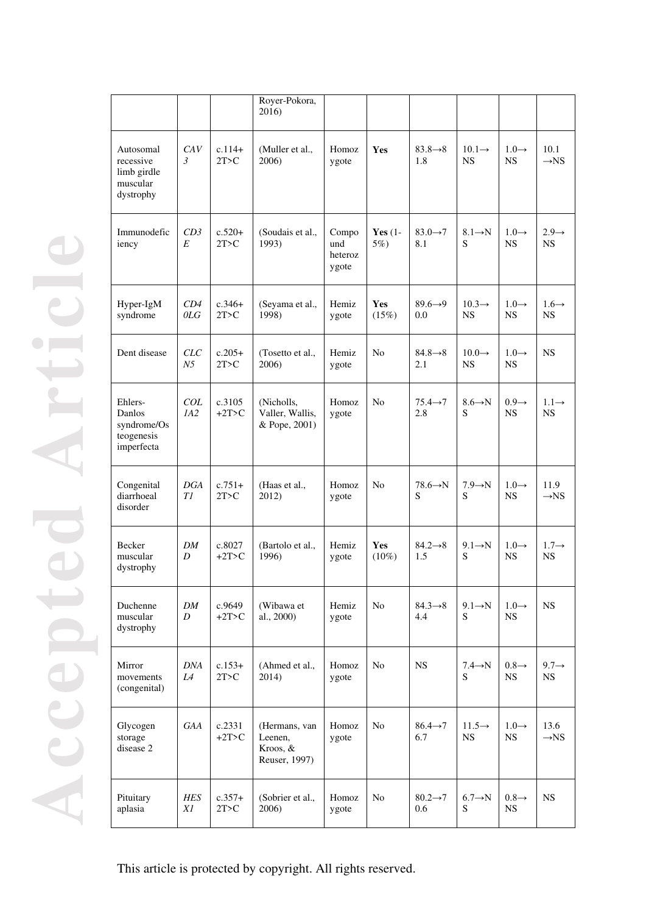| | | | Royer-Pokora, 2016) | | | | | | |
|---|---|---|---|---|---|---|---|---|---|
| Autosomal recessive limb girdle muscular dystrophy | *CAV3* | c.114+2T>C | (Muller et al., 2006) | Homozygote | **Yes** | 83.8→81.8 | 10.1→NS | 1.0→NS | 10.1→NS |
| Immunodeficiency | *CD3E* | c.520+2T>C | (Soudais et al., 1993) | Compound heterozygote | **Yes** (1-5%) | 83.0→78.1 | 8.1→NS | 1.0→NS | 2.9→NS |
| Hyper-IgM syndrome | *CD40LG* | c.346+2T>C | (Seyama et al., 1998) | Hemizygote | **Yes** (15%) | 89.6→90.0 | 10.3→NS | 1.0→NS | 1.6→NS |
| Dent disease | *CLCN5* | c.205+2T>C | (Tosetto et al., 2006) | Hemizygote | No | 84.8→82.1 | 10.0→NS | 1.0→NS | NS |
| Ehlers-Danlos syndrome/Osteogenesis imperfecta | *COL1A2* | c.3105+2T>C | (Nicholls, Valler, Wallis, & Pope, 2001) | Homozygote | No | 75.4→72.8 | 8.6→NS | 0.9→NS | 1.1→NS |
| Congenital diarrhoeal disorder | *DGAT1* | c.751+2T>C | (Haas et al., 2012) | Homozygote | No | 78.6→NS | 7.9→NS | 1.0→NS | 11.9→NS |
| Becker muscular dystrophy | *DMD* | c.8027+2T>C | (Bartolo et al., 1996) | Hemizygote | **Yes** (10%) | 84.2→81.5 | 9.1→NS | 1.0→NS | 1.7→NS |
| Duchenne muscular dystrophy | *DMD* | c.9649+2T>C | (Wibawa et al., 2000) | Hemizygote | No | 84.3→84.4 | 9.1→NS | 1.0→NS | NS |
| Mirror movements (congenital) | *DNAL4* | c.153+2T>C | (Ahmed et al., 2014) | Homozygote | No | NS | 7.4→NS | 0.8→NS | 9.7→NS |
| Glycogen storage disease 2 | *GAA* | c.2331+2T>C | (Hermans, van Leenen, Kroos, & Reuser, 1997) | Homozygote | No | 86.4→76.7 | 11.5→NS | 1.0→NS | 13.6→NS |
| Pituitary aplasia | *HESX1* | c.357+2T>C | (Sobrier et al., 2006) | Homozygote | No | 80.2→70.6 | 6.7→NS | 0.8→NS | NS |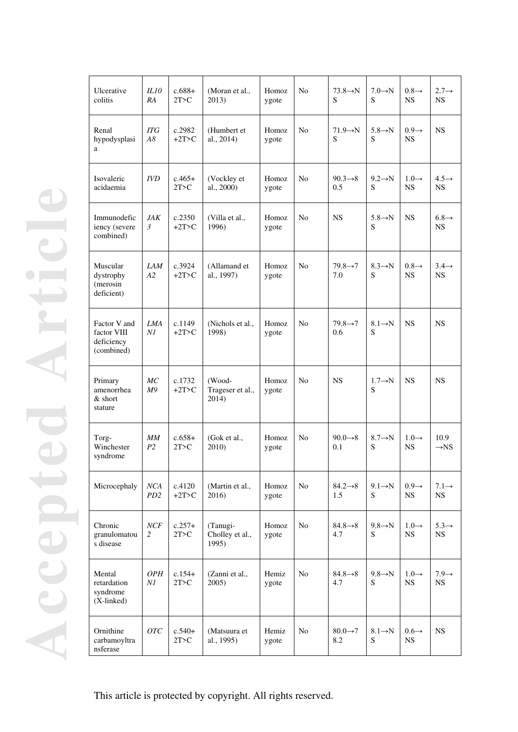| Ulcerative colitis | *IL10RA* | c.688+2T>C | (Moran et al., 2013) | Homozygote | No | 73.8→NS | 7.0→NS | 0.8→NS | 2.7→NS |
|---|---|---|---|---|---|---|---|---|---|
| Renal hypodysplasia | *ITGA8* | c.2982+2T>C | (Humbert et al., 2014) | Homozygote | No | 71.9→NS | 5.8→NS | 0.9→NS | NS |
| Isovaleric acidaemia | *IVD* | c.465+2T>C | (Vockley et al., 2000) | Homozygote | No | 90.3→80.5 | 9.2→NS | 1.0→NS | 4.5→NS |
| Immunodeficiency (severe combined) | *JAK3* | c.2350+2T>C | (Villa et al., 1996) | Homozygote | No | NS | 5.8→NS | NS | 6.8→NS |
| Muscular dystrophy (merosin deficient) | *LAMA2* | c.3924+2T>C | (Allamand et al., 1997) | Homozygote | No | 79.8→77.0 | 8.3→NS | 0.8→NS | 3.4→NS |
| Factor V and factor VIII deficiency (combined) | *LMAN1* | c.1149+2T>C | (Nichols et al., 1998) | Homozygote | No | 79.8→70.6 | 8.1→NS | NS | NS |
| Primary amenorrhea & short stature | *MCM9* | c.1732+2T>C | (Wood-Trageser et al., 2014) | Homozygote | No | NS | 1.7→NS | NS | NS |
| Torg-Winchester syndrome | *MMP2* | c.658+2T>C | (Gok et al., 2010) | Homozygote | No | 90.0→80.1 | 8.7→NS | 1.0→NS | 10.9→NS |
| Microcephaly | *NCAPD2* | c.4120+2T>C | (Martin et al., 2016) | Homozygote | No | 84.2→81.5 | 9.1→NS | 0.9→NS | 7.1→NS |
| Chronic granulomatous disease | *NCF2* | c.257+2T>C | (Tanugi-Cholley et al., 1995) | Homozygote | No | 84.8→84.7 | 9.8→NS | 1.0→NS | 5.3→NS |
| Mental retardation syndrome (X-linked) | *OPHN1* | c.154+2T>C | (Zanni et al., 2005) | Hemizygote | No | 84.8→84.7 | 9.8→NS | 1.0→NS | 7.9→NS |
| Ornithine carbamoyltransferase | *OTC* | c.540+2T>C | (Matsuura et al., 1995) | Hemizygote | No | 80.0→78.2 | 8.1→NS | 0.6→NS | NS |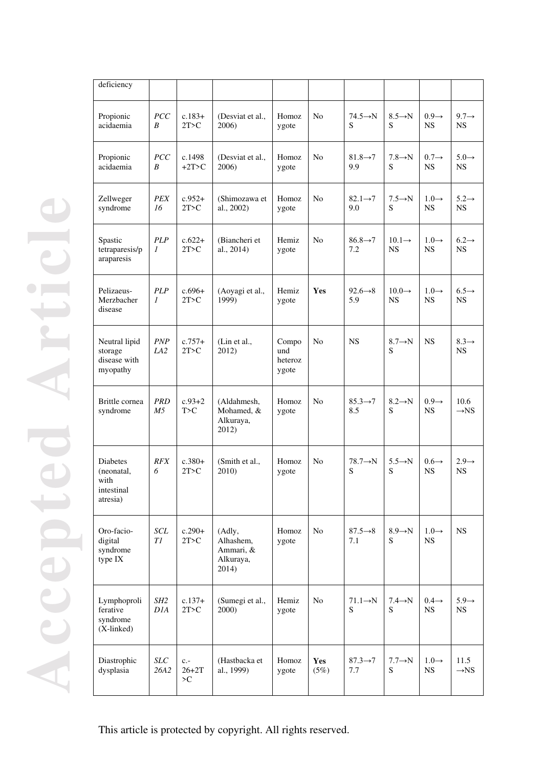| deficiency | | | | | | | | | |
|---|---|---|---|---|---|---|---|---|---|
| Propionic acidaemia | *PCCB* | c.183+2T>C | (Desviat et al., 2006) | Homozygote | No | 74.5→NS | 8.5→NS | 0.9→NS | 9.7→NS |
| Propionic acidaemia | *PCCB* | c.1498+2T>C | (Desviat et al., 2006) | Homozygote | No | 81.8→79.9 | 7.8→NS | 0.7→NS | 5.0→NS |
| Zellweger syndrome | *PEX16* | c.952+2T>C | (Shimozawa et al., 2002) | Homozygote | No | 82.1→79.0 | 7.5→NS | 1.0→NS | 5.2→NS |
| Spastic tetraparesis/paraparesis | *PLP1* | c.622+2T>C | (Biancheri et al., 2014) | Hemizygote | No | 86.8→77.2 | 10.1→NS | 1.0→NS | 6.2→NS |
| Pelizaeus-Merzbacher disease | *PLP1* | c.696+2T>C | (Aoyagi et al., 1999) | Hemizygote | **Yes** | 92.6→85.9 | 10.0→NS | 1.0→NS | 6.5→NS |
| Neutral lipid storage disease with myopathy | *PNPLA2* | c.757+2T>C | (Lin et al., 2012) | Compound heterozygote | No | NS | 8.7→NS | NS | 8.3→NS |
| Brittle cornea syndrome | *PRDM5* | c.93+2T>C | (Aldahmesh, Mohamed, & Alkuraya, 2012) | Homozygote | No | 85.3→78.5 | 8.2→NS | 0.9→NS | 10.6→NS |
| Diabetes (neonatal, with intestinal atresia) | *RFX6* | c.380+2T>C | (Smith et al., 2010) | Homozygote | No | 78.7→NS | 5.5→NS | 0.6→NS | 2.9→NS |
| Oro-facio-digital syndrome type IX | *SCLT1* | c.290+2T>C | (Adly, Alhashem, Ammari, & Alkuraya, 2014) | Homozygote | No | 87.5→87.1 | 8.9→NS | 1.0→NS | NS |
| Lymphoproliferative syndrome (X-linked) | *SH2D1A* | c.137+2T>C | (Sumegi et al., 2000) | Hemizygote | No | 71.1→NS | 7.4→NS | 0.4→NS | 5.9→NS |
| Diastrophic dysplasia | *SLC26A2* | c.-26+2T>C | (Hastbacka et al., 1999) | Homozygote | **Yes** (5%) | 87.3→77.7 | 7.7→NS | 1.0→NS | 11.5→NS |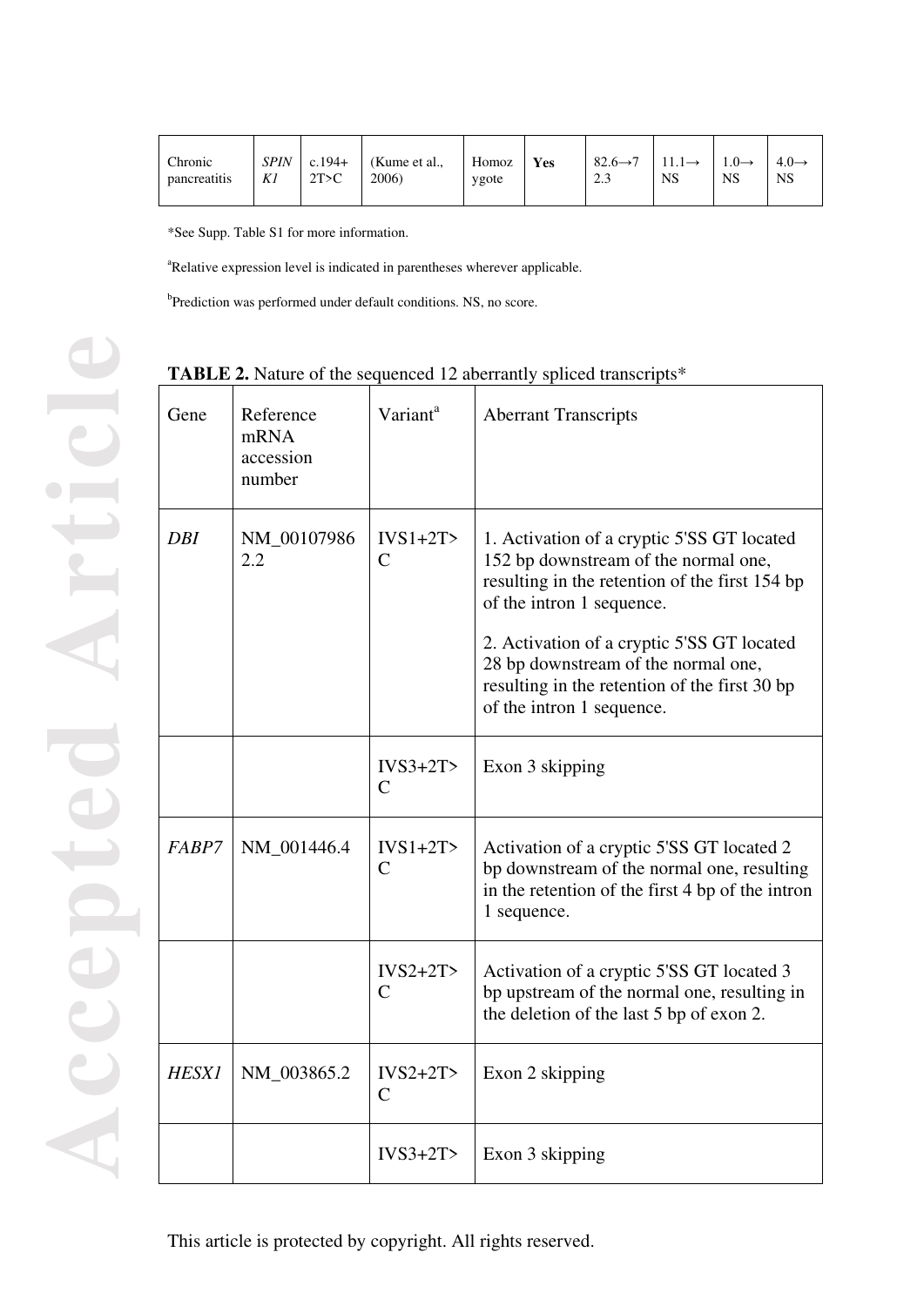| Chronic pancreatitis | *SPINK1* | c.194+2T>C | (Kume et al., 2006) | Homozygote | **Yes** | 82.6→72.3 | 11.1→NS | 1.0→NS | 4.0→NS |
|---|---|---|---|---|---|---|---|---|---|

*See Supp. Table S1 for more information.

[a]Relative expression level is indicated in parentheses wherever applicable.

[b]Prediction was performed under default conditions. NS, no score.

**TABLE 2.** Nature of the sequenced 12 aberrantly spliced transcripts*

| Gene | Reference mRNA accession number | Variant[a] | Aberrant Transcripts |
|---|---|---|---|
| *DBI* | NM_001079862.2 | IVS1+2T>C | 1. Activation of a cryptic 5'SS GT located 152 bp downstream of the normal one, resulting in the retention of the first 154 bp of the intron 1 sequence.<br>2. Activation of a cryptic 5'SS GT located 28 bp downstream of the normal one, resulting in the retention of the first 30 bp of the intron 1 sequence. |
| | | IVS3+2T>C | Exon 3 skipping |
| *FABP7* | NM_001446.4 | IVS1+2T>C | Activation of a cryptic 5'SS GT located 2 bp downstream of the normal one, resulting in the retention of the first 4 bp of the intron 1 sequence. |
| | | IVS2+2T>C | Activation of a cryptic 5'SS GT located 3 bp upstream of the normal one, resulting in the deletion of the last 5 bp of exon 2. |
| *HESX1* | NM_003865.2 | IVS2+2T>C | Exon 2 skipping |
| | | IVS3+2T> | Exon 3 skipping |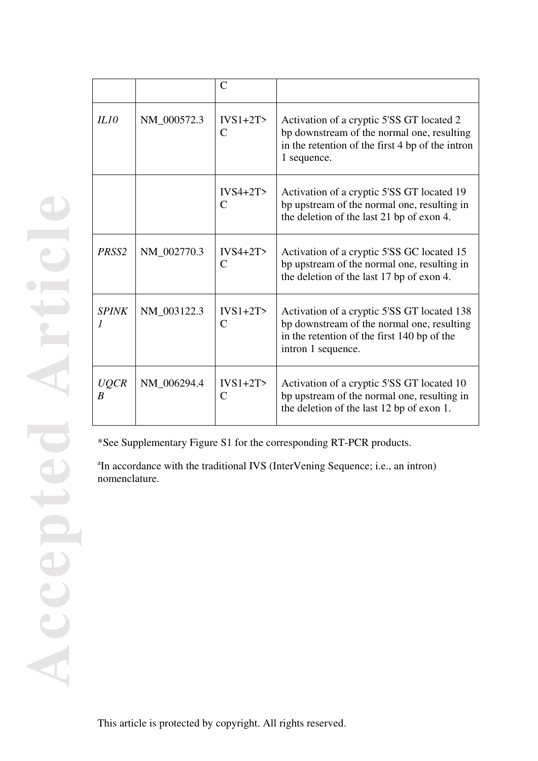| | | C | |
|---|---|---|---|
| *IL10* | NM_000572.3 | IVS1+2T>C | Activation of a cryptic 5'SS GT located 2 bp downstream of the normal one, resulting in the retention of the first 4 bp of the intron 1 sequence. |
| | | IVS4+2T>C | Activation of a cryptic 5'SS GT located 19 bp upstream of the normal one, resulting in the deletion of the last 21 bp of exon 4. |
| *PRSS2* | NM_002770.3 | IVS4+2T>C | Activation of a cryptic 5'SS GC located 15 bp upstream of the normal one, resulting in the deletion of the last 17 bp of exon 4. |
| *SPINK1* | NM_003122.3 | IVS1+2T>C | Activation of a cryptic 5'SS GT located 138 bp downstream of the normal one, resulting in the retention of the first 140 bp of the intron 1 sequence. |
| *UQCRB* | NM_006294.4 | IVS1+2T>C | Activation of a cryptic 5'SS GT located 10 bp upstream of the normal one, resulting in the deletion of the last 12 bp of exon 1. |

*See Supplementary Figure S1 for the corresponding RT-PCR products.

[a]In accordance with the traditional IVS (InterVening Sequence; i.e., an intron) nomenclature.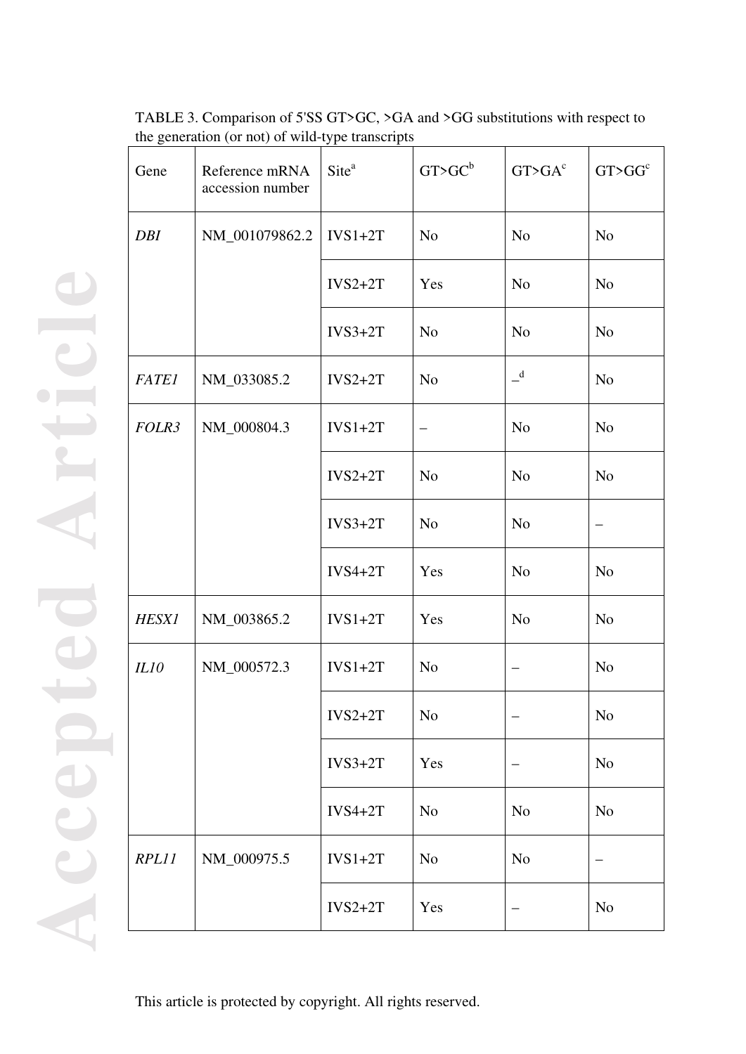TABLE 3. Comparison of 5'SS GT>GC, >GA and >GG substitutions with respect to the generation (or not) of wild-type transcripts

| Gene | Reference mRNA accession number | Site[a] | GT>GC[b] | GT>GA[c] | GT>GG[c] |
|---|---|---|---|---|---|
| *DBI* | NM_001079862.2 | IVS1+2T | No | No | No |
| | | IVS2+2T | Yes | No | No |
| | | IVS3+2T | No | No | No |
| *FATE1* | NM_033085.2 | IVS2+2T | No | –[d] | No |
| *FOLR3* | NM_000804.3 | IVS1+2T | – | No | No |
| | | IVS2+2T | No | No | No |
| | | IVS3+2T | No | No | – |
| | | IVS4+2T | Yes | No | No |
| *HESX1* | NM_003865.2 | IVS1+2T | Yes | No | No |
| *IL10* | NM_000572.3 | IVS1+2T | No | – | No |
| | | IVS2+2T | No | – | No |
| | | IVS3+2T | Yes | – | No |
| | | IVS4+2T | No | No | No |
| *RPL11* | NM_000975.5 | IVS1+2T | No | No | – |
| | | IVS2+2T | Yes | – | No |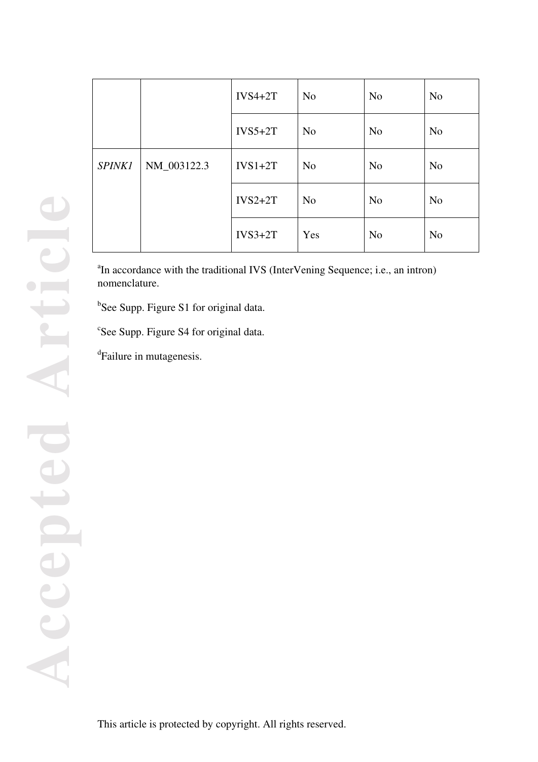| | | | | | |
|---|---|---|---|---|---|
| | | IVS4+2T | No | No | No |
| | | IVS5+2T | No | No | No |
| *SPINK1* | NM_003122.3 | IVS1+2T | No | No | No |
| | | IVS2+2T | No | No | No |
| | | IVS3+2T | Yes | No | No |

[a]In accordance with the traditional IVS (InterVening Sequence; i.e., an intron) nomenclature.

[b]See Supp. Figure S1 for original data.

[c]See Supp. Figure S4 for original data.

[d]Failure in mutagenesis.